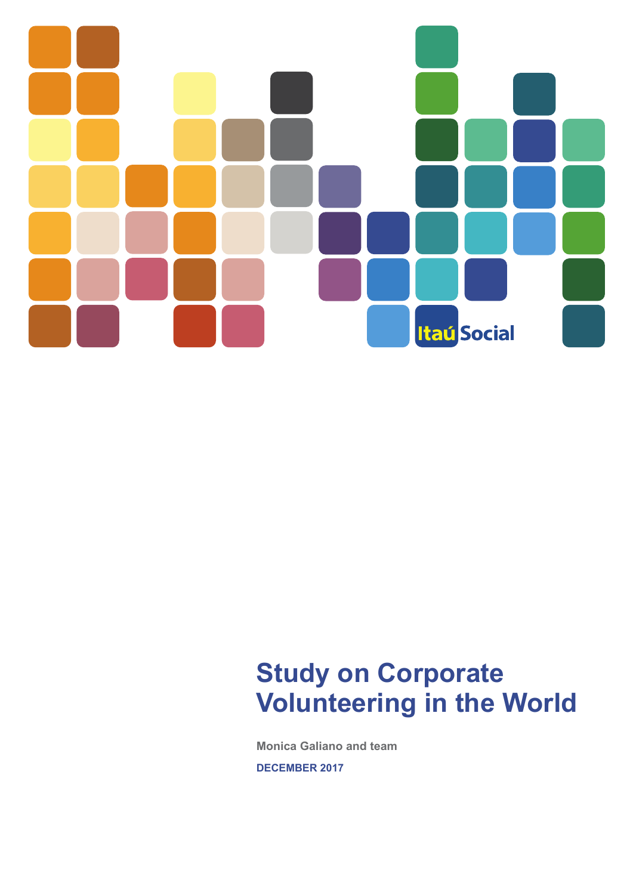Itaú Social

# Study on Corporate Volunteering in the World

**Monica Galiano and team**

**DECEMBER 2017**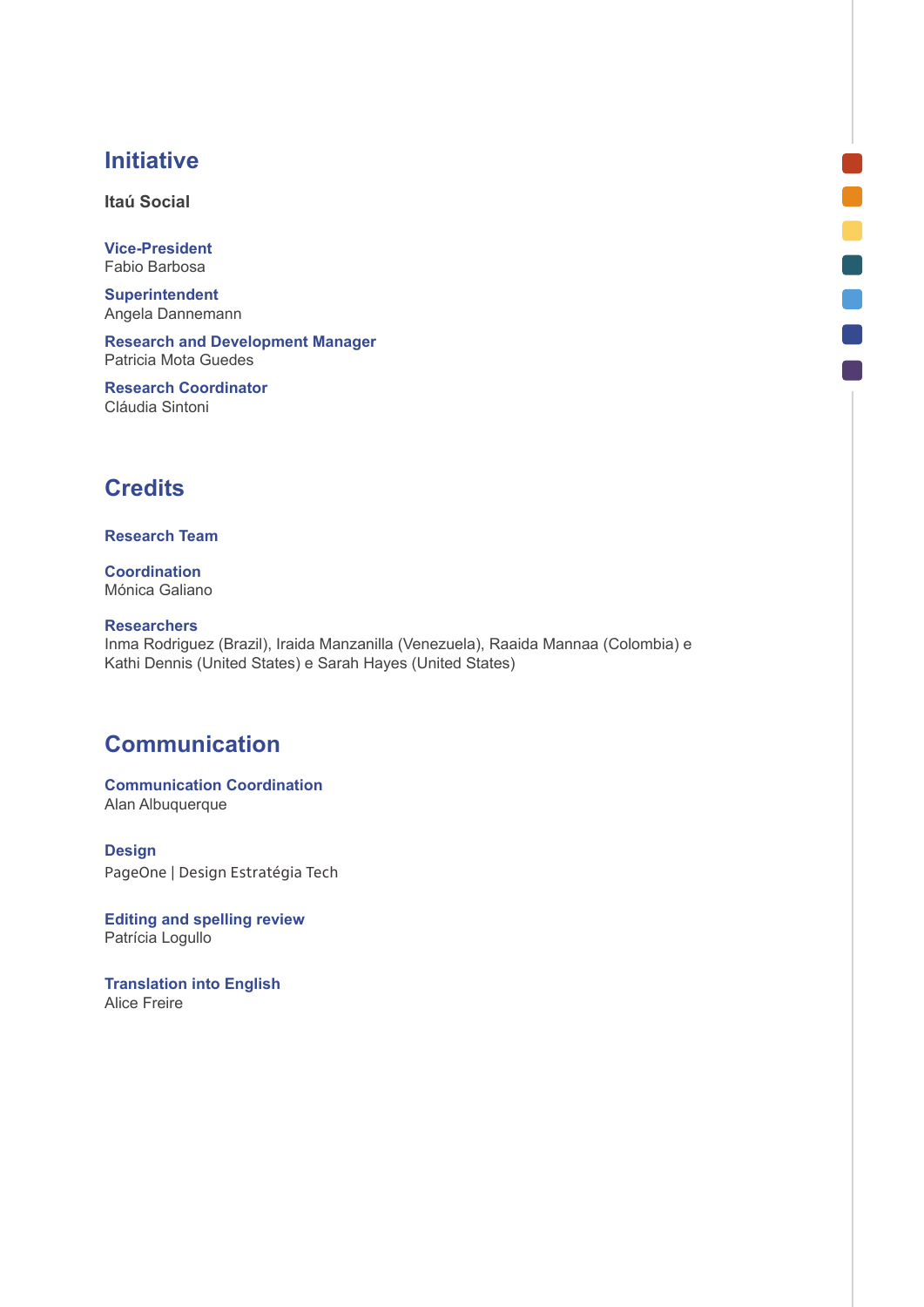## Initiative

**Itaú Social**

**Vice-President**
Fabio Barbosa

**Superintendent**
Angela Dannemann

**Research and Development Manager**
Patricia Mota Guedes

**Research Coordinator**
Cláudia Sintoni

## Credits

**Research Team**

**Coordination**
Mónica Galiano

**Researchers**
Inma Rodriguez (Brazil), Iraida Manzanilla (Venezuela), Raaida Mannaa (Colombia) e Kathi Dennis (United States) e Sarah Hayes (United States)

## Communication

**Communication Coordination**
Alan Albuquerque

**Design**
PageOne | Design Estratégia Tech

**Editing and spelling review**
Patrícia Logullo

**Translation into English**
Alice Freire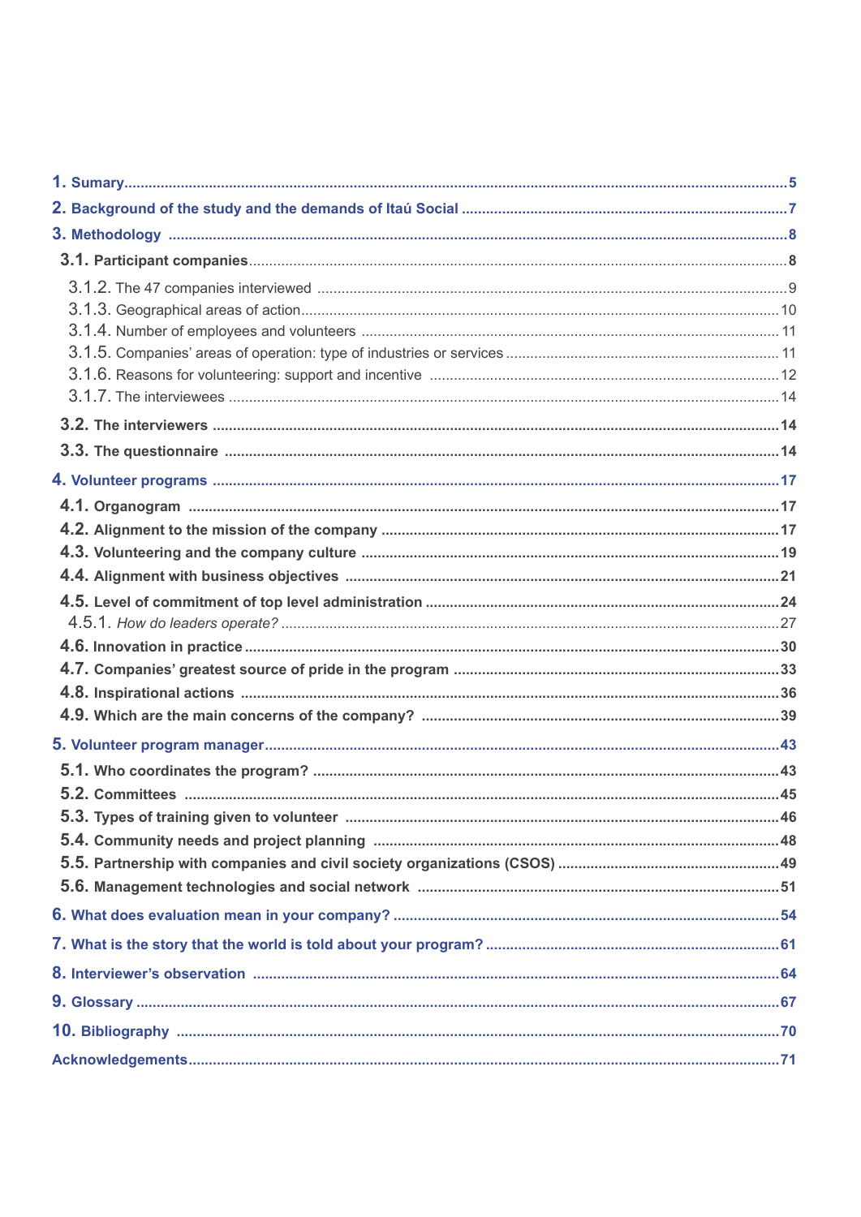1. **Sumary** ..... 5

2. **Background of the study and the demands of Itaú Social** ..... 7

3. **Methodology** ..... 8

- 3.1. **Participant companies** ..... 8
  - 3.1.2. The 47 companies interviewed ..... 9
  - 3.1.3. Geographical areas of action ..... 10
  - 3.1.4. Number of employees and volunteers ..... 11
  - 3.1.5. Companies' areas of operation: type of industries or services ..... 11
  - 3.1.6. Reasons for volunteering: support and incentive ..... 12
  - 3.1.7. The interviewees ..... 14
- 3.2. **The interviewers** ..... 14
- 3.3. **The questionnaire** ..... 14

4. **Volunteer programs** ..... 17

- 4.1. **Organogram** ..... 17
- 4.2. **Alignment to the mission of the company** ..... 17
- 4.3. **Volunteering and the company culture** ..... 19
- 4.4. **Alignment with business objectives** ..... 21
- 4.5. **Level of commitment of top level administration** ..... 24
  - 4.5.1. *How do leaders operate?* ..... 27
- 4.6. **Innovation in practice** ..... 30
- 4.7. **Companies' greatest source of pride in the program** ..... 33
- 4.8. **Inspirational actions** ..... 36
- 4.9. **Which are the main concerns of the company?** ..... 39

5. **Volunteer program manager** ..... 43

- 5.1. **Who coordinates the program?** ..... 43
- 5.2. **Committees** ..... 45
- 5.3. **Types of training given to volunteer** ..... 46
- 5.4. **Community needs and project planning** ..... 48
- 5.5. **Partnership with companies and civil society organizations (CSOS)** ..... 49
- 5.6. **Management technologies and social network** ..... 51

6. **What does evaluation mean in your company?** ..... 54

7. **What is the story that the world is told about your program?** ..... 61

8. **Interviewer's observation** ..... 64

9. **Glossary** ..... 67

10. **Bibliography** ..... 70

**Acknowledgements** ..... 71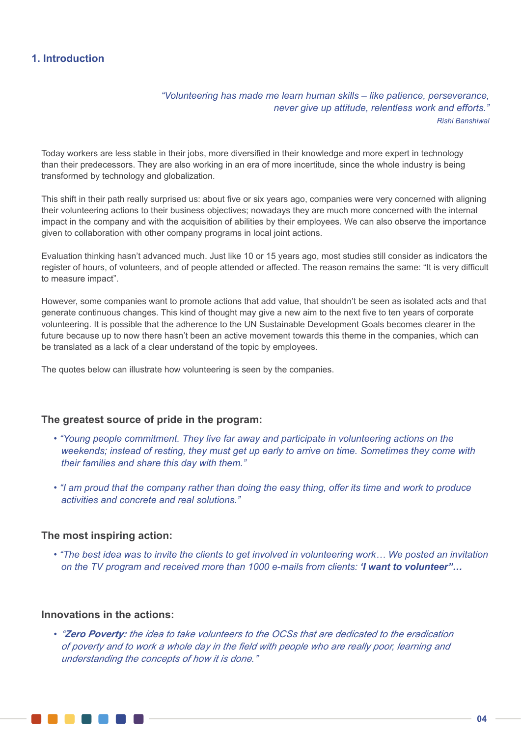## 1. Introduction

*"Volunteering has made me learn human skills – like patience, perseverance, never give up attitude, relentless work and efforts."*
*Rishi Banshiwal*

Today workers are less stable in their jobs, more diversified in their knowledge and more expert in technology than their predecessors. They are also working in an era of more incertitude, since the whole industry is being transformed by technology and globalization.

This shift in their path really surprised us: about five or six years ago, companies were very concerned with aligning their volunteering actions to their business objectives; nowadays they are much more concerned with the internal impact in the company and with the acquisition of abilities by their employees. We can also observe the importance given to collaboration with other company programs in local joint actions.

Evaluation thinking hasn't advanced much. Just like 10 or 15 years ago, most studies still consider as indicators the register of hours, of volunteers, and of people attended or affected. The reason remains the same: "It is very difficult to measure impact".

However, some companies want to promote actions that add value, that shouldn't be seen as isolated acts and that generate continuous changes. This kind of thought may give a new aim to the next five to ten years of corporate volunteering. It is possible that the adherence to the UN Sustainable Development Goals becomes clearer in the future because up to now there hasn't been an active movement towards this theme in the companies, which can be translated as a lack of a clear understand of the topic by employees.

The quotes below can illustrate how volunteering is seen by the companies.

### The greatest source of pride in the program:

- *"Young people commitment. They live far away and participate in volunteering actions on the weekends; instead of resting, they must get up early to arrive on time. Sometimes they come with their families and share this day with them."*
- *"I am proud that the company rather than doing the easy thing, offer its time and work to produce activities and concrete and real solutions."*

### The most inspiring action:

- *"The best idea was to invite the clients to get involved in volunteering work… We posted an invitation on the TV program and received more than 1000 e-mails from clients:* ***'I want to volunteer"…***

### Innovations in the actions:

- *"**Zero Poverty:** the idea to take volunteers to the OCSs that are dedicated to the eradication of poverty and to work a whole day in the field with people who are really poor, learning and understanding the concepts of how it is done."*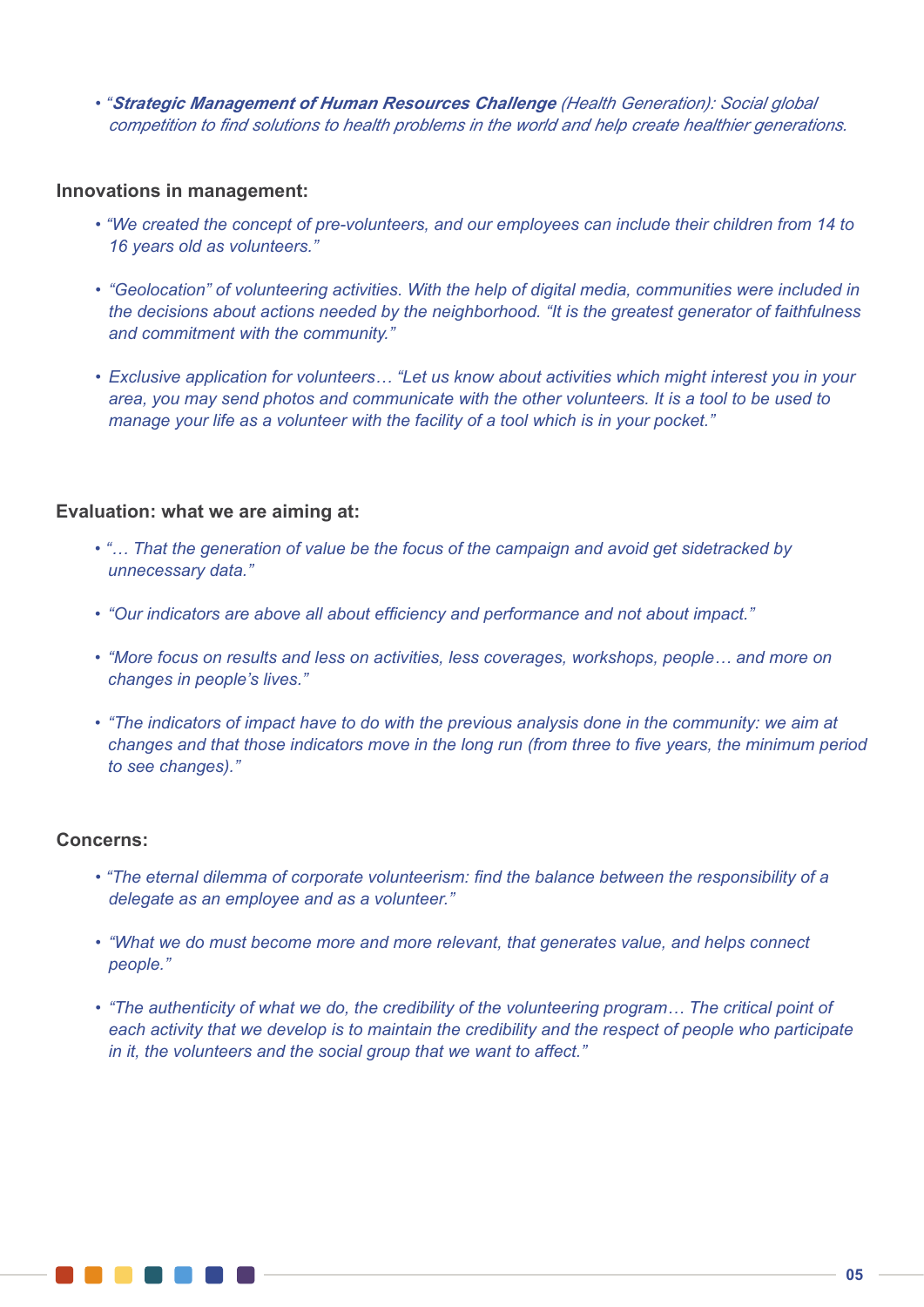- "***Strategic Management of Human Resources Challenge*** *(Health Generation): Social global competition to find solutions to health problems in the world and help create healthier generations.*

**Innovations in management:**

- *"We created the concept of pre-volunteers, and our employees can include their children from 14 to 16 years old as volunteers."*
- *"Geolocation" of volunteering activities. With the help of digital media, communities were included in the decisions about actions needed by the neighborhood. "It is the greatest generator of faithfulness and commitment with the community."*
- *Exclusive application for volunteers… "Let us know about activities which might interest you in your area, you may send photos and communicate with the other volunteers. It is a tool to be used to manage your life as a volunteer with the facility of a tool which is in your pocket."*

**Evaluation: what we are aiming at:**

- *"… That the generation of value be the focus of the campaign and avoid get sidetracked by unnecessary data."*
- *"Our indicators are above all about efficiency and performance and not about impact."*
- *"More focus on results and less on activities, less coverages, workshops, people… and more on changes in people's lives."*
- *"The indicators of impact have to do with the previous analysis done in the community: we aim at changes and that those indicators move in the long run (from three to five years, the minimum period to see changes)."*

**Concerns:**

- *"The eternal dilemma of corporate volunteerism: find the balance between the responsibility of a delegate as an employee and as a volunteer."*
- *"What we do must become more and more relevant, that generates value, and helps connect people."*
- *"The authenticity of what we do, the credibility of the volunteering program… The critical point of each activity that we develop is to maintain the credibility and the respect of people who participate in it, the volunteers and the social group that we want to affect."*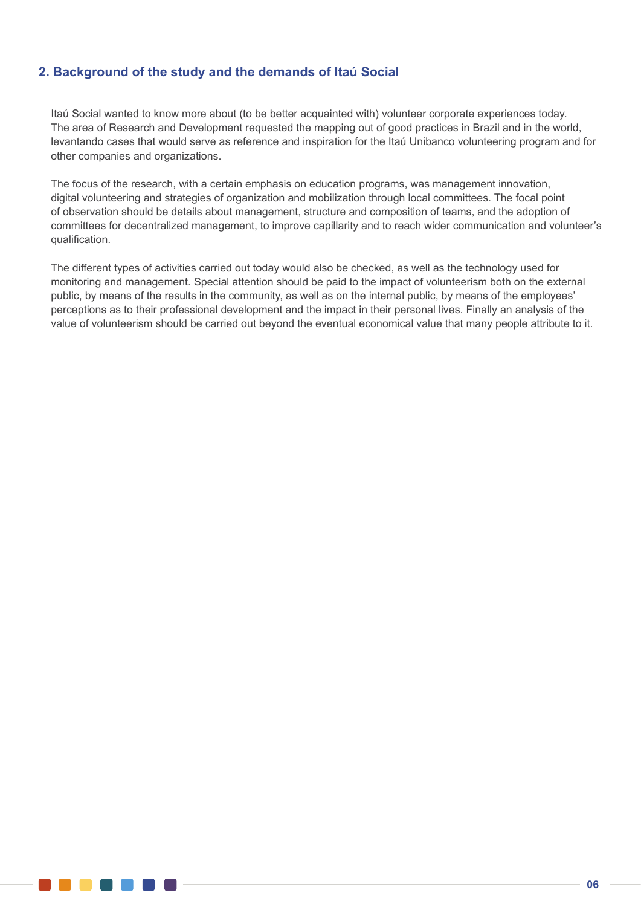## 2. Background of the study and the demands of Itaú Social

Itaú Social wanted to know more about (to be better acquainted with) volunteer corporate experiences today. The area of Research and Development requested the mapping out of good practices in Brazil and in the world, levantando cases that would serve as reference and inspiration for the Itaú Unibanco volunteering program and for other companies and organizations.

The focus of the research, with a certain emphasis on education programs, was management innovation, digital volunteering and strategies of organization and mobilization through local committees. The focal point of observation should be details about management, structure and composition of teams, and the adoption of committees for decentralized management, to improve capillarity and to reach wider communication and volunteer's qualification.

The different types of activities carried out today would also be checked, as well as the technology used for monitoring and management. Special attention should be paid to the impact of volunteerism both on the external public, by means of the results in the community, as well as on the internal public, by means of the employees' perceptions as to their professional development and the impact in their personal lives. Finally an analysis of the value of volunteerism should be carried out beyond the eventual economical value that many people attribute to it.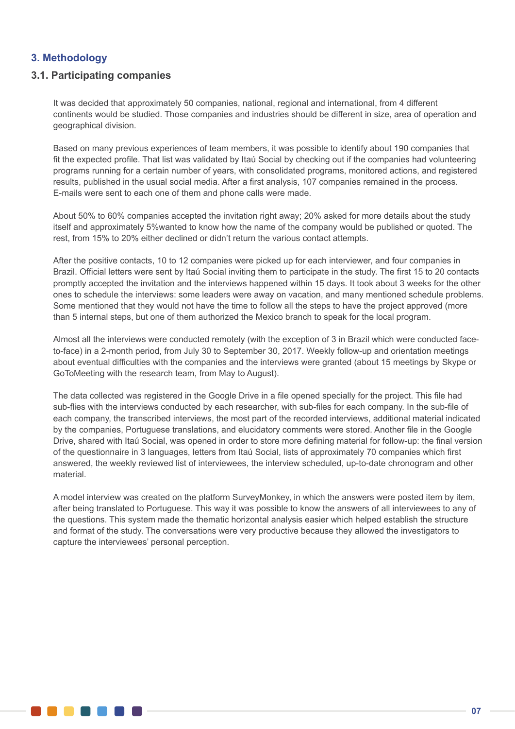## 3. Methodology

### 3.1. Participating companies

It was decided that approximately 50 companies, national, regional and international, from 4 different continents would be studied. Those companies and industries should be different in size, area of operation and geographical division.

Based on many previous experiences of team members, it was possible to identify about 190 companies that fit the expected profile. That list was validated by Itaú Social by checking out if the companies had volunteering programs running for a certain number of years, with consolidated programs, monitored actions, and registered results, published in the usual social media. After a first analysis, 107 companies remained in the process. E-mails were sent to each one of them and phone calls were made.

About 50% to 60% companies accepted the invitation right away; 20% asked for more details about the study itself and approximately 5%wanted to know how the name of the company would be published or quoted. The rest, from 15% to 20% either declined or didn't return the various contact attempts.

After the positive contacts, 10 to 12 companies were picked up for each interviewer, and four companies in Brazil. Official letters were sent by Itaú Social inviting them to participate in the study. The first 15 to 20 contacts promptly accepted the invitation and the interviews happened within 15 days. It took about 3 weeks for the other ones to schedule the interviews: some leaders were away on vacation, and many mentioned schedule problems. Some mentioned that they would not have the time to follow all the steps to have the project approved (more than 5 internal steps, but one of them authorized the Mexico branch to speak for the local program.

Almost all the interviews were conducted remotely (with the exception of 3 in Brazil which were conducted face-to-face) in a 2-month period, from July 30 to September 30, 2017. Weekly follow-up and orientation meetings about eventual difficulties with the companies and the interviews were granted (about 15 meetings by Skype or GoToMeeting with the research team, from May to August).

The data collected was registered in the Google Drive in a file opened specially for the project. This file had sub-flies with the interviews conducted by each researcher, with sub-files for each company. In the sub-file of each company, the transcribed interviews, the most part of the recorded interviews, additional material indicated by the companies, Portuguese translations, and elucidatory comments were stored. Another file in the Google Drive, shared with Itaú Social, was opened in order to store more defining material for follow-up: the final version of the questionnaire in 3 languages, letters from Itaú Social, lists of approximately 70 companies which first answered, the weekly reviewed list of interviewees, the interview scheduled, up-to-date chronogram and other material.

A model interview was created on the platform SurveyMonkey, in which the answers were posted item by item, after being translated to Portuguese. This way it was possible to know the answers of all interviewees to any of the questions. This system made the thematic horizontal analysis easier which helped establish the structure and format of the study. The conversations were very productive because they allowed the investigators to capture the interviewees' personal perception.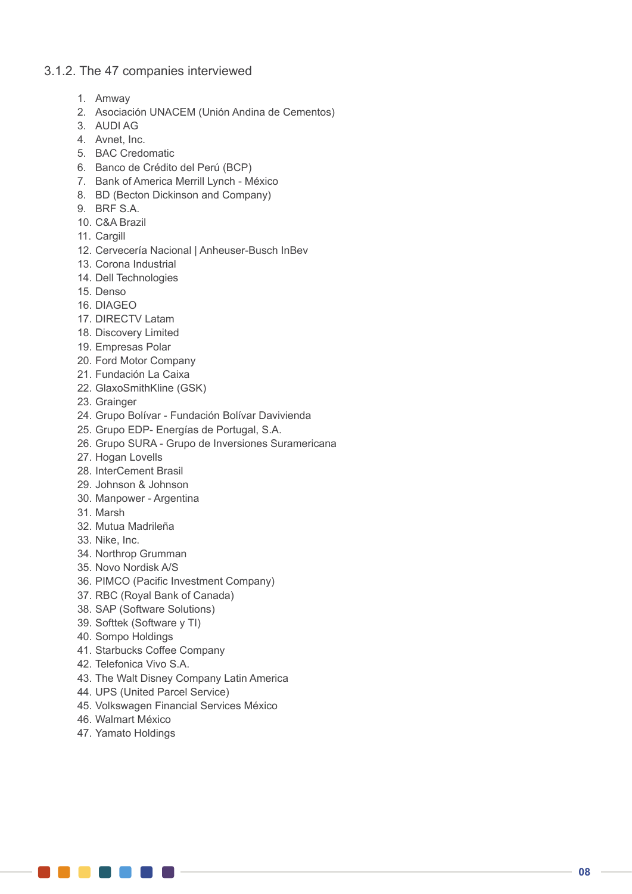### 3.1.2. The 47 companies interviewed

1. Amway
2. Asociación UNACEM (Unión Andina de Cementos)
3. AUDI AG
4. Avnet, Inc.
5. BAC Credomatic
6. Banco de Crédito del Perú (BCP)
7. Bank of America Merrill Lynch - México
8. BD (Becton Dickinson and Company)
9. BRF S.A.
10. C&A Brazil
11. Cargill
12. Cervecería Nacional | Anheuser-Busch InBev
13. Corona Industrial
14. Dell Technologies
15. Denso
16. DIAGEO
17. DIRECTV Latam
18. Discovery Limited
19. Empresas Polar
20. Ford Motor Company
21. Fundación La Caixa
22. GlaxoSmithKline (GSK)
23. Grainger
24. Grupo Bolívar - Fundación Bolívar Davivienda
25. Grupo EDP- Energías de Portugal, S.A.
26. Grupo SURA - Grupo de Inversiones Suramericana
27. Hogan Lovells
28. InterCement Brasil
29. Johnson & Johnson
30. Manpower - Argentina
31. Marsh
32. Mutua Madrileña
33. Nike, Inc.
34. Northrop Grumman
35. Novo Nordisk A/S
36. PIMCO (Pacific Investment Company)
37. RBC (Royal Bank of Canada)
38. SAP (Software Solutions)
39. Softtek (Software y TI)
40. Sompo Holdings
41. Starbucks Coffee Company
42. Telefonica Vivo S.A.
43. The Walt Disney Company Latin America
44. UPS (United Parcel Service)
45. Volkswagen Financial Services México
46. Walmart México
47. Yamato Holdings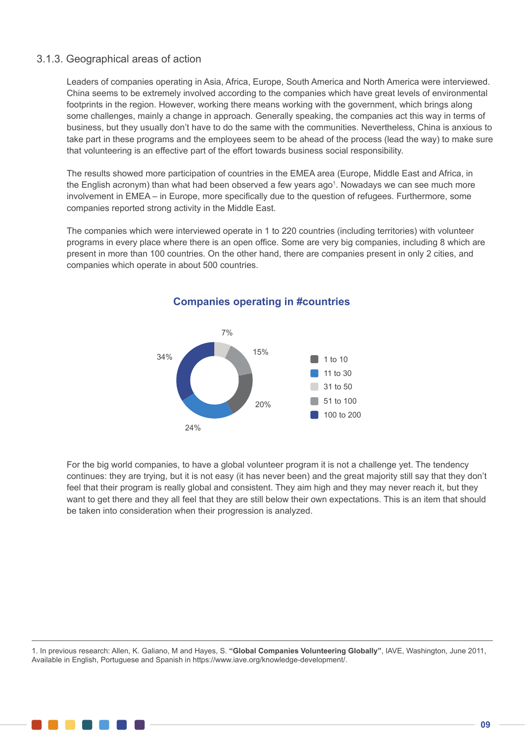### 3.1.3. Geographical areas of action

Leaders of companies operating in Asia, Africa, Europe, South America and North America were interviewed. China seems to be extremely involved according to the companies which have great levels of environmental footprints in the region. However, working there means working with the government, which brings along some challenges, mainly a change in approach. Generally speaking, the companies act this way in terms of business, but they usually don't have to do the same with the communities. Nevertheless, China is anxious to take part in these programs and the employees seem to be ahead of the process (lead the way) to make sure that volunteering is an effective part of the effort towards business social responsibility.

The results showed more participation of countries in the EMEA area (Europe, Middle East and Africa, in the English acronym) than what had been observed a few years ago[1]. Nowadays we can see much more involvement in EMEA – in Europe, more specifically due to the question of refugees. Furthermore, some companies reported strong activity in the Middle East.

The companies which were interviewed operate in 1 to 220 countries (including territories) with volunteer programs in every place where there is an open office. Some are very big companies, including 8 which are present in more than 100 countries. On the other hand, there are companies present in only 2 cities, and companies which operate in about 500 countries.

**Companies operating in #countries**

| # countries | % |
|---|---|
| 1 to 10 | 20% |
| 11 to 30 | 24% |
| 31 to 50 | 7% |
| 51 to 100 | 15% |
| 100 to 200 | 34% |

For the big world companies, to have a global volunteer program it is not a challenge yet. The tendency continues: they are trying, but it is not easy (it has never been) and the great majority still say that they don't feel that their program is really global and consistent. They aim high and they may never reach it, but they want to get there and they all feel that they are still below their own expectations. This is an item that should be taken into consideration when their progression is analyzed.

---

1. In previous research: Allen, K. Galiano, M and Hayes, S. **"Global Companies Volunteering Globally"**, IAVE, Washington, June 2011, Available in English, Portuguese and Spanish in https://www.iave.org/knowledge-development/.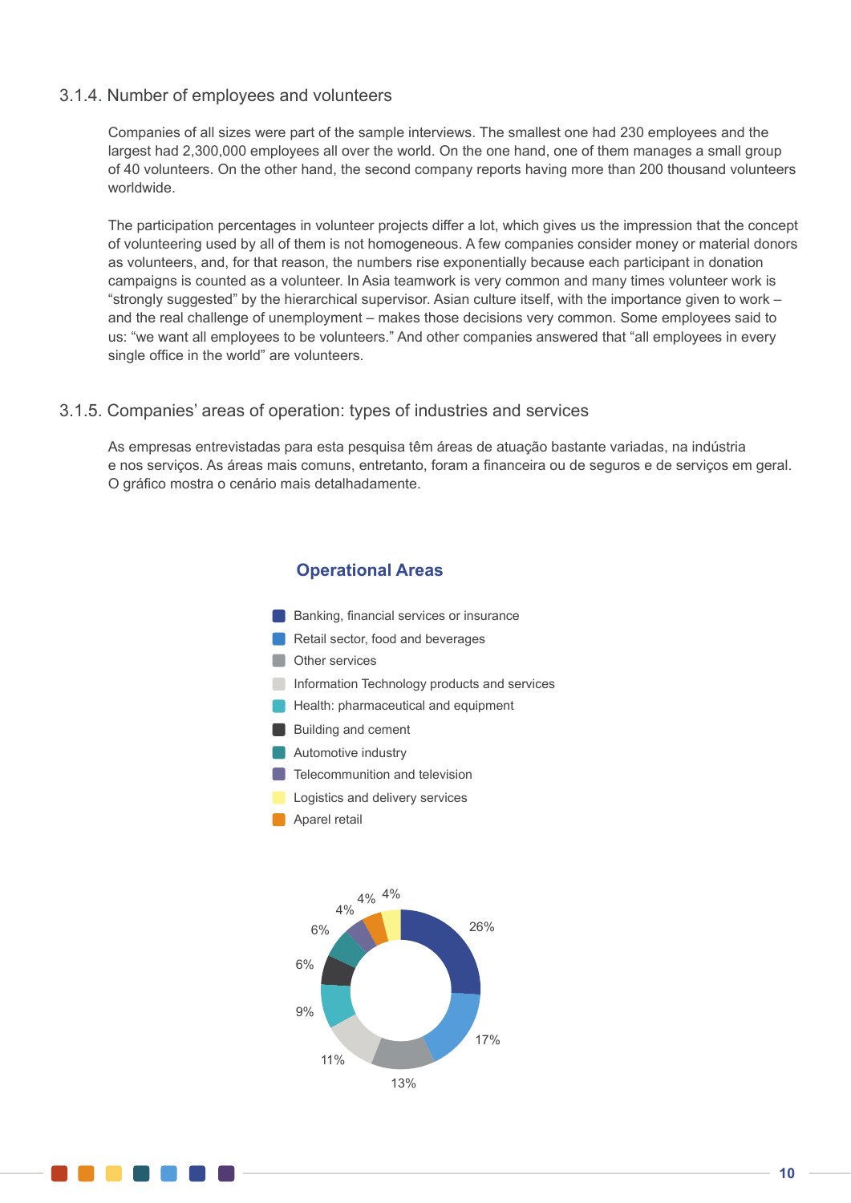### 3.1.4. Number of employees and volunteers

Companies of all sizes were part of the sample interviews. The smallest one had 230 employees and the largest had 2,300,000 employees all over the world. On the one hand, one of them manages a small group of 40 volunteers. On the other hand, the second company reports having more than 200 thousand volunteers worldwide.

The participation percentages in volunteer projects differ a lot, which gives us the impression that the concept of volunteering used by all of them is not homogeneous. A few companies consider money or material donors as volunteers, and, for that reason, the numbers rise exponentially because each participant in donation campaigns is counted as a volunteer. In Asia teamwork is very common and many times volunteer work is "strongly suggested" by the hierarchical supervisor. Asian culture itself, with the importance given to work – and the real challenge of unemployment – makes those decisions very common. Some employees said to us: "we want all employees to be volunteers." And other companies answered that "all employees in every single office in the world" are volunteers.

### 3.1.5. Companies' areas of operation: types of industries and services

As empresas entrevistadas para esta pesquisa têm áreas de atuação bastante variadas, na indústria e nos serviços. As áreas mais comuns, entretanto, foram a financeira ou de seguros e de serviços em geral. O gráfico mostra o cenário mais detalhadamente.

**Operational Areas**

| Area | % |
|---|---|
| Banking, financial services or insurance | 26% |
| Retail sector, food and beverages | 17% |
| Other services | 13% |
| Information Technology products and services | 11% |
| Health: pharmaceutical and equipment | 9% |
| Building and cement | 6% |
| Automotive industry | 6% |
| Telecommunition and television | 4% |
| Logistics and delivery services | 4% |
| Aparel retail | 4% |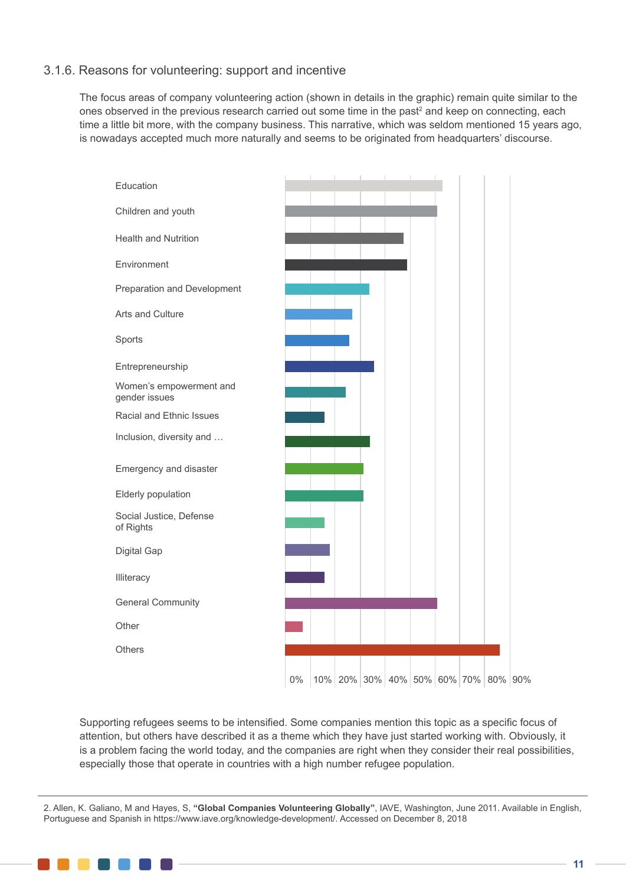### 3.1.6. Reasons for volunteering: support and incentive

The focus areas of company volunteering action (shown in details in the graphic) remain quite similar to the ones observed in the previous research carried out some time in the past[2] and keep on connecting, each time a little bit more, with the company business. This narrative, which was seldom mentioned 15 years ago, is nowadays accepted much more naturally and seems to be originated from headquarters' discourse.

Education

Children and youth

Health and Nutrition

Environment

Preparation and Development

Arts and Culture

Sports

Entrepreneurship

Women's empowerment and gender issues

Racial and Ethnic Issues

Inclusion, diversity and …

Emergency and disaster

Elderly population

Social Justice, Defense of Rights

Digital Gap

Illiteracy

General Community

Other

Others

0% 10% 20% 30% 40% 50% 60% 70% 80% 90%

Supporting refugees seems to be intensified. Some companies mention this topic as a specific focus of attention, but others have described it as a theme which they have just started working with. Obviously, it is a problem facing the world today, and the companies are right when they consider their real possibilities, especially those that operate in countries with a high number refugee population.

---

2. Allen, K. Galiano, M and Hayes, S, **"Global Companies Volunteering Globally"**, IAVE, Washington, June 2011. Available in English, Portuguese and Spanish in https://www.iave.org/knowledge-development/. Accessed on December 8, 2018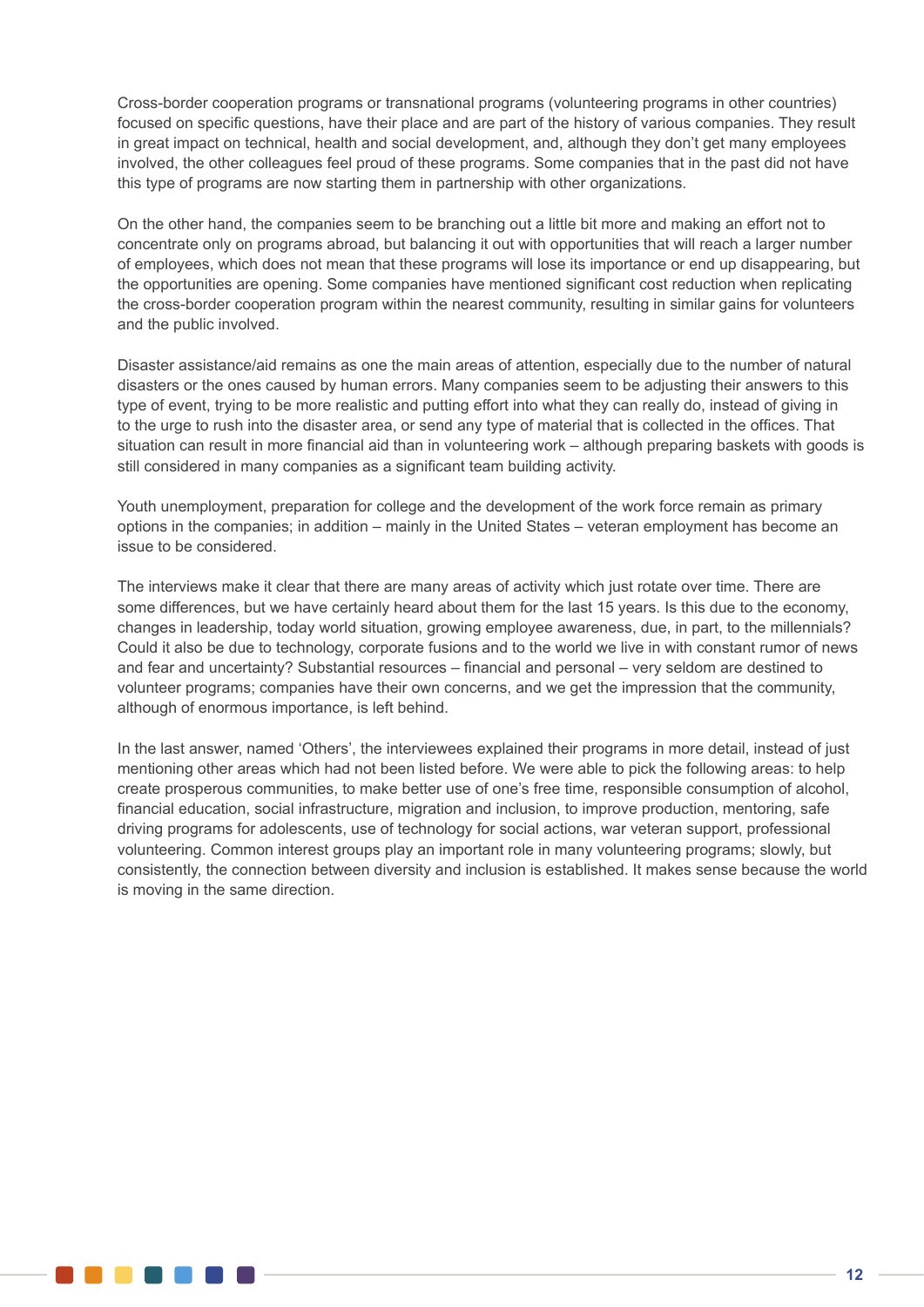Cross-border cooperation programs or transnational programs (volunteering programs in other countries) focused on specific questions, have their place and are part of the history of various companies. They result in great impact on technical, health and social development, and, although they don't get many employees involved, the other colleagues feel proud of these programs. Some companies that in the past did not have this type of programs are now starting them in partnership with other organizations.

On the other hand, the companies seem to be branching out a little bit more and making an effort not to concentrate only on programs abroad, but balancing it out with opportunities that will reach a larger number of employees, which does not mean that these programs will lose its importance or end up disappearing, but the opportunities are opening. Some companies have mentioned significant cost reduction when replicating the cross-border cooperation program within the nearest community, resulting in similar gains for volunteers and the public involved.

Disaster assistance/aid remains as one the main areas of attention, especially due to the number of natural disasters or the ones caused by human errors. Many companies seem to be adjusting their answers to this type of event, trying to be more realistic and putting effort into what they can really do, instead of giving in to the urge to rush into the disaster area, or send any type of material that is collected in the offices. That situation can result in more financial aid than in volunteering work – although preparing baskets with goods is still considered in many companies as a significant team building activity.

Youth unemployment, preparation for college and the development of the work force remain as primary options in the companies; in addition – mainly in the United States – veteran employment has become an issue to be considered.

The interviews make it clear that there are many areas of activity which just rotate over time. There are some differences, but we have certainly heard about them for the last 15 years. Is this due to the economy, changes in leadership, today world situation, growing employee awareness, due, in part, to the millennials? Could it also be due to technology, corporate fusions and to the world we live in with constant rumor of news and fear and uncertainty? Substantial resources – financial and personal – very seldom are destined to volunteer programs; companies have their own concerns, and we get the impression that the community, although of enormous importance, is left behind.

In the last answer, named 'Others', the interviewees explained their programs in more detail, instead of just mentioning other areas which had not been listed before. We were able to pick the following areas: to help create prosperous communities, to make better use of one's free time, responsible consumption of alcohol, financial education, social infrastructure, migration and inclusion, to improve production, mentoring, safe driving programs for adolescents, use of technology for social actions, war veteran support, professional volunteering. Common interest groups play an important role in many volunteering programs; slowly, but consistently, the connection between diversity and inclusion is established. It makes sense because the world is moving in the same direction.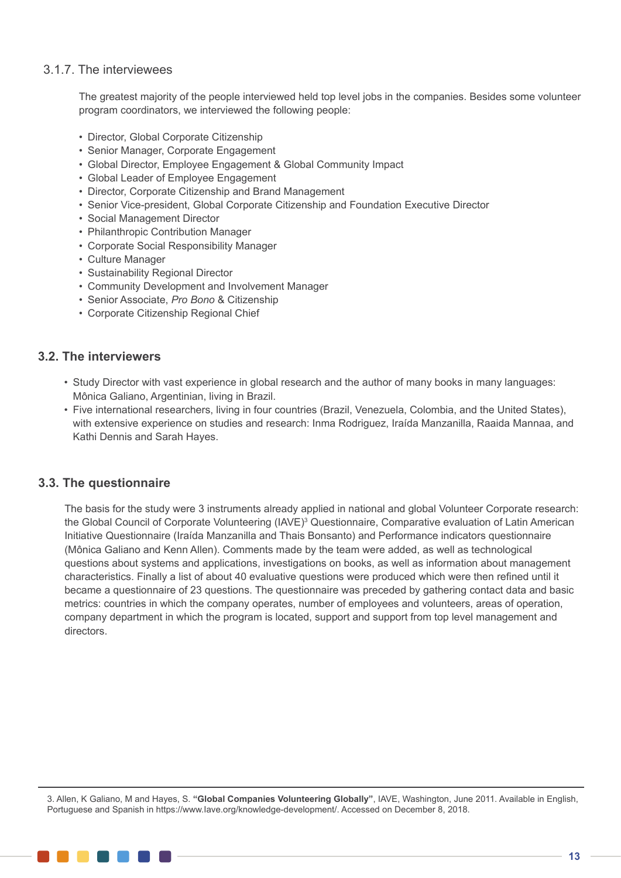### 3.1.7. The interviewees

The greatest majority of the people interviewed held top level jobs in the companies. Besides some volunteer program coordinators, we interviewed the following people:

- Director, Global Corporate Citizenship
- Senior Manager, Corporate Engagement
- Global Director, Employee Engagement & Global Community Impact
- Global Leader of Employee Engagement
- Director, Corporate Citizenship and Brand Management
- Senior Vice-president, Global Corporate Citizenship and Foundation Executive Director
- Social Management Director
- Philanthropic Contribution Manager
- Corporate Social Responsibility Manager
- Culture Manager
- Sustainability Regional Director
- Community Development and Involvement Manager
- Senior Associate, *Pro Bono* & Citizenship
- Corporate Citizenship Regional Chief

## 3.2. The interviewers

- Study Director with vast experience in global research and the author of many books in many languages: Mônica Galiano, Argentinian, living in Brazil.
- Five international researchers, living in four countries (Brazil, Venezuela, Colombia, and the United States), with extensive experience on studies and research: Inma Rodriguez, Iraída Manzanilla, Raaida Mannaa, and Kathi Dennis and Sarah Hayes.

## 3.3. The questionnaire

The basis for the study were 3 instruments already applied in national and global Volunteer Corporate research: the Global Council of Corporate Volunteering (IAVE)[3] Questionnaire, Comparative evaluation of Latin American Initiative Questionnaire (Iraída Manzanilla and Thais Bonsanto) and Performance indicators questionnaire (Mônica Galiano and Kenn Allen). Comments made by the team were added, as well as technological questions about systems and applications, investigations on books, as well as information about management characteristics. Finally a list of about 40 evaluative questions were produced which were then refined until it became a questionnaire of 23 questions. The questionnaire was preceded by gathering contact data and basic metrics: countries in which the company operates, number of employees and volunteers, areas of operation, company department in which the program is located, support and support from top level management and directors.

3. Allen, K Galiano, M and Hayes, S. **"Global Companies Volunteering Globally"**, IAVE, Washington, June 2011. Available in English, Portuguese and Spanish in https://www.Iave.org/knowledge-development/. Accessed on December 8, 2018.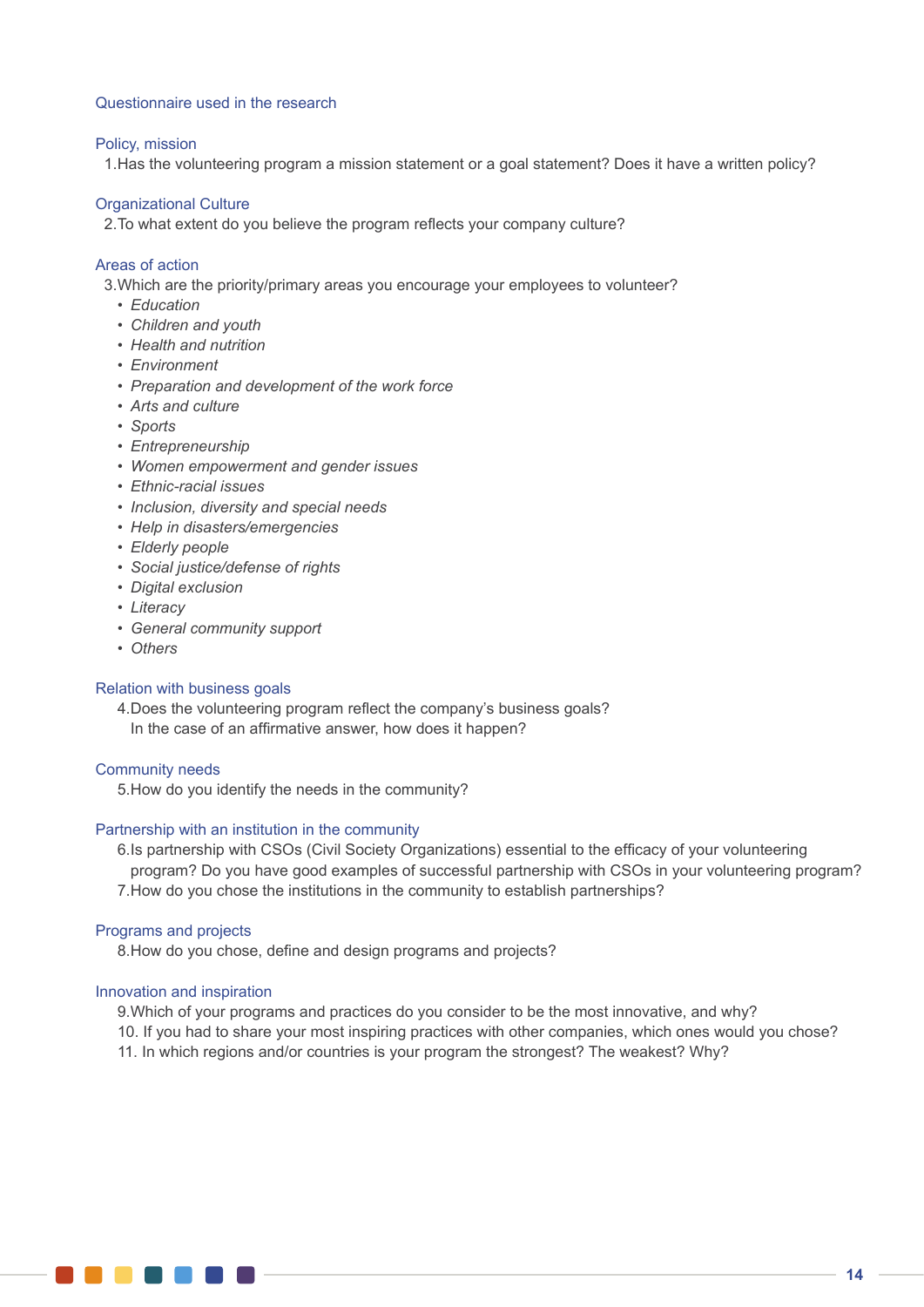## Questionnaire used in the research

### Policy, mission

1. Has the volunteering program a mission statement or a goal statement? Does it have a written policy?

### Organizational Culture

2. To what extent do you believe the program reflects your company culture?

### Areas of action

3. Which are the priority/primary areas you encourage your employees to volunteer?
   - *Education*
   - *Children and youth*
   - *Health and nutrition*
   - *Environment*
   - *Preparation and development of the work force*
   - *Arts and culture*
   - *Sports*
   - *Entrepreneurship*
   - *Women empowerment and gender issues*
   - *Ethnic-racial issues*
   - *Inclusion, diversity and special needs*
   - *Help in disasters/emergencies*
   - *Elderly people*
   - *Social justice/defense of rights*
   - *Digital exclusion*
   - *Literacy*
   - *General community support*
   - *Others*

### Relation with business goals

4. Does the volunteering program reflect the company's business goals? In the case of an affirmative answer, how does it happen?

### Community needs

5. How do you identify the needs in the community?

### Partnership with an institution in the community

6. Is partnership with CSOs (Civil Society Organizations) essential to the efficacy of your volunteering program? Do you have good examples of successful partnership with CSOs in your volunteering program?
7. How do you chose the institutions in the community to establish partnerships?

### Programs and projects

8. How do you chose, define and design programs and projects?

### Innovation and inspiration

9. Which of your programs and practices do you consider to be the most innovative, and why?
10. If you had to share your most inspiring practices with other companies, which ones would you chose?
11. In which regions and/or countries is your program the strongest? The weakest? Why?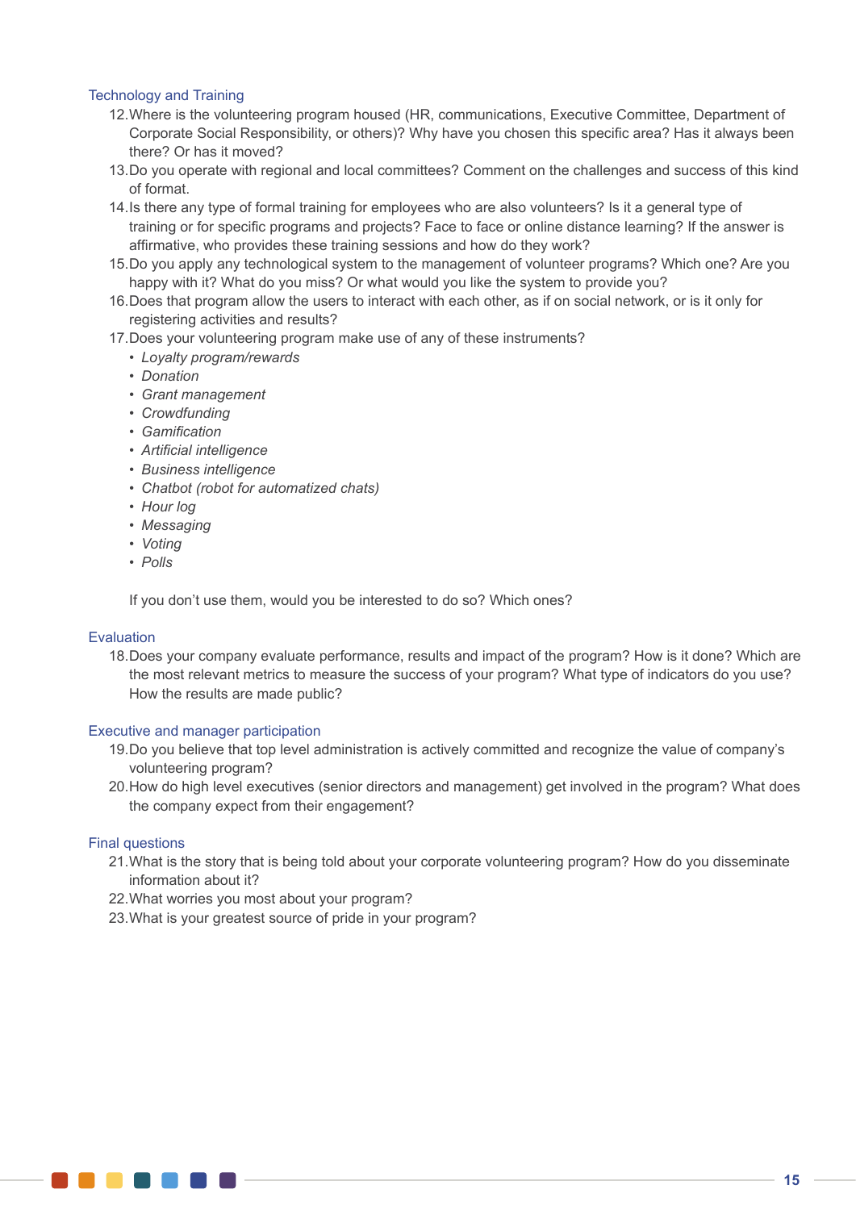### Technology and Training

12. Where is the volunteering program housed (HR, communications, Executive Committee, Department of Corporate Social Responsibility, or others)? Why have you chosen this specific area? Has it always been there? Or has it moved?
13. Do you operate with regional and local committees? Comment on the challenges and success of this kind of format.
14. Is there any type of formal training for employees who are also volunteers? Is it a general type of training or for specific programs and projects? Face to face or online distance learning? If the answer is affirmative, who provides these training sessions and how do they work?
15. Do you apply any technological system to the management of volunteer programs? Which one? Are you happy with it? What do you miss? Or what would you like the system to provide you?
16. Does that program allow the users to interact with each other, as if on social network, or is it only for registering activities and results?
17. Does your volunteering program make use of any of these instruments?
    - *Loyalty program/rewards*
    - *Donation*
    - *Grant management*
    - *Crowdfunding*
    - *Gamification*
    - *Artificial intelligence*
    - *Business intelligence*
    - *Chatbot (robot for automatized chats)*
    - *Hour log*
    - *Messaging*
    - *Voting*
    - *Polls*

    If you don't use them, would you be interested to do so? Which ones?

### Evaluation

18. Does your company evaluate performance, results and impact of the program? How is it done? Which are the most relevant metrics to measure the success of your program? What type of indicators do you use? How the results are made public?

### Executive and manager participation

19. Do you believe that top level administration is actively committed and recognize the value of company's volunteering program?
20. How do high level executives (senior directors and management) get involved in the program? What does the company expect from their engagement?

### Final questions

21. What is the story that is being told about your corporate volunteering program? How do you disseminate information about it?
22. What worries you most about your program?
23. What is your greatest source of pride in your program?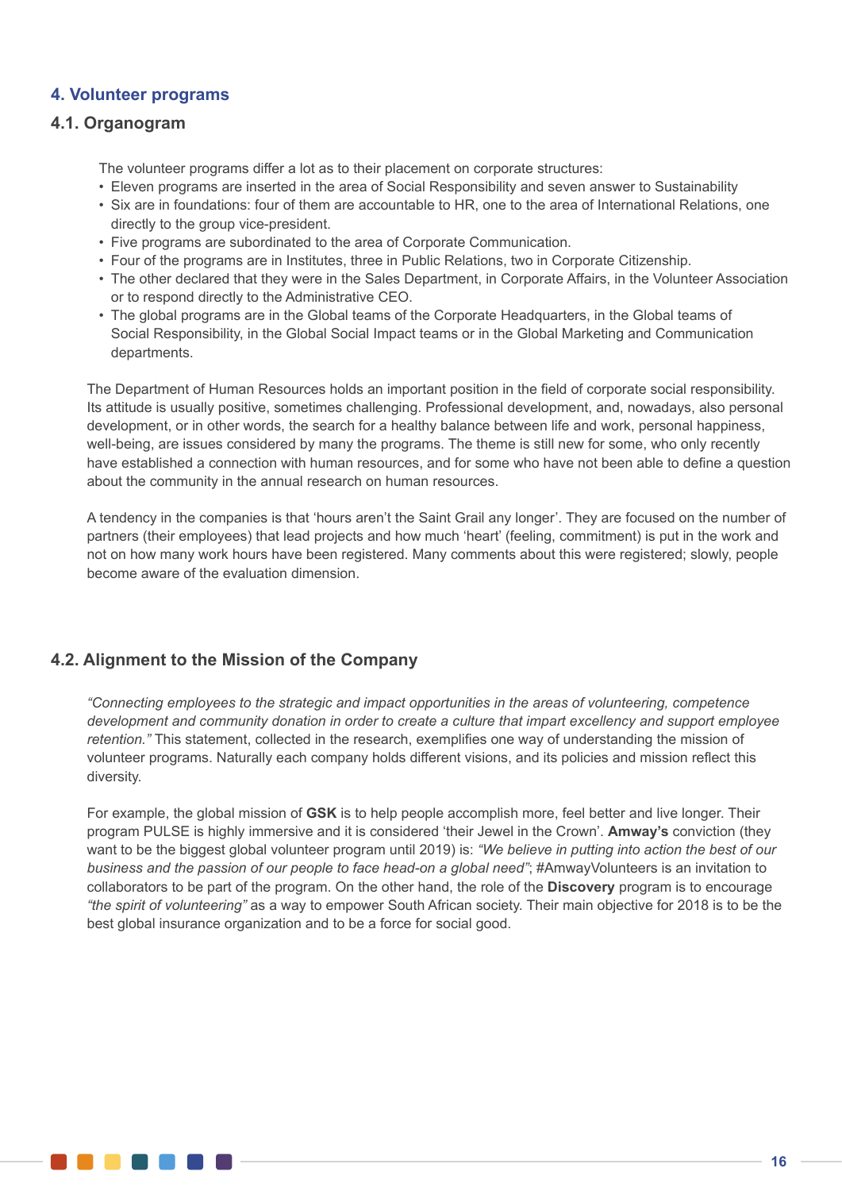## 4. Volunteer programs

### 4.1. Organogram

The volunteer programs differ a lot as to their placement on corporate structures:

- Eleven programs are inserted in the area of Social Responsibility and seven answer to Sustainability
- Six are in foundations: four of them are accountable to HR, one to the area of International Relations, one directly to the group vice-president.
- Five programs are subordinated to the area of Corporate Communication.
- Four of the programs are in Institutes, three in Public Relations, two in Corporate Citizenship.
- The other declared that they were in the Sales Department, in Corporate Affairs, in the Volunteer Association or to respond directly to the Administrative CEO.
- The global programs are in the Global teams of the Corporate Headquarters, in the Global teams of Social Responsibility, in the Global Social Impact teams or in the Global Marketing and Communication departments.

The Department of Human Resources holds an important position in the field of corporate social responsibility. Its attitude is usually positive, sometimes challenging. Professional development, and, nowadays, also personal development, or in other words, the search for a healthy balance between life and work, personal happiness, well-being, are issues considered by many the programs. The theme is still new for some, who only recently have established a connection with human resources, and for some who have not been able to define a question about the community in the annual research on human resources.

A tendency in the companies is that 'hours aren't the Saint Grail any longer'. They are focused on the number of partners (their employees) that lead projects and how much 'heart' (feeling, commitment) is put in the work and not on how many work hours have been registered. Many comments about this were registered; slowly, people become aware of the evaluation dimension.

### 4.2. Alignment to the Mission of the Company

*"Connecting employees to the strategic and impact opportunities in the areas of volunteering, competence development and community donation in order to create a culture that impart excellency and support employee retention."* This statement, collected in the research, exemplifies one way of understanding the mission of volunteer programs. Naturally each company holds different visions, and its policies and mission reflect this diversity.

For example, the global mission of **GSK** is to help people accomplish more, feel better and live longer. Their program PULSE is highly immersive and it is considered 'their Jewel in the Crown'. **Amway's** conviction (they want to be the biggest global volunteer program until 2019) is: *"We believe in putting into action the best of our business and the passion of our people to face head-on a global need"*; #AmwayVolunteers is an invitation to collaborators to be part of the program. On the other hand, the role of the **Discovery** program is to encourage *"the spirit of volunteering"* as a way to empower South African society. Their main objective for 2018 is to be the best global insurance organization and to be a force for social good.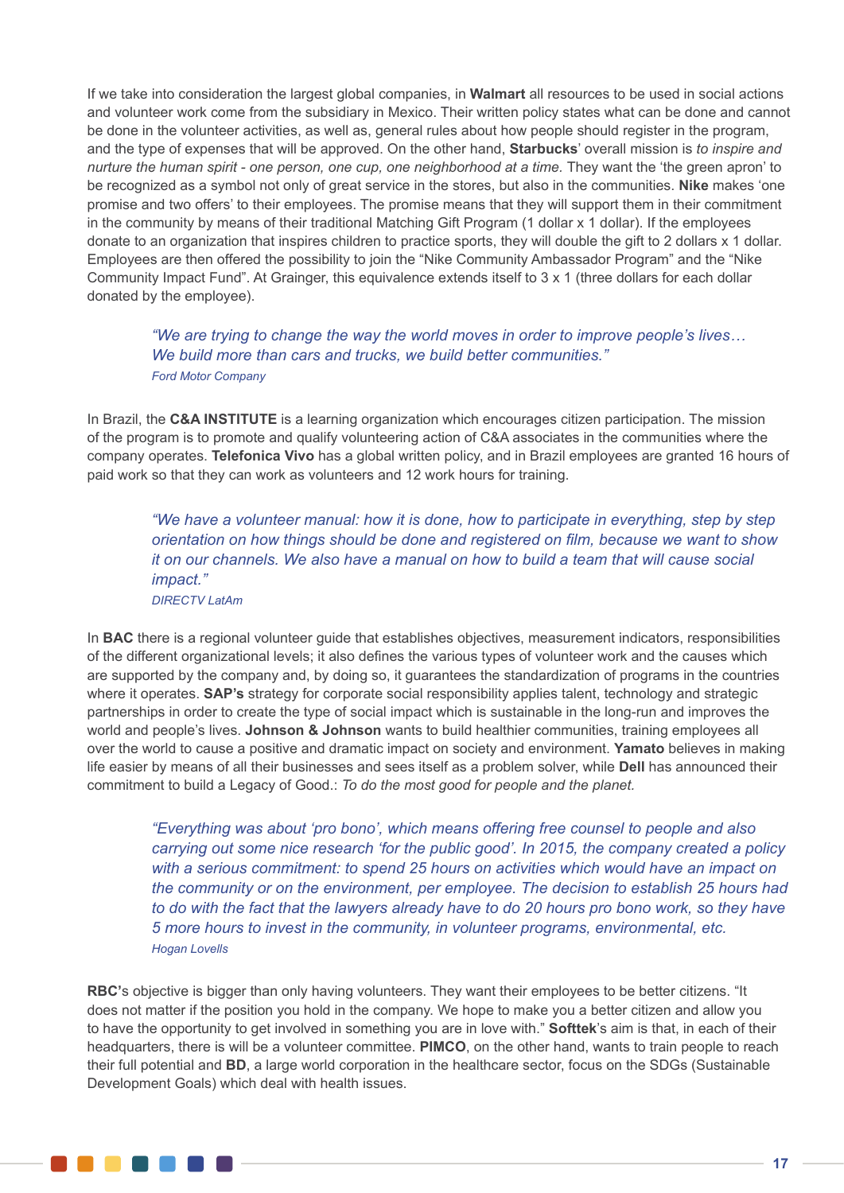If we take into consideration the largest global companies, in **Walmart** all resources to be used in social actions and volunteer work come from the subsidiary in Mexico. Their written policy states what can be done and cannot be done in the volunteer activities, as well as, general rules about how people should register in the program, and the type of expenses that will be approved. On the other hand, **Starbucks**' overall mission is *to inspire and nurture the human spirit - one person, one cup, one neighborhood at a time.* They want the 'the green apron' to be recognized as a symbol not only of great service in the stores, but also in the communities. **Nike** makes 'one promise and two offers' to their employees. The promise means that they will support them in their commitment in the community by means of their traditional Matching Gift Program (1 dollar x 1 dollar). If the employees donate to an organization that inspires children to practice sports, they will double the gift to 2 dollars x 1 dollar. Employees are then offered the possibility to join the "Nike Community Ambassador Program" and the "Nike Community Impact Fund". At Grainger, this equivalence extends itself to 3 x 1 (three dollars for each dollar donated by the employee).

> *"We are trying to change the way the world moves in order to improve people's lives… We build more than cars and trucks, we build better communities."*
> *Ford Motor Company*

In Brazil, the **C&A INSTITUTE** is a learning organization which encourages citizen participation. The mission of the program is to promote and qualify volunteering action of C&A associates in the communities where the company operates. **Telefonica Vivo** has a global written policy, and in Brazil employees are granted 16 hours of paid work so that they can work as volunteers and 12 work hours for training.

> *"We have a volunteer manual: how it is done, how to participate in everything, step by step orientation on how things should be done and registered on film, because we want to show it on our channels. We also have a manual on how to build a team that will cause social impact."*
> *DIRECTV LatAm*

In **BAC** there is a regional volunteer guide that establishes objectives, measurement indicators, responsibilities of the different organizational levels; it also defines the various types of volunteer work and the causes which are supported by the company and, by doing so, it guarantees the standardization of programs in the countries where it operates. **SAP's** strategy for corporate social responsibility applies talent, technology and strategic partnerships in order to create the type of social impact which is sustainable in the long-run and improves the world and people's lives. **Johnson & Johnson** wants to build healthier communities, training employees all over the world to cause a positive and dramatic impact on society and environment. **Yamato** believes in making life easier by means of all their businesses and sees itself as a problem solver, while **Dell** has announced their commitment to build a Legacy of Good.: *To do the most good for people and the planet.*

> *"Everything was about 'pro bono', which means offering free counsel to people and also carrying out some nice research 'for the public good'. In 2015, the company created a policy with a serious commitment: to spend 25 hours on activities which would have an impact on the community or on the environment, per employee. The decision to establish 25 hours had to do with the fact that the lawyers already have to do 20 hours pro bono work, so they have 5 more hours to invest in the community, in volunteer programs, environmental, etc.*
> *Hogan Lovells*

**RBC'**s objective is bigger than only having volunteers. They want their employees to be better citizens. "It does not matter if the position you hold in the company. We hope to make you a better citizen and allow you to have the opportunity to get involved in something you are in love with." **Softtek**'s aim is that, in each of their headquarters, there is will be a volunteer committee. **PIMCO**, on the other hand, wants to train people to reach their full potential and **BD**, a large world corporation in the healthcare sector, focus on the SDGs (Sustainable Development Goals) which deal with health issues.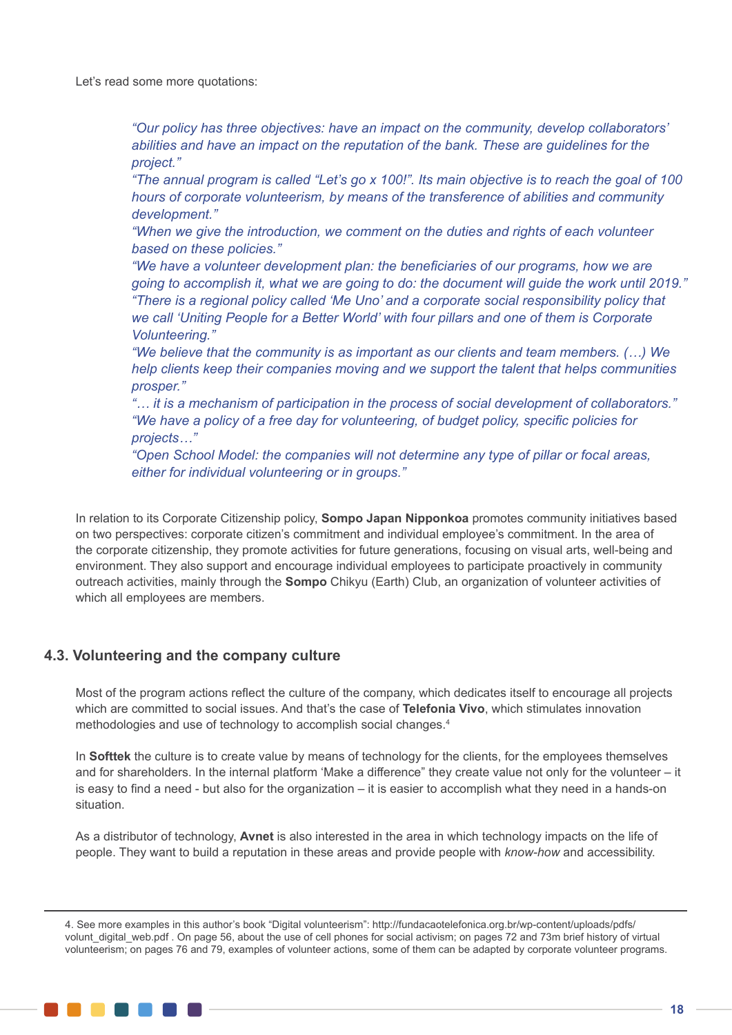Let's read some more quotations:

> *"Our policy has three objectives: have an impact on the community, develop collaborators' abilities and have an impact on the reputation of the bank. These are guidelines for the project."*
> *"The annual program is called "Let's go x 100!". Its main objective is to reach the goal of 100 hours of corporate volunteerism, by means of the transference of abilities and community development."*
> *"When we give the introduction, we comment on the duties and rights of each volunteer based on these policies."*
> *"We have a volunteer development plan: the beneficiaries of our programs, how we are going to accomplish it, what we are going to do: the document will guide the work until 2019."*
> *"There is a regional policy called 'Me Uno' and a corporate social responsibility policy that we call 'Uniting People for a Better World' with four pillars and one of them is Corporate Volunteering."*
> *"We believe that the community is as important as our clients and team members. (…) We help clients keep their companies moving and we support the talent that helps communities prosper."*
> *"… it is a mechanism of participation in the process of social development of collaborators."*
> *"We have a policy of a free day for volunteering, of budget policy, specific policies for projects…"*
> *"Open School Model: the companies will not determine any type of pillar or focal areas, either for individual volunteering or in groups."*

In relation to its Corporate Citizenship policy, **Sompo Japan Nipponkoa** promotes community initiatives based on two perspectives: corporate citizen's commitment and individual employee's commitment. In the area of the corporate citizenship, they promote activities for future generations, focusing on visual arts, well-being and environment. They also support and encourage individual employees to participate proactively in community outreach activities, mainly through the **Sompo** Chikyu (Earth) Club, an organization of volunteer activities of which all employees are members.

## 4.3. Volunteering and the company culture

Most of the program actions reflect the culture of the company, which dedicates itself to encourage all projects which are committed to social issues. And that's the case of **Telefonia Vivo**, which stimulates innovation methodologies and use of technology to accomplish social changes.[4]

In **Softtek** the culture is to create value by means of technology for the clients, for the employees themselves and for shareholders. In the internal platform 'Make a difference" they create value not only for the volunteer – it is easy to find a need - but also for the organization – it is easier to accomplish what they need in a hands-on situation.

As a distributor of technology, **Avnet** is also interested in the area in which technology impacts on the life of people. They want to build a reputation in these areas and provide people with *know-how* and accessibility.

---

4. See more examples in this author's book "Digital volunteerism": http://fundacaotelefonica.org.br/wp-content/uploads/pdfs/volunt_digital_web.pdf . On page 56, about the use of cell phones for social activism; on pages 72 and 73m brief history of virtual volunteerism; on pages 76 and 79, examples of volunteer actions, some of them can be adapted by corporate volunteer programs.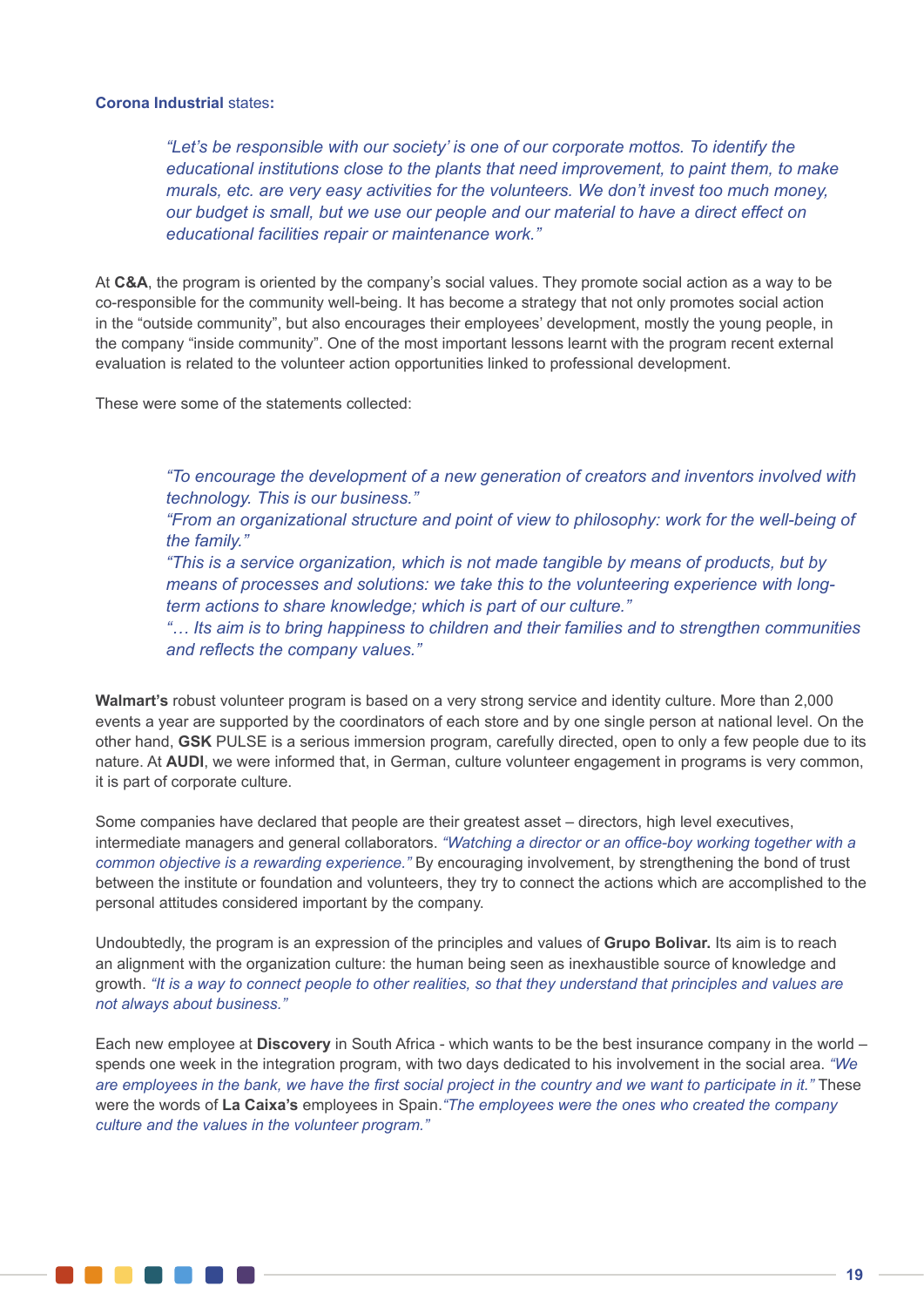**Corona Industrial** states**:**

> *"Let's be responsible with our society' is one of our corporate mottos. To identify the educational institutions close to the plants that need improvement, to paint them, to make murals, etc. are very easy activities for the volunteers. We don't invest too much money, our budget is small, but we use our people and our material to have a direct effect on educational facilities repair or maintenance work."*

At **C&A**, the program is oriented by the company's social values. They promote social action as a way to be co-responsible for the community well-being. It has become a strategy that not only promotes social action in the "outside community", but also encourages their employees' development, mostly the young people, in the company "inside community". One of the most important lessons learnt with the program recent external evaluation is related to the volunteer action opportunities linked to professional development.

These were some of the statements collected:

> *"To encourage the development of a new generation of creators and inventors involved with technology. This is our business."*
> *"From an organizational structure and point of view to philosophy: work for the well-being of the family."*
> *"This is a service organization, which is not made tangible by means of products, but by means of processes and solutions: we take this to the volunteering experience with long-term actions to share knowledge; which is part of our culture."*
> *"… Its aim is to bring happiness to children and their families and to strengthen communities and reflects the company values."*

**Walmart's** robust volunteer program is based on a very strong service and identity culture. More than 2,000 events a year are supported by the coordinators of each store and by one single person at national level. On the other hand, **GSK** PULSE is a serious immersion program, carefully directed, open to only a few people due to its nature. At **AUDI**, we were informed that, in German, culture volunteer engagement in programs is very common, it is part of corporate culture.

Some companies have declared that people are their greatest asset – directors, high level executives, intermediate managers and general collaborators. *"Watching a director or an office-boy working together with a common objective is a rewarding experience."* By encouraging involvement, by strengthening the bond of trust between the institute or foundation and volunteers, they try to connect the actions which are accomplished to the personal attitudes considered important by the company.

Undoubtedly, the program is an expression of the principles and values of **Grupo Bolivar.** Its aim is to reach an alignment with the organization culture: the human being seen as inexhaustible source of knowledge and growth. *"It is a way to connect people to other realities, so that they understand that principles and values are not always about business."*

Each new employee at **Discovery** in South Africa - which wants to be the best insurance company in the world – spends one week in the integration program, with two days dedicated to his involvement in the social area. *"We are employees in the bank, we have the first social project in the country and we want to participate in it."* These were the words of **La Caixa's** employees in Spain.*"The employees were the ones who created the company culture and the values in the volunteer program."*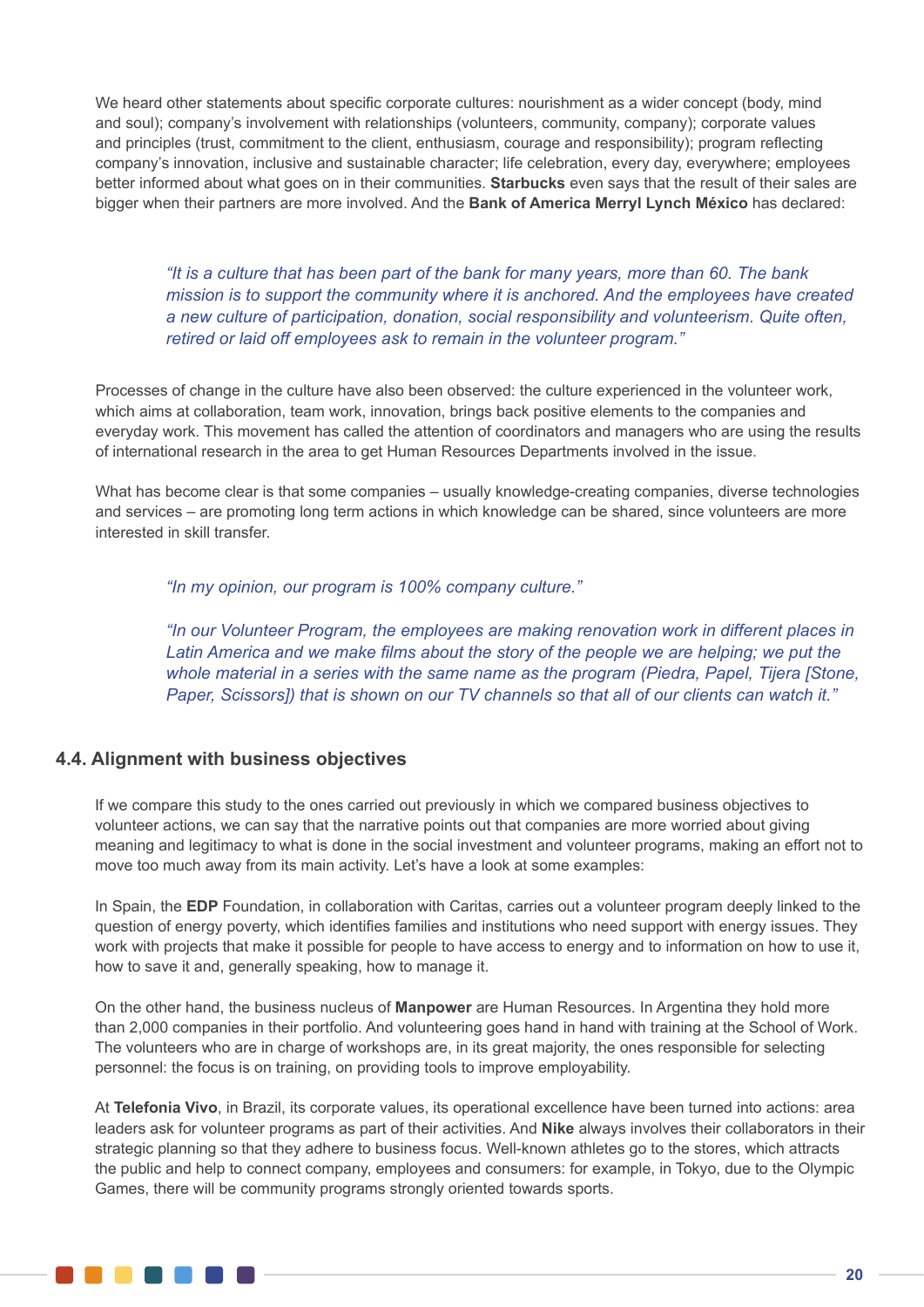We heard other statements about specific corporate cultures: nourishment as a wider concept (body, mind and soul); company's involvement with relationships (volunteers, community, company); corporate values and principles (trust, commitment to the client, enthusiasm, courage and responsibility); program reflecting company's innovation, inclusive and sustainable character; life celebration, every day, everywhere; employees better informed about what goes on in their communities. **Starbucks** even says that the result of their sales are bigger when their partners are more involved. And the **Bank of America Merryl Lynch México** has declared:

> *"It is a culture that has been part of the bank for many years, more than 60. The bank mission is to support the community where it is anchored. And the employees have created a new culture of participation, donation, social responsibility and volunteerism. Quite often, retired or laid off employees ask to remain in the volunteer program."*

Processes of change in the culture have also been observed: the culture experienced in the volunteer work, which aims at collaboration, team work, innovation, brings back positive elements to the companies and everyday work. This movement has called the attention of coordinators and managers who are using the results of international research in the area to get Human Resources Departments involved in the issue.

What has become clear is that some companies – usually knowledge-creating companies, diverse technologies and services – are promoting long term actions in which knowledge can be shared, since volunteers are more interested in skill transfer.

> *"In my opinion, our program is 100% company culture."*

> *"In our Volunteer Program, the employees are making renovation work in different places in Latin America and we make films about the story of the people we are helping; we put the whole material in a series with the same name as the program (Piedra, Papel, Tijera [Stone, Paper, Scissors]) that is shown on our TV channels so that all of our clients can watch it."*

## 4.4. Alignment with business objectives

If we compare this study to the ones carried out previously in which we compared business objectives to volunteer actions, we can say that the narrative points out that companies are more worried about giving meaning and legitimacy to what is done in the social investment and volunteer programs, making an effort not to move too much away from its main activity. Let's have a look at some examples:

In Spain, the **EDP** Foundation, in collaboration with Caritas, carries out a volunteer program deeply linked to the question of energy poverty, which identifies families and institutions who need support with energy issues. They work with projects that make it possible for people to have access to energy and to information on how to use it, how to save it and, generally speaking, how to manage it.

On the other hand, the business nucleus of **Manpower** are Human Resources. In Argentina they hold more than 2,000 companies in their portfolio. And volunteering goes hand in hand with training at the School of Work. The volunteers who are in charge of workshops are, in its great majority, the ones responsible for selecting personnel: the focus is on training, on providing tools to improve employability.

At **Telefonia Vivo**, in Brazil, its corporate values, its operational excellence have been turned into actions: area leaders ask for volunteer programs as part of their activities. And **Nike** always involves their collaborators in their strategic planning so that they adhere to business focus. Well-known athletes go to the stores, which attracts the public and help to connect company, employees and consumers: for example, in Tokyo, due to the Olympic Games, there will be community programs strongly oriented towards sports.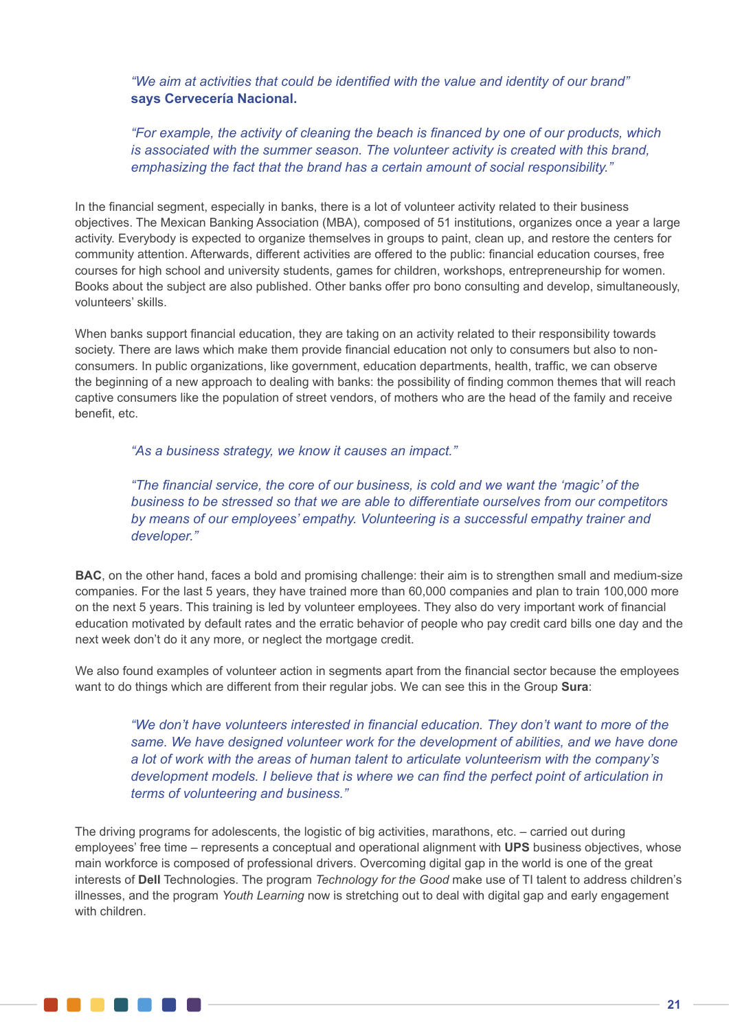*"We aim at activities that could be identified with the value and identity of our brand"* **says Cervecería Nacional.**

*"For example, the activity of cleaning the beach is financed by one of our products, which is associated with the summer season. The volunteer activity is created with this brand, emphasizing the fact that the brand has a certain amount of social responsibility."*

In the financial segment, especially in banks, there is a lot of volunteer activity related to their business objectives. The Mexican Banking Association (MBA), composed of 51 institutions, organizes once a year a large activity. Everybody is expected to organize themselves in groups to paint, clean up, and restore the centers for community attention. Afterwards, different activities are offered to the public: financial education courses, free courses for high school and university students, games for children, workshops, entrepreneurship for women. Books about the subject are also published. Other banks offer pro bono consulting and develop, simultaneously, volunteers' skills.

When banks support financial education, they are taking on an activity related to their responsibility towards society. There are laws which make them provide financial education not only to consumers but also to non-consumers. In public organizations, like government, education departments, health, traffic, we can observe the beginning of a new approach to dealing with banks: the possibility of finding common themes that will reach captive consumers like the population of street vendors, of mothers who are the head of the family and receive benefit, etc.

*"As a business strategy, we know it causes an impact."*

*"The financial service, the core of our business, is cold and we want the 'magic' of the business to be stressed so that we are able to differentiate ourselves from our competitors by means of our employees' empathy. Volunteering is a successful empathy trainer and developer."*

**BAC**, on the other hand, faces a bold and promising challenge: their aim is to strengthen small and medium-size companies. For the last 5 years, they have trained more than 60,000 companies and plan to train 100,000 more on the next 5 years. This training is led by volunteer employees. They also do very important work of financial education motivated by default rates and the erratic behavior of people who pay credit card bills one day and the next week don't do it any more, or neglect the mortgage credit.

We also found examples of volunteer action in segments apart from the financial sector because the employees want to do things which are different from their regular jobs. We can see this in the Group **Sura**:

*"We don't have volunteers interested in financial education. They don't want to more of the same. We have designed volunteer work for the development of abilities, and we have done a lot of work with the areas of human talent to articulate volunteerism with the company's development models. I believe that is where we can find the perfect point of articulation in terms of volunteering and business."*

The driving programs for adolescents, the logistic of big activities, marathons, etc. – carried out during employees' free time – represents a conceptual and operational alignment with **UPS** business objectives, whose main workforce is composed of professional drivers. Overcoming digital gap in the world is one of the great interests of **Dell** Technologies. The program *Technology for the Good* make use of TI talent to address children's illnesses, and the program *Youth Learning* now is stretching out to deal with digital gap and early engagement with children.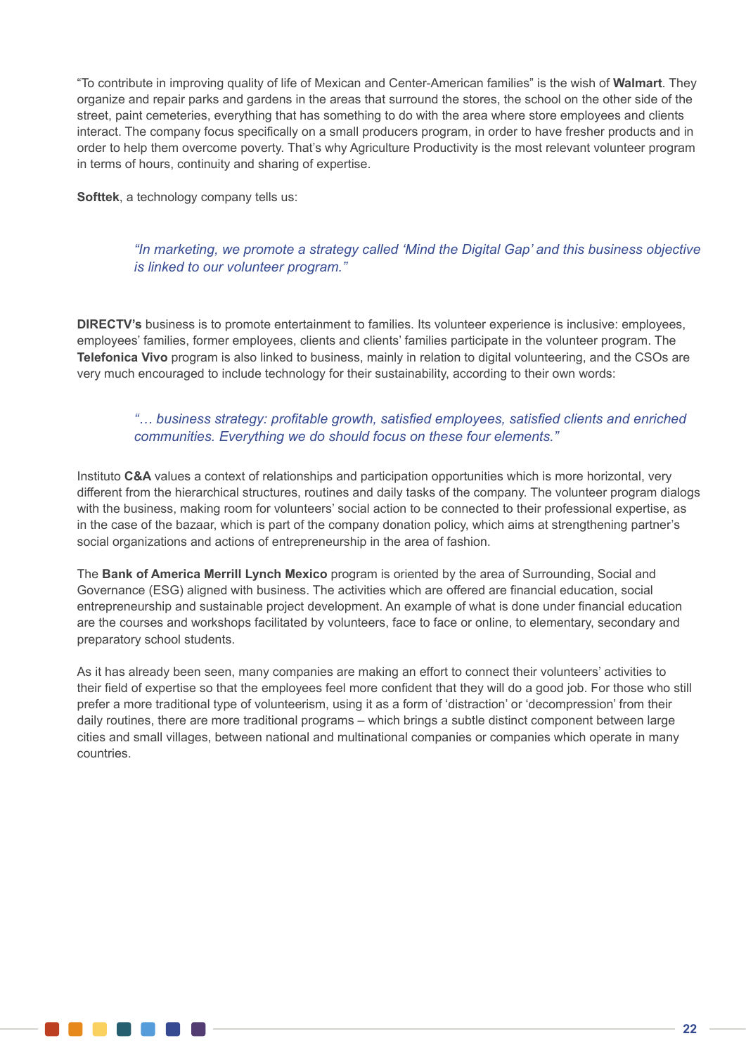"To contribute in improving quality of life of Mexican and Center-American families" is the wish of **Walmart**. They organize and repair parks and gardens in the areas that surround the stores, the school on the other side of the street, paint cemeteries, everything that has something to do with the area where store employees and clients interact. The company focus specifically on a small producers program, in order to have fresher products and in order to help them overcome poverty. That's why Agriculture Productivity is the most relevant volunteer program in terms of hours, continuity and sharing of expertise.

**Softtek**, a technology company tells us:

> *"In marketing, we promote a strategy called 'Mind the Digital Gap' and this business objective is linked to our volunteer program."*

**DIRECTV's** business is to promote entertainment to families. Its volunteer experience is inclusive: employees, employees' families, former employees, clients and clients' families participate in the volunteer program. The **Telefonica Vivo** program is also linked to business, mainly in relation to digital volunteering, and the CSOs are very much encouraged to include technology for their sustainability, according to their own words:

> *"… business strategy: profitable growth, satisfied employees, satisfied clients and enriched communities. Everything we do should focus on these four elements."*

Instituto **C&A** values a context of relationships and participation opportunities which is more horizontal, very different from the hierarchical structures, routines and daily tasks of the company. The volunteer program dialogs with the business, making room for volunteers' social action to be connected to their professional expertise, as in the case of the bazaar, which is part of the company donation policy, which aims at strengthening partner's social organizations and actions of entrepreneurship in the area of fashion.

The **Bank of America Merrill Lynch Mexico** program is oriented by the area of Surrounding, Social and Governance (ESG) aligned with business. The activities which are offered are financial education, social entrepreneurship and sustainable project development. An example of what is done under financial education are the courses and workshops facilitated by volunteers, face to face or online, to elementary, secondary and preparatory school students.

As it has already been seen, many companies are making an effort to connect their volunteers' activities to their field of expertise so that the employees feel more confident that they will do a good job. For those who still prefer a more traditional type of volunteerism, using it as a form of 'distraction' or 'decompression' from their daily routines, there are more traditional programs – which brings a subtle distinct component between large cities and small villages, between national and multinational companies or companies which operate in many countries.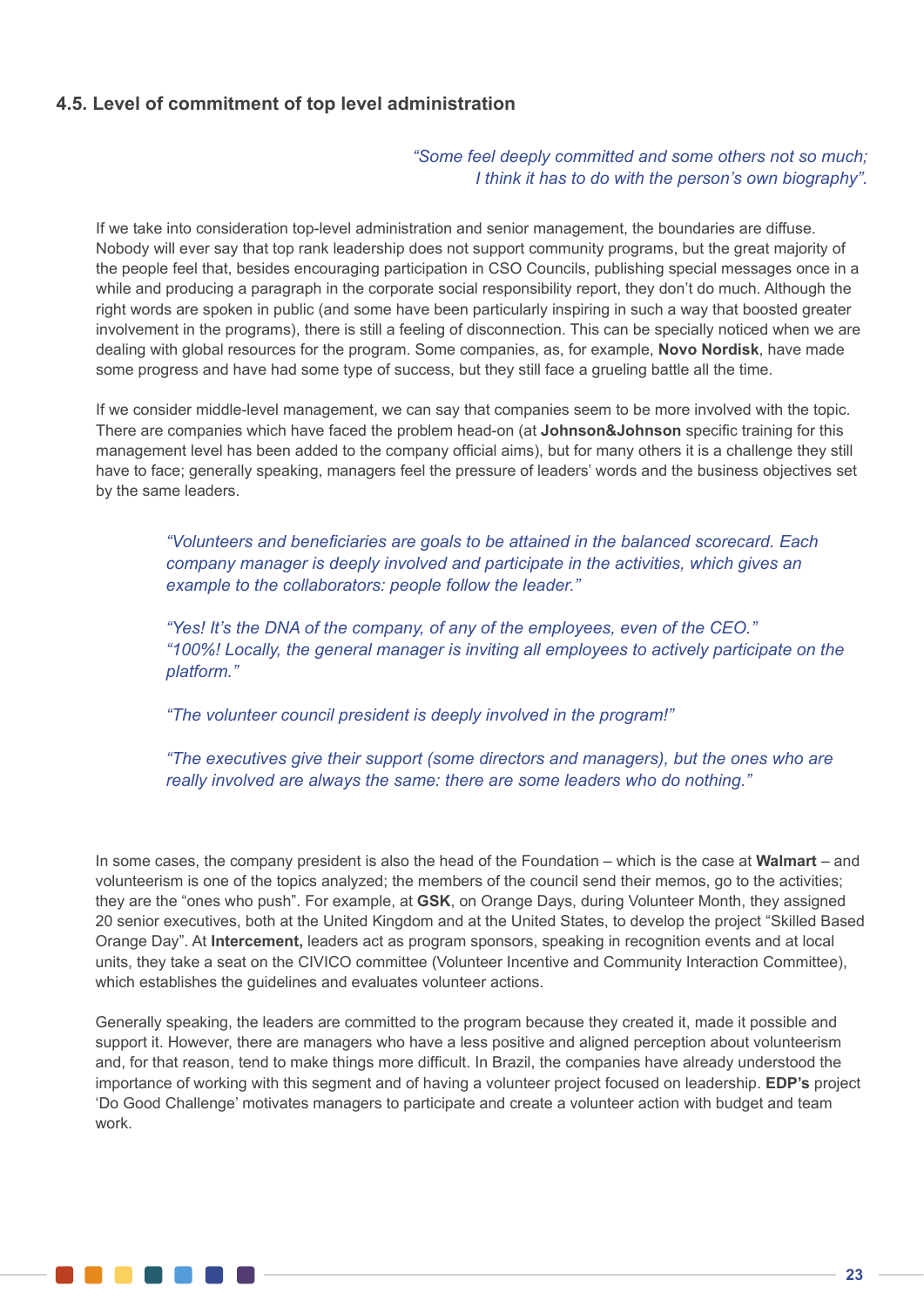## 4.5. Level of commitment of top level administration

*"Some feel deeply committed and some others not so much; I think it has to do with the person's own biography".*

If we take into consideration top-level administration and senior management, the boundaries are diffuse. Nobody will ever say that top rank leadership does not support community programs, but the great majority of the people feel that, besides encouraging participation in CSO Councils, publishing special messages once in a while and producing a paragraph in the corporate social responsibility report, they don't do much. Although the right words are spoken in public (and some have been particularly inspiring in such a way that boosted greater involvement in the programs), there is still a feeling of disconnection. This can be specially noticed when we are dealing with global resources for the program. Some companies, as, for example, **Novo Nordisk**, have made some progress and have had some type of success, but they still face a grueling battle all the time.

If we consider middle-level management, we can say that companies seem to be more involved with the topic. There are companies which have faced the problem head-on (at **Johnson&Johnson** specific training for this management level has been added to the company official aims), but for many others it is a challenge they still have to face; generally speaking, managers feel the pressure of leaders' words and the business objectives set by the same leaders.

> *"Volunteers and beneficiaries are goals to be attained in the balanced scorecard. Each company manager is deeply involved and participate in the activities, which gives an example to the collaborators: people follow the leader."*
>
> *"Yes! It's the DNA of the company, of any of the employees, even of the CEO."*
> *"100%! Locally, the general manager is inviting all employees to actively participate on the platform."*
>
> *"The volunteer council president is deeply involved in the program!"*
>
> *"The executives give their support (some directors and managers), but the ones who are really involved are always the same: there are some leaders who do nothing."*

In some cases, the company president is also the head of the Foundation – which is the case at **Walmart** – and volunteerism is one of the topics analyzed; the members of the council send their memos, go to the activities; they are the "ones who push". For example, at **GSK**, on Orange Days, during Volunteer Month, they assigned 20 senior executives, both at the United Kingdom and at the United States, to develop the project "Skilled Based Orange Day". At **Intercement,** leaders act as program sponsors, speaking in recognition events and at local units, they take a seat on the CIVICO committee (Volunteer Incentive and Community Interaction Committee), which establishes the guidelines and evaluates volunteer actions.

Generally speaking, the leaders are committed to the program because they created it, made it possible and support it. However, there are managers who have a less positive and aligned perception about volunteerism and, for that reason, tend to make things more difficult. In Brazil, the companies have already understood the importance of working with this segment and of having a volunteer project focused on leadership. **EDP's** project 'Do Good Challenge' motivates managers to participate and create a volunteer action with budget and team work.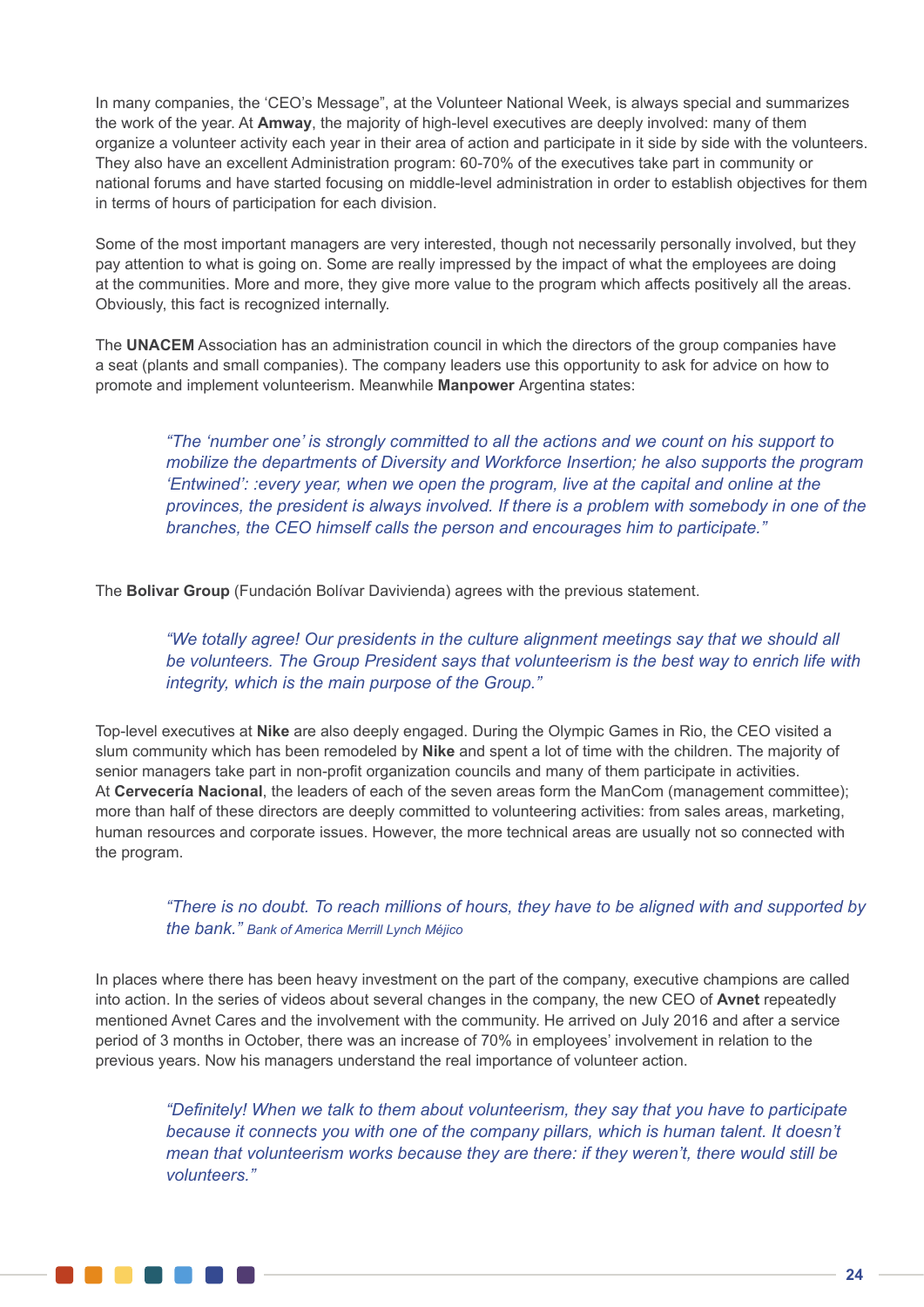In many companies, the 'CEO's Message", at the Volunteer National Week, is always special and summarizes the work of the year. At **Amway**, the majority of high-level executives are deeply involved: many of them organize a volunteer activity each year in their area of action and participate in it side by side with the volunteers. They also have an excellent Administration program: 60-70% of the executives take part in community or national forums and have started focusing on middle-level administration in order to establish objectives for them in terms of hours of participation for each division.

Some of the most important managers are very interested, though not necessarily personally involved, but they pay attention to what is going on. Some are really impressed by the impact of what the employees are doing at the communities. More and more, they give more value to the program which affects positively all the areas. Obviously, this fact is recognized internally.

The **UNACEM** Association has an administration council in which the directors of the group companies have a seat (plants and small companies). The company leaders use this opportunity to ask for advice on how to promote and implement volunteerism. Meanwhile **Manpower** Argentina states:

> *"The 'number one' is strongly committed to all the actions and we count on his support to mobilize the departments of Diversity and Workforce Insertion; he also supports the program 'Entwined': :every year, when we open the program, live at the capital and online at the provinces, the president is always involved. If there is a problem with somebody in one of the branches, the CEO himself calls the person and encourages him to participate."*

The **Bolivar Group** (Fundación Bolívar Davivienda) agrees with the previous statement.

> *"We totally agree! Our presidents in the culture alignment meetings say that we should all be volunteers. The Group President says that volunteerism is the best way to enrich life with integrity, which is the main purpose of the Group."*

Top-level executives at **Nike** are also deeply engaged. During the Olympic Games in Rio, the CEO visited a slum community which has been remodeled by **Nike** and spent a lot of time with the children. The majority of senior managers take part in non-profit organization councils and many of them participate in activities. At **Cervecería Nacional**, the leaders of each of the seven areas form the ManCom (management committee); more than half of these directors are deeply committed to volunteering activities: from sales areas, marketing, human resources and corporate issues. However, the more technical areas are usually not so connected with the program.

> *"There is no doubt. To reach millions of hours, they have to be aligned with and supported by the bank." Bank of America Merrill Lynch Méjico*

In places where there has been heavy investment on the part of the company, executive champions are called into action. In the series of videos about several changes in the company, the new CEO of **Avnet** repeatedly mentioned Avnet Cares and the involvement with the community. He arrived on July 2016 and after a service period of 3 months in October, there was an increase of 70% in employees' involvement in relation to the previous years. Now his managers understand the real importance of volunteer action.

> *"Definitely! When we talk to them about volunteerism, they say that you have to participate because it connects you with one of the company pillars, which is human talent. It doesn't mean that volunteerism works because they are there: if they weren't, there would still be volunteers."*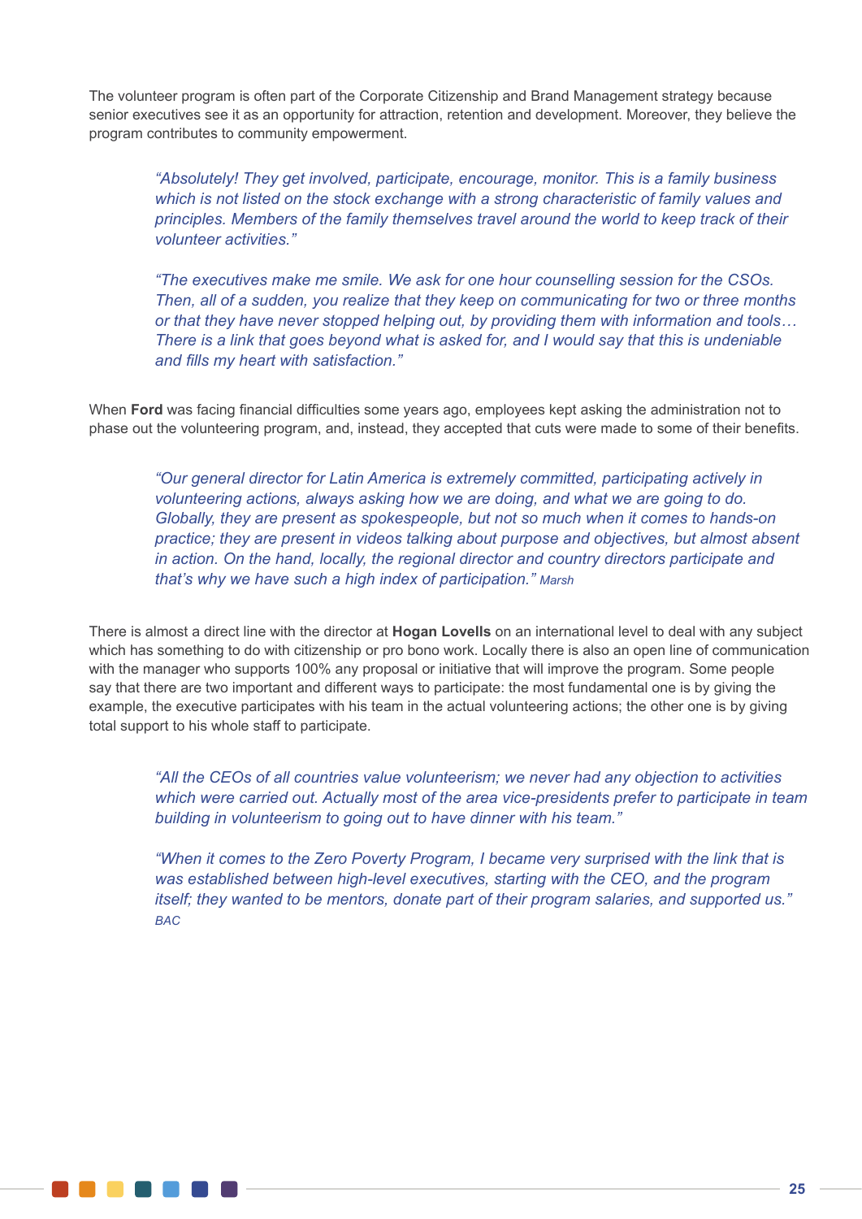The volunteer program is often part of the Corporate Citizenship and Brand Management strategy because senior executives see it as an opportunity for attraction, retention and development. Moreover, they believe the program contributes to community empowerment.

> *"Absolutely! They get involved, participate, encourage, monitor. This is a family business which is not listed on the stock exchange with a strong characteristic of family values and principles. Members of the family themselves travel around the world to keep track of their volunteer activities."*

> *"The executives make me smile. We ask for one hour counselling session for the CSOs. Then, all of a sudden, you realize that they keep on communicating for two or three months or that they have never stopped helping out, by providing them with information and tools… There is a link that goes beyond what is asked for, and I would say that this is undeniable and fills my heart with satisfaction."*

When **Ford** was facing financial difficulties some years ago, employees kept asking the administration not to phase out the volunteering program, and, instead, they accepted that cuts were made to some of their benefits.

> *"Our general director for Latin America is extremely committed, participating actively in volunteering actions, always asking how we are doing, and what we are going to do. Globally, they are present as spokespeople, but not so much when it comes to hands-on practice; they are present in videos talking about purpose and objectives, but almost absent in action. On the hand, locally, the regional director and country directors participate and that's why we have such a high index of participation." Marsh*

There is almost a direct line with the director at **Hogan Lovells** on an international level to deal with any subject which has something to do with citizenship or pro bono work. Locally there is also an open line of communication with the manager who supports 100% any proposal or initiative that will improve the program. Some people say that there are two important and different ways to participate: the most fundamental one is by giving the example, the executive participates with his team in the actual volunteering actions; the other one is by giving total support to his whole staff to participate.

> *"All the CEOs of all countries value volunteerism; we never had any objection to activities which were carried out. Actually most of the area vice-presidents prefer to participate in team building in volunteerism to going out to have dinner with his team."*

> *"When it comes to the Zero Poverty Program, I became very surprised with the link that is was established between high-level executives, starting with the CEO, and the program itself; they wanted to be mentors, donate part of their program salaries, and supported us." BAC*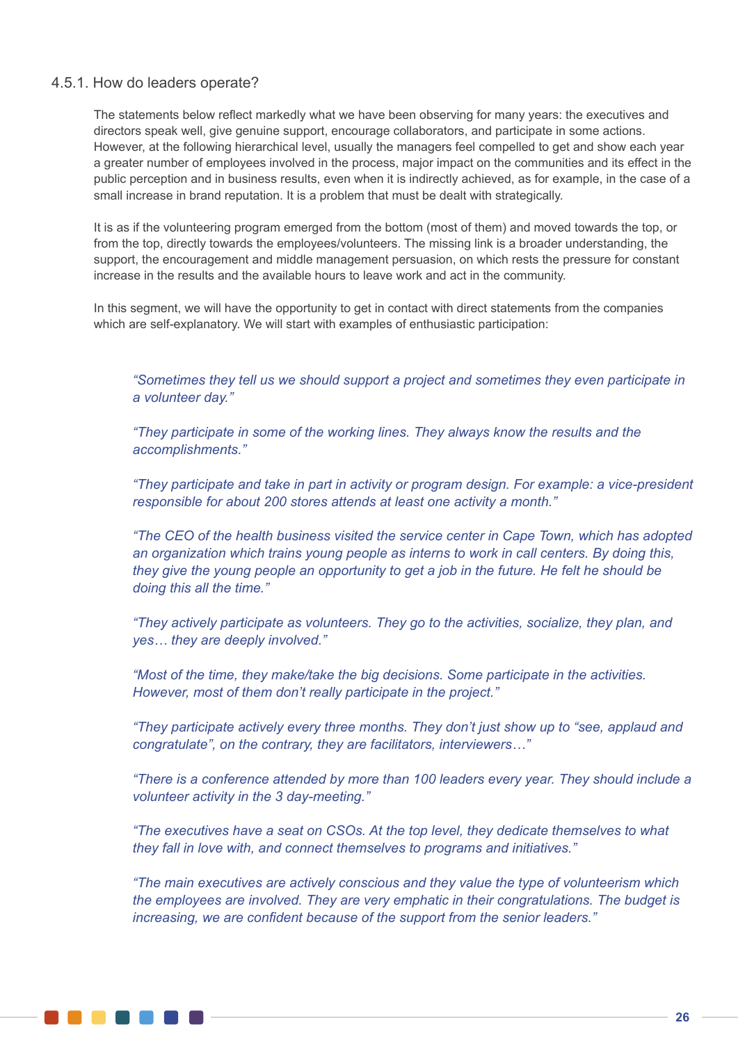### 4.5.1. How do leaders operate?

The statements below reflect markedly what we have been observing for many years: the executives and directors speak well, give genuine support, encourage collaborators, and participate in some actions. However, at the following hierarchical level, usually the managers feel compelled to get and show each year a greater number of employees involved in the process, major impact on the communities and its effect in the public perception and in business results, even when it is indirectly achieved, as for example, in the case of a small increase in brand reputation. It is a problem that must be dealt with strategically.

It is as if the volunteering program emerged from the bottom (most of them) and moved towards the top, or from the top, directly towards the employees/volunteers. The missing link is a broader understanding, the support, the encouragement and middle management persuasion, on which rests the pressure for constant increase in the results and the available hours to leave work and act in the community.

In this segment, we will have the opportunity to get in contact with direct statements from the companies which are self-explanatory. We will start with examples of enthusiastic participation:

*“Sometimes they tell us we should support a project and sometimes they even participate in a volunteer day.”*

*“They participate in some of the working lines. They always know the results and the accomplishments.”*

*“They participate and take in part in activity or program design. For example: a vice-president responsible for about 200 stores attends at least one activity a month.”*

*“The CEO of the health business visited the service center in Cape Town, which has adopted an organization which trains young people as interns to work in call centers. By doing this, they give the young people an opportunity to get a job in the future. He felt he should be doing this all the time.”*

*“They actively participate as volunteers. They go to the activities, socialize, they plan, and yes… they are deeply involved.”*

*“Most of the time, they make/take the big decisions. Some participate in the activities. However, most of them don’t really participate in the project.”*

*“They participate actively every three months. They don’t just show up to “see, applaud and congratulate”, on the contrary, they are facilitators, interviewers…”*

*“There is a conference attended by more than 100 leaders every year. They should include a volunteer activity in the 3 day-meeting.”*

*“The executives have a seat on CSOs. At the top level, they dedicate themselves to what they fall in love with, and connect themselves to programs and initiatives.”*

*“The main executives are actively conscious and they value the type of volunteerism which the employees are involved. They are very emphatic in their congratulations. The budget is increasing, we are confident because of the support from the senior leaders.”*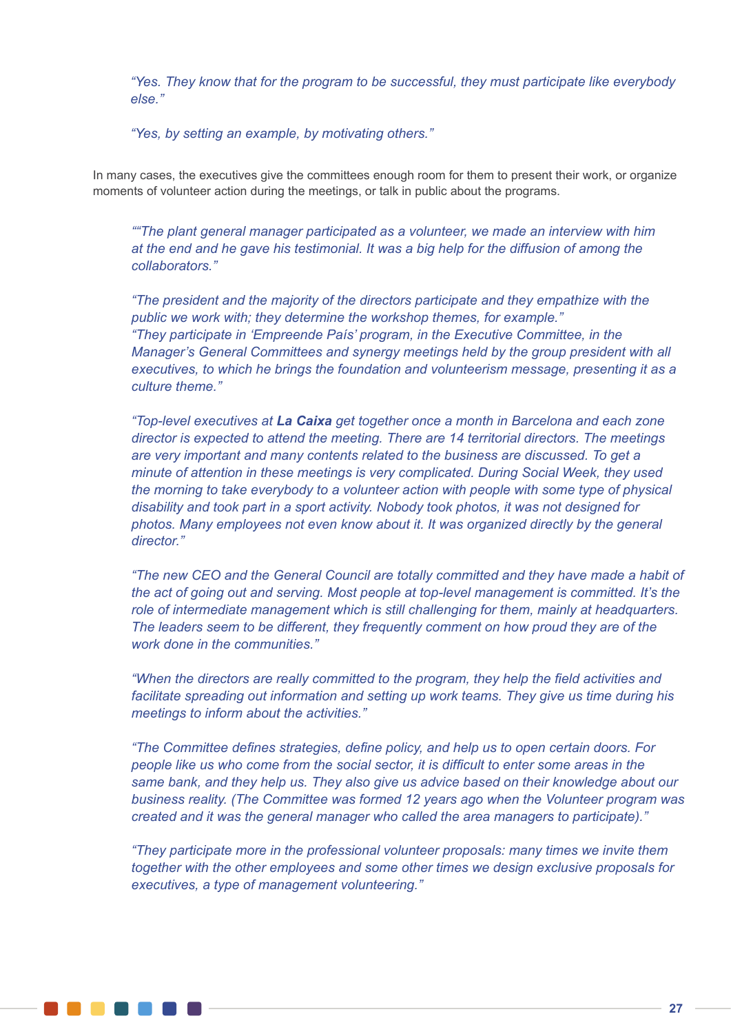*"Yes. They know that for the program to be successful, they must participate like everybody else."*

*"Yes, by setting an example, by motivating others."*

In many cases, the executives give the committees enough room for them to present their work, or organize moments of volunteer action during the meetings, or talk in public about the programs.

*""The plant general manager participated as a volunteer, we made an interview with him at the end and he gave his testimonial. It was a big help for the diffusion of among the collaborators."*

*"The president and the majority of the directors participate and they empathize with the public we work with; they determine the workshop themes, for example."*
*"They participate in 'Empreende País' program, in the Executive Committee, in the Manager's General Committees and synergy meetings held by the group president with all executives, to which he brings the foundation and volunteerism message, presenting it as a culture theme."*

*"Top-level executives at **La Caixa** get together once a month in Barcelona and each zone director is expected to attend the meeting. There are 14 territorial directors. The meetings are very important and many contents related to the business are discussed. To get a minute of attention in these meetings is very complicated. During Social Week, they used the morning to take everybody to a volunteer action with people with some type of physical disability and took part in a sport activity. Nobody took photos, it was not designed for photos. Many employees not even know about it. It was organized directly by the general director."*

*"The new CEO and the General Council are totally committed and they have made a habit of the act of going out and serving. Most people at top-level management is committed. It's the role of intermediate management which is still challenging for them, mainly at headquarters. The leaders seem to be different, they frequently comment on how proud they are of the work done in the communities."*

*"When the directors are really committed to the program, they help the field activities and facilitate spreading out information and setting up work teams. They give us time during his meetings to inform about the activities."*

*"The Committee defines strategies, define policy, and help us to open certain doors. For people like us who come from the social sector, it is difficult to enter some areas in the same bank, and they help us. They also give us advice based on their knowledge about our business reality. (The Committee was formed 12 years ago when the Volunteer program was created and it was the general manager who called the area managers to participate)."*

*"They participate more in the professional volunteer proposals: many times we invite them together with the other employees and some other times we design exclusive proposals for executives, a type of management volunteering."*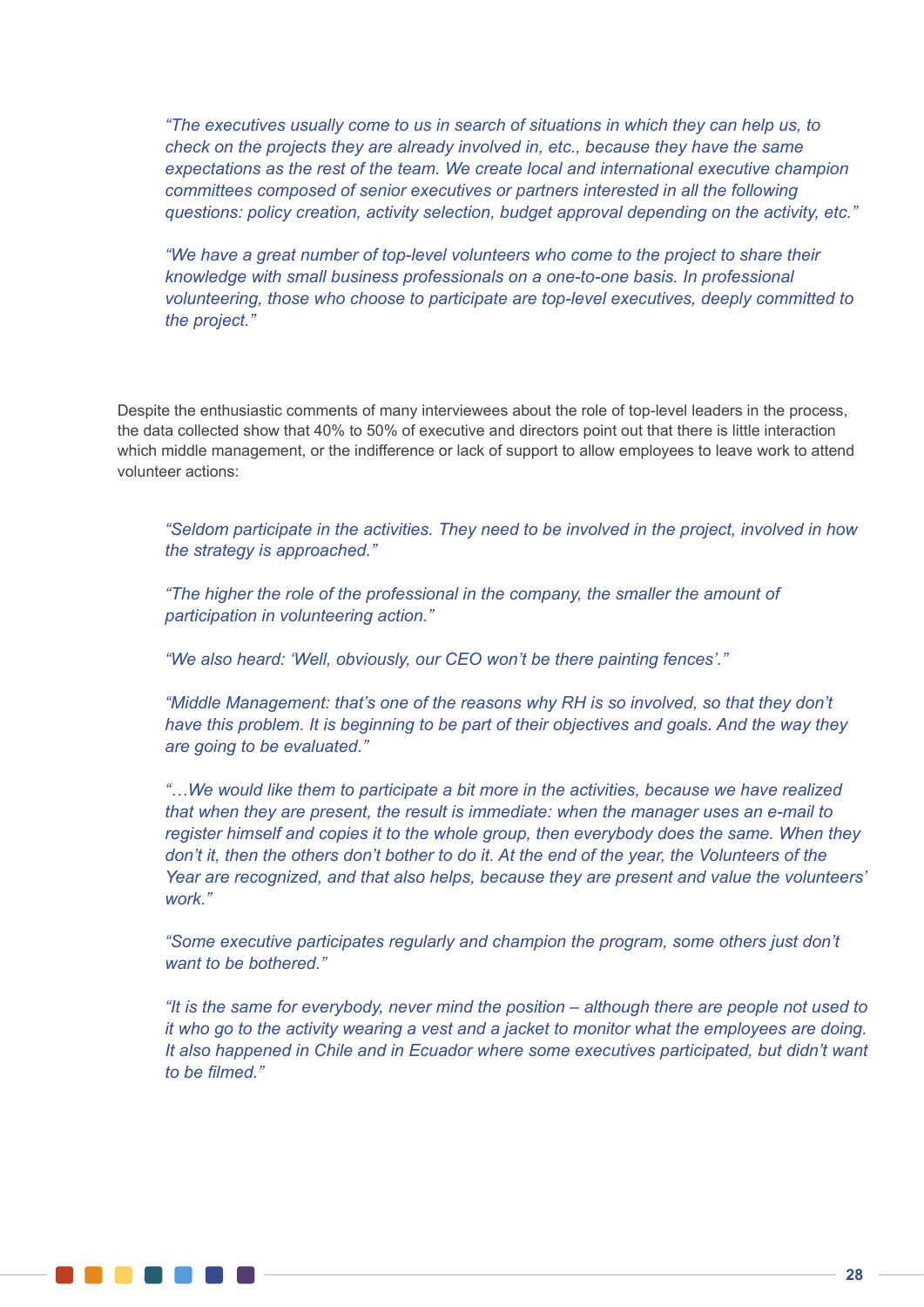*"The executives usually come to us in search of situations in which they can help us, to check on the projects they are already involved in, etc., because they have the same expectations as the rest of the team. We create local and international executive champion committees composed of senior executives or partners interested in all the following questions: policy creation, activity selection, budget approval depending on the activity, etc."*

*"We have a great number of top-level volunteers who come to the project to share their knowledge with small business professionals on a one-to-one basis. In professional volunteering, those who choose to participate are top-level executives, deeply committed to the project."*

Despite the enthusiastic comments of many interviewees about the role of top-level leaders in the process, the data collected show that 40% to 50% of executive and directors point out that there is little interaction which middle management, or the indifference or lack of support to allow employees to leave work to attend volunteer actions:

*"Seldom participate in the activities. They need to be involved in the project, involved in how the strategy is approached."*

*"The higher the role of the professional in the company, the smaller the amount of participation in volunteering action."*

*"We also heard: 'Well, obviously, our CEO won't be there painting fences'."*

*"Middle Management: that's one of the reasons why RH is so involved, so that they don't have this problem. It is beginning to be part of their objectives and goals. And the way they are going to be evaluated."*

*"…We would like them to participate a bit more in the activities, because we have realized that when they are present, the result is immediate: when the manager uses an e-mail to register himself and copies it to the whole group, then everybody does the same. When they don't it, then the others don't bother to do it. At the end of the year, the Volunteers of the Year are recognized, and that also helps, because they are present and value the volunteers' work."*

*"Some executive participates regularly and champion the program, some others just don't want to be bothered."*

*"It is the same for everybody, never mind the position – although there are people not used to it who go to the activity wearing a vest and a jacket to monitor what the employees are doing. It also happened in Chile and in Ecuador where some executives participated, but didn't want to be filmed."*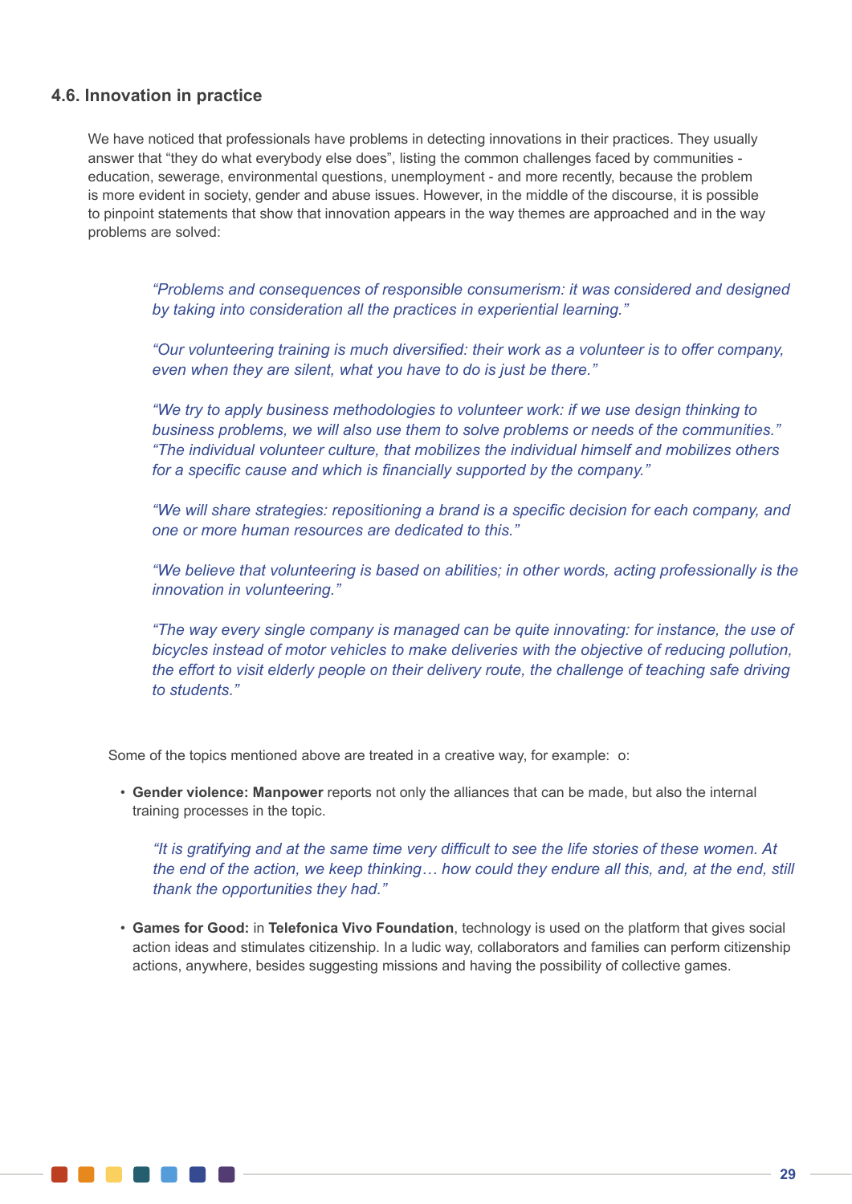### 4.6. Innovation in practice

We have noticed that professionals have problems in detecting innovations in their practices. They usually answer that "they do what everybody else does", listing the common challenges faced by communities - education, sewerage, environmental questions, unemployment - and more recently, because the problem is more evident in society, gender and abuse issues. However, in the middle of the discourse, it is possible to pinpoint statements that show that innovation appears in the way themes are approached and in the way problems are solved:

> *"Problems and consequences of responsible consumerism: it was considered and designed by taking into consideration all the practices in experiential learning."*
>
> *"Our volunteering training is much diversified: their work as a volunteer is to offer company, even when they are silent, what you have to do is just be there."*
>
> *"We try to apply business methodologies to volunteer work: if we use design thinking to business problems, we will also use them to solve problems or needs of the communities." "The individual volunteer culture, that mobilizes the individual himself and mobilizes others for a specific cause and which is financially supported by the company."*
>
> *"We will share strategies: repositioning a brand is a specific decision for each company, and one or more human resources are dedicated to this."*
>
> *"We believe that volunteering is based on abilities; in other words, acting professionally is the innovation in volunteering."*
>
> *"The way every single company is managed can be quite innovating: for instance, the use of bicycles instead of motor vehicles to make deliveries with the objective of reducing pollution, the effort to visit elderly people on their delivery route, the challenge of teaching safe driving to students."*

Some of the topics mentioned above are treated in a creative way, for example: o:

- **Gender violence: Manpower** reports not only the alliances that can be made, but also the internal training processes in the topic.

  > *"It is gratifying and at the same time very difficult to see the life stories of these women. At the end of the action, we keep thinking… how could they endure all this, and, at the end, still thank the opportunities they had."*

- **Games for Good:** in **Telefonica Vivo Foundation**, technology is used on the platform that gives social action ideas and stimulates citizenship. In a ludic way, collaborators and families can perform citizenship actions, anywhere, besides suggesting missions and having the possibility of collective games.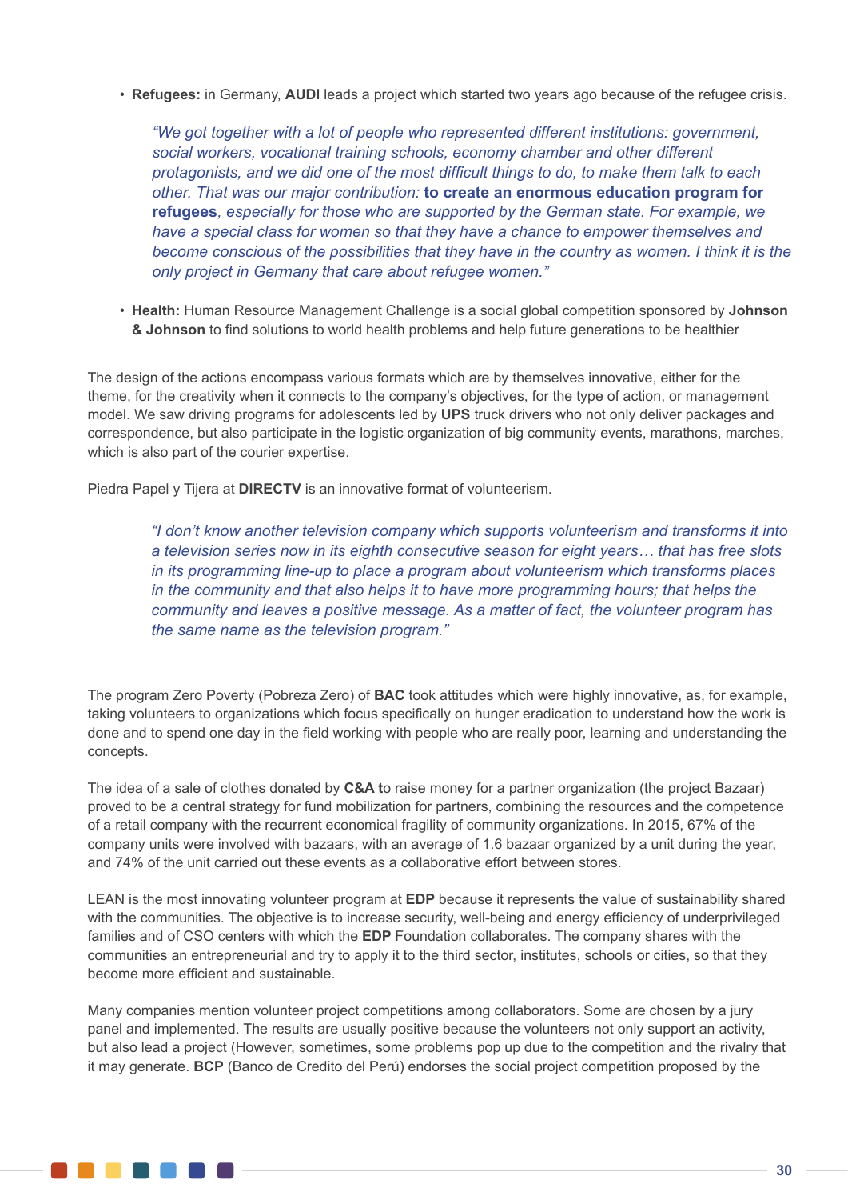- **Refugees:** in Germany, **AUDI** leads a project which started two years ago because of the refugee crisis.

  *"We got together with a lot of people who represented different institutions: government, social workers, vocational training schools, economy chamber and other different protagonists, and we did one of the most difficult things to do, to make them talk to each other. That was our major contribution:* ***to create an enormous education program for refugees****, especially for those who are supported by the German state. For example, we have a special class for women so that they have a chance to empower themselves and become conscious of the possibilities that they have in the country as women. I think it is the only project in Germany that care about refugee women."*

- **Health:** Human Resource Management Challenge is a social global competition sponsored by **Johnson & Johnson** to find solutions to world health problems and help future generations to be healthier

The design of the actions encompass various formats which are by themselves innovative, either for the theme, for the creativity when it connects to the company's objectives, for the type of action, or management model. We saw driving programs for adolescents led by **UPS** truck drivers who not only deliver packages and correspondence, but also participate in the logistic organization of big community events, marathons, marches, which is also part of the courier expertise.

Piedra Papel y Tijera at **DIRECTV** is an innovative format of volunteerism.

> *"I don't know another television company which supports volunteerism and transforms it into a television series now in its eighth consecutive season for eight years… that has free slots in its programming line-up to place a program about volunteerism which transforms places in the community and that also helps it to have more programming hours; that helps the community and leaves a positive message. As a matter of fact, the volunteer program has the same name as the television program."*

The program Zero Poverty (Pobreza Zero) of **BAC** took attitudes which were highly innovative, as, for example, taking volunteers to organizations which focus specifically on hunger eradication to understand how the work is done and to spend one day in the field working with people who are really poor, learning and understanding the concepts.

The idea of a sale of clothes donated by **C&A t**o raise money for a partner organization (the project Bazaar) proved to be a central strategy for fund mobilization for partners, combining the resources and the competence of a retail company with the recurrent economical fragility of community organizations. In 2015, 67% of the company units were involved with bazaars, with an average of 1.6 bazaar organized by a unit during the year, and 74% of the unit carried out these events as a collaborative effort between stores.

LEAN is the most innovating volunteer program at **EDP** because it represents the value of sustainability shared with the communities. The objective is to increase security, well-being and energy efficiency of underprivileged families and of CSO centers with which the **EDP** Foundation collaborates. The company shares with the communities an entrepreneurial and try to apply it to the third sector, institutes, schools or cities, so that they become more efficient and sustainable.

Many companies mention volunteer project competitions among collaborators. Some are chosen by a jury panel and implemented. The results are usually positive because the volunteers not only support an activity, but also lead a project (However, sometimes, some problems pop up due to the competition and the rivalry that it may generate. **BCP** (Banco de Credito del Perú) endorses the social project competition proposed by the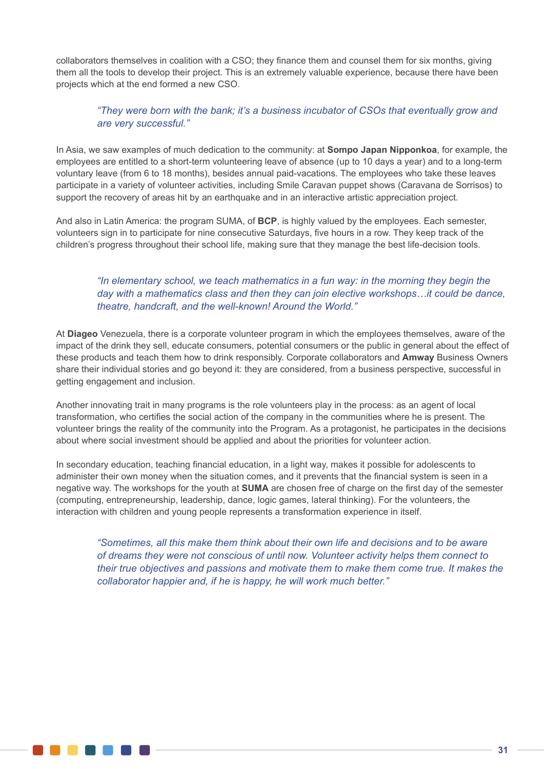collaborators themselves in coalition with a CSO; they finance them and counsel them for six months, giving them all the tools to develop their project. This is an extremely valuable experience, because there have been projects which at the end formed a new CSO.

> *"They were born with the bank; it's a business incubator of CSOs that eventually grow and are very successful."*

In Asia, we saw examples of much dedication to the community: at **Sompo Japan Nipponkoa**, for example, the employees are entitled to a short-term volunteering leave of absence (up to 10 days a year) and to a long-term voluntary leave (from 6 to 18 months), besides annual paid-vacations. The employees who take these leaves participate in a variety of volunteer activities, including Smile Caravan puppet shows (Caravana de Sorrisos) to support the recovery of areas hit by an earthquake and in an interactive artistic appreciation project.

And also in Latin America: the program SUMA, of **BCP**, is highly valued by the employees. Each semester, volunteers sign in to participate for nine consecutive Saturdays, five hours in a row. They keep track of the children's progress throughout their school life, making sure that they manage the best life-decision tools.

> *"In elementary school, we teach mathematics in a fun way: in the morning they begin the day with a mathematics class and then they can join elective workshops…it could be dance, theatre, handcraft, and the well-known! Around the World."*

At **Diageo** Venezuela, there is a corporate volunteer program in which the employees themselves, aware of the impact of the drink they sell, educate consumers, potential consumers or the public in general about the effect of these products and teach them how to drink responsibly. Corporate collaborators and **Amway** Business Owners share their individual stories and go beyond it: they are considered, from a business perspective, successful in getting engagement and inclusion.

Another innovating trait in many programs is the role volunteers play in the process: as an agent of local transformation, who certifies the social action of the company in the communities where he is present. The volunteer brings the reality of the community into the Program. As a protagonist, he participates in the decisions about where social investment should be applied and about the priorities for volunteer action.

In secondary education, teaching financial education, in a light way, makes it possible for adolescents to administer their own money when the situation comes, and it prevents that the financial system is seen in a negative way. The workshops for the youth at **SUMA** are chosen free of charge on the first day of the semester (computing, entrepreneurship, leadership, dance, logic games, lateral thinking). For the volunteers, the interaction with children and young people represents a transformation experience in itself.

> *"Sometimes, all this make them think about their own life and decisions and to be aware of dreams they were not conscious of until now. Volunteer activity helps them connect to their true objectives and passions and motivate them to make them come true. It makes the collaborator happier and, if he is happy, he will work much better."*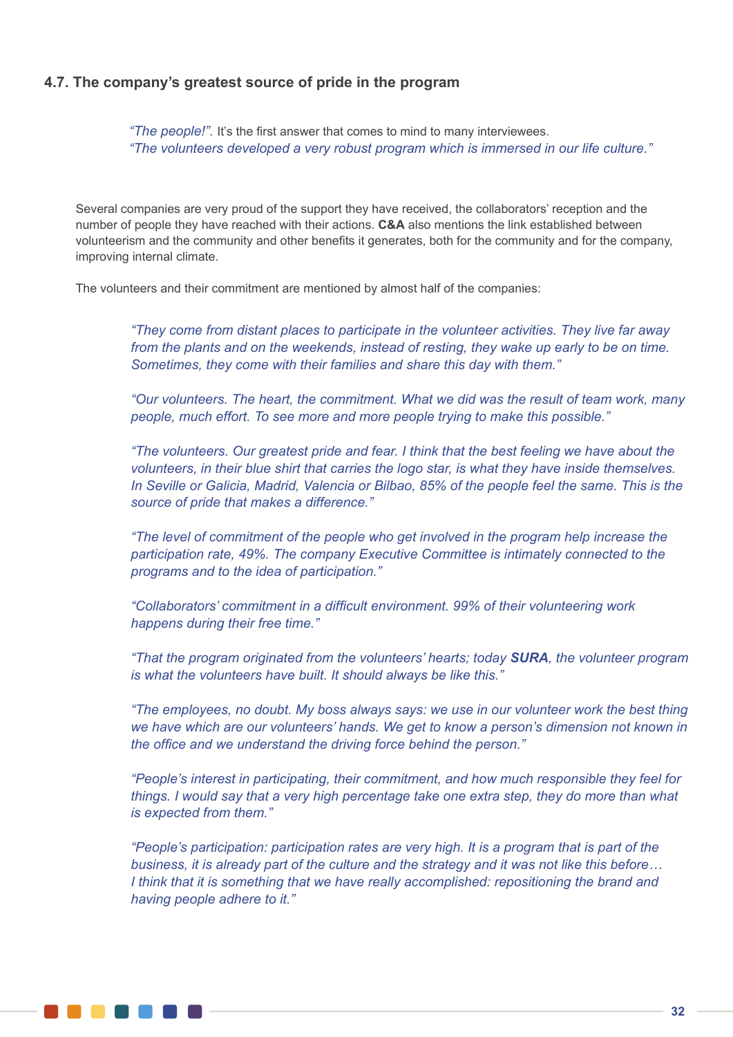### 4.7. The company's greatest source of pride in the program

> *"The people!".* It's the first answer that comes to mind to many interviewees.
> *"The volunteers developed a very robust program which is immersed in our life culture."*

Several companies are very proud of the support they have received, the collaborators' reception and the number of people they have reached with their actions. **C&A** also mentions the link established between volunteerism and the community and other benefits it generates, both for the community and for the company, improving internal climate.

The volunteers and their commitment are mentioned by almost half of the companies:

> *"They come from distant places to participate in the volunteer activities. They live far away from the plants and on the weekends, instead of resting, they wake up early to be on time. Sometimes, they come with their families and share this day with them."*
>
> *"Our volunteers. The heart, the commitment. What we did was the result of team work, many people, much effort. To see more and more people trying to make this possible."*
>
> *"The volunteers. Our greatest pride and fear. I think that the best feeling we have about the volunteers, in their blue shirt that carries the logo star, is what they have inside themselves. In Seville or Galicia, Madrid, Valencia or Bilbao, 85% of the people feel the same. This is the source of pride that makes a difference."*
>
> *"The level of commitment of the people who get involved in the program help increase the participation rate, 49%. The company Executive Committee is intimately connected to the programs and to the idea of participation."*
>
> *"Collaborators' commitment in a difficult environment. 99% of their volunteering work happens during their free time."*
>
> *"That the program originated from the volunteers' hearts; today* ***SURA****, the volunteer program is what the volunteers have built. It should always be like this."*
>
> *"The employees, no doubt. My boss always says: we use in our volunteer work the best thing we have which are our volunteers' hands. We get to know a person's dimension not known in the office and we understand the driving force behind the person."*
>
> *"People's interest in participating, their commitment, and how much responsible they feel for things. I would say that a very high percentage take one extra step, they do more than what is expected from them."*
>
> *"People's participation: participation rates are very high. It is a program that is part of the business, it is already part of the culture and the strategy and it was not like this before… I think that it is something that we have really accomplished: repositioning the brand and having people adhere to it."*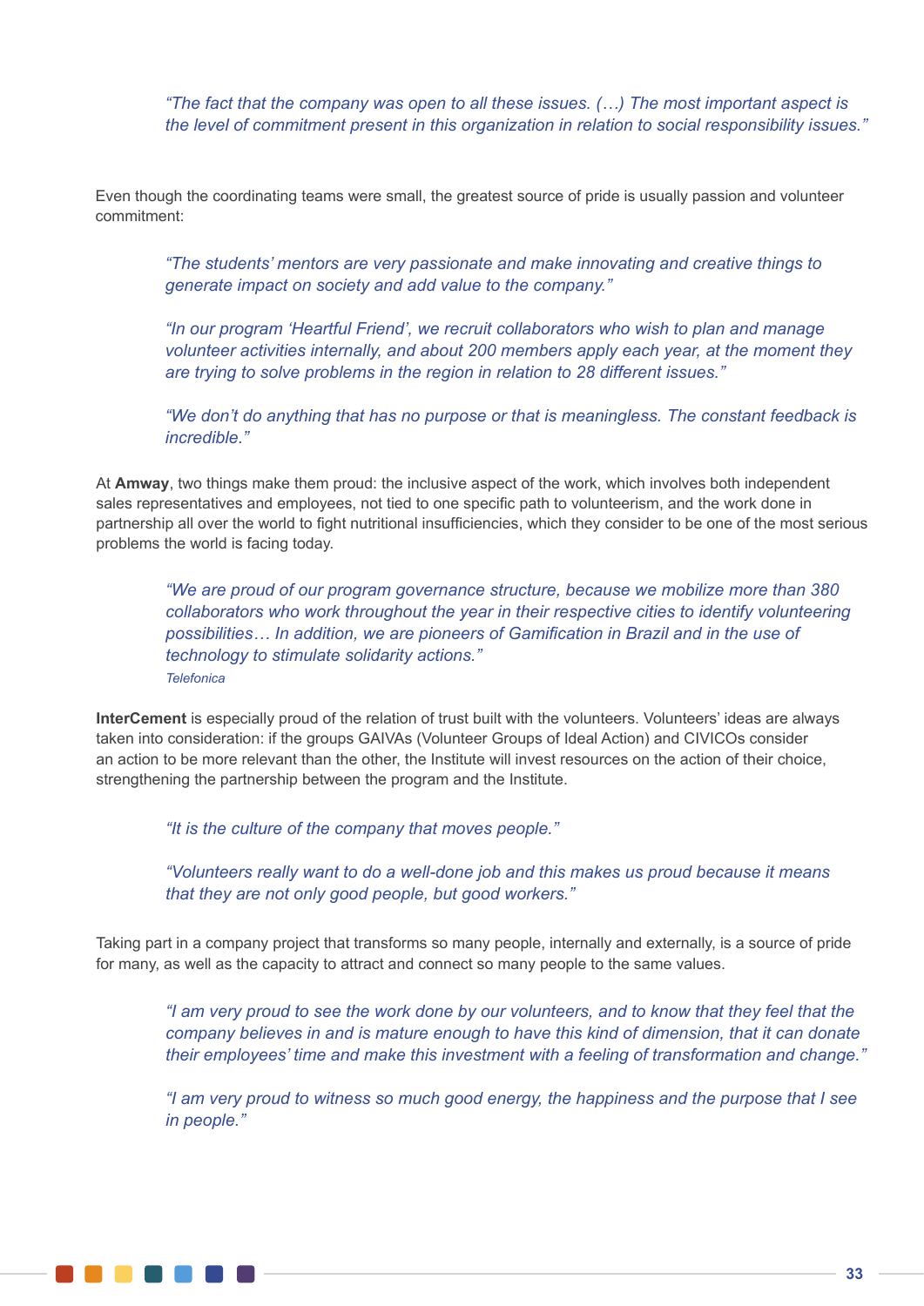> *"The fact that the company was open to all these issues. (…) The most important aspect is the level of commitment present in this organization in relation to social responsibility issues."*

Even though the coordinating teams were small, the greatest source of pride is usually passion and volunteer commitment:

> *"The students' mentors are very passionate and make innovating and creative things to generate impact on society and add value to the company."*

> *"In our program 'Heartful Friend', we recruit collaborators who wish to plan and manage volunteer activities internally, and about 200 members apply each year, at the moment they are trying to solve problems in the region in relation to 28 different issues."*

> *"We don't do anything that has no purpose or that is meaningless. The constant feedback is incredible."*

At **Amway**, two things make them proud: the inclusive aspect of the work, which involves both independent sales representatives and employees, not tied to one specific path to volunteerism, and the work done in partnership all over the world to fight nutritional insufficiencies, which they consider to be one of the most serious problems the world is facing today.

> *"We are proud of our program governance structure, because we mobilize more than 380 collaborators who work throughout the year in their respective cities to identify volunteering possibilities… In addition, we are pioneers of Gamification in Brazil and in the use of technology to stimulate solidarity actions."*
> *Telefonica*

**InterCement** is especially proud of the relation of trust built with the volunteers. Volunteers' ideas are always taken into consideration: if the groups GAIVAs (Volunteer Groups of Ideal Action) and CIVICOs consider an action to be more relevant than the other, the Institute will invest resources on the action of their choice, strengthening the partnership between the program and the Institute.

> *"It is the culture of the company that moves people."*

> *"Volunteers really want to do a well-done job and this makes us proud because it means that they are not only good people, but good workers."*

Taking part in a company project that transforms so many people, internally and externally, is a source of pride for many, as well as the capacity to attract and connect so many people to the same values.

> *"I am very proud to see the work done by our volunteers, and to know that they feel that the company believes in and is mature enough to have this kind of dimension, that it can donate their employees' time and make this investment with a feeling of transformation and change."*

> *"I am very proud to witness so much good energy, the happiness and the purpose that I see in people."*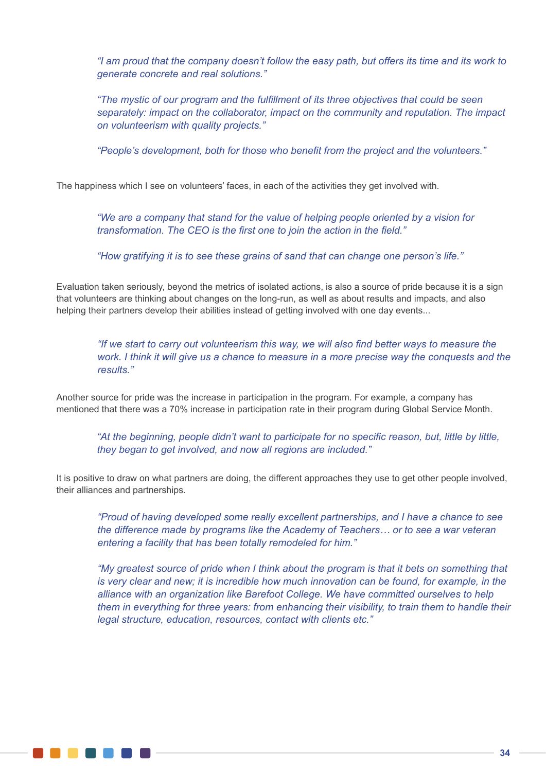> *"I am proud that the company doesn't follow the easy path, but offers its time and its work to generate concrete and real solutions."*
>
> *"The mystic of our program and the fulfillment of its three objectives that could be seen separately: impact on the collaborator, impact on the community and reputation. The impact on volunteerism with quality projects."*
>
> *"People's development, both for those who benefit from the project and the volunteers."*

The happiness which I see on volunteers' faces, in each of the activities they get involved with.

> *"We are a company that stand for the value of helping people oriented by a vision for transformation. The CEO is the first one to join the action in the field."*
>
> *"How gratifying it is to see these grains of sand that can change one person's life."*

Evaluation taken seriously, beyond the metrics of isolated actions, is also a source of pride because it is a sign that volunteers are thinking about changes on the long-run, as well as about results and impacts, and also helping their partners develop their abilities instead of getting involved with one day events...

> *"If we start to carry out volunteerism this way, we will also find better ways to measure the work. I think it will give us a chance to measure in a more precise way the conquests and the results."*

Another source for pride was the increase in participation in the program. For example, a company has mentioned that there was a 70% increase in participation rate in their program during Global Service Month.

> *"At the beginning, people didn't want to participate for no specific reason, but, little by little, they began to get involved, and now all regions are included."*

It is positive to draw on what partners are doing, the different approaches they use to get other people involved, their alliances and partnerships.

> *"Proud of having developed some really excellent partnerships, and I have a chance to see the difference made by programs like the Academy of Teachers… or to see a war veteran entering a facility that has been totally remodeled for him."*
>
> *"My greatest source of pride when I think about the program is that it bets on something that is very clear and new; it is incredible how much innovation can be found, for example, in the alliance with an organization like Barefoot College. We have committed ourselves to help them in everything for three years: from enhancing their visibility, to train them to handle their legal structure, education, resources, contact with clients etc."*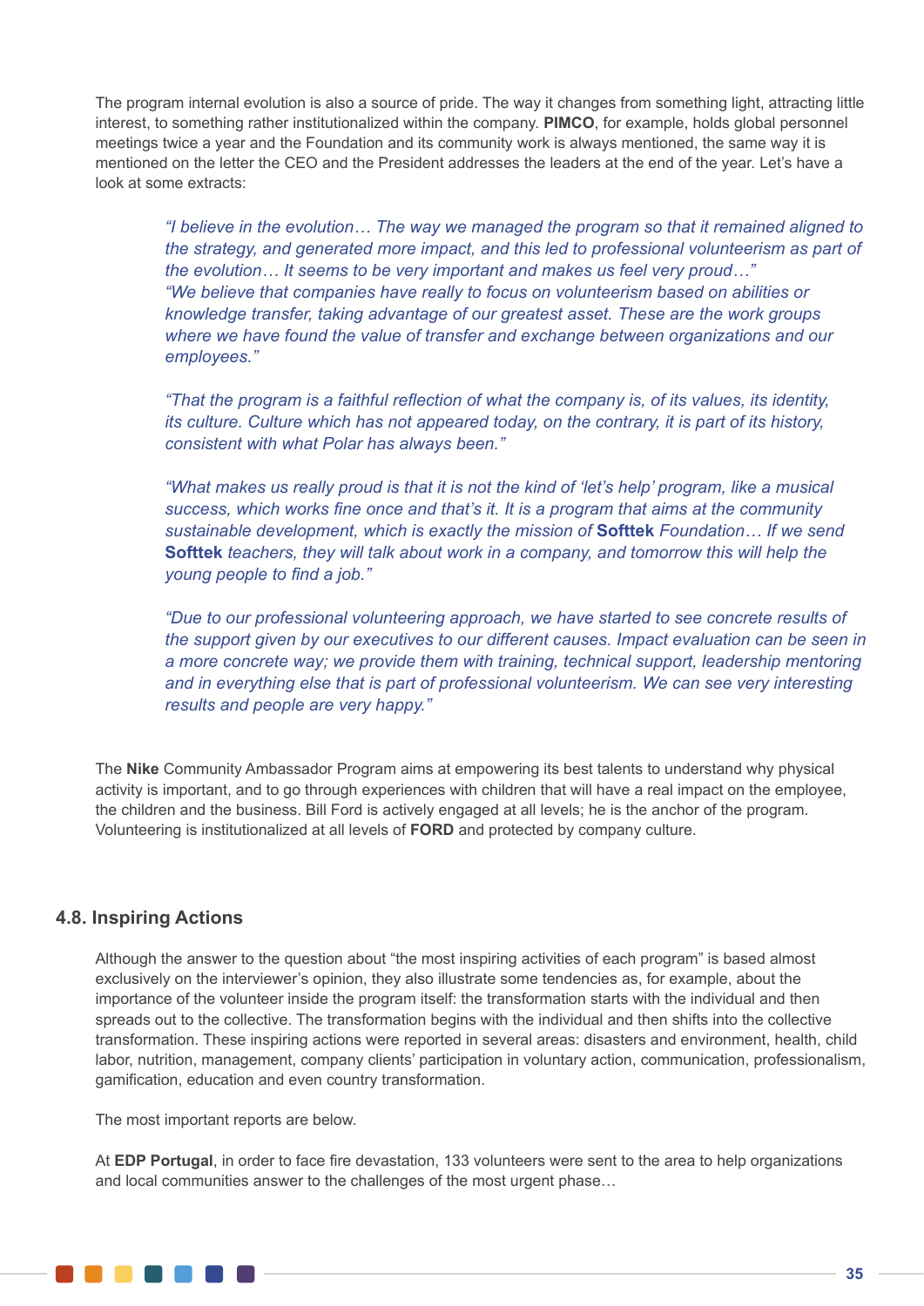The program internal evolution is also a source of pride. The way it changes from something light, attracting little interest, to something rather institutionalized within the company. **PIMCO**, for example, holds global personnel meetings twice a year and the Foundation and its community work is always mentioned, the same way it is mentioned on the letter the CEO and the President addresses the leaders at the end of the year. Let's have a look at some extracts:

> *"I believe in the evolution… The way we managed the program so that it remained aligned to the strategy, and generated more impact, and this led to professional volunteerism as part of the evolution… It seems to be very important and makes us feel very proud…"*
> *"We believe that companies have really to focus on volunteerism based on abilities or knowledge transfer, taking advantage of our greatest asset. These are the work groups where we have found the value of transfer and exchange between organizations and our employees."*
>
> *"That the program is a faithful reflection of what the company is, of its values, its identity, its culture. Culture which has not appeared today, on the contrary, it is part of its history, consistent with what Polar has always been."*
>
> *"What makes us really proud is that it is not the kind of 'let's help' program, like a musical success, which works fine once and that's it. It is a program that aims at the community sustainable development, which is exactly the mission of* ***Softtek*** *Foundation… If we send* ***Softtek*** *teachers, they will talk about work in a company, and tomorrow this will help the young people to find a job."*
>
> *"Due to our professional volunteering approach, we have started to see concrete results of the support given by our executives to our different causes. Impact evaluation can be seen in a more concrete way; we provide them with training, technical support, leadership mentoring and in everything else that is part of professional volunteerism. We can see very interesting results and people are very happy."*

The **Nike** Community Ambassador Program aims at empowering its best talents to understand why physical activity is important, and to go through experiences with children that will have a real impact on the employee, the children and the business. Bill Ford is actively engaged at all levels; he is the anchor of the program. Volunteering is institutionalized at all levels of **FORD** and protected by company culture.

## 4.8. Inspiring Actions

Although the answer to the question about "the most inspiring activities of each program" is based almost exclusively on the interviewer's opinion, they also illustrate some tendencies as, for example, about the importance of the volunteer inside the program itself: the transformation starts with the individual and then spreads out to the collective. The transformation begins with the individual and then shifts into the collective transformation. These inspiring actions were reported in several areas: disasters and environment, health, child labor, nutrition, management, company clients' participation in voluntary action, communication, professionalism, gamification, education and even country transformation.

The most important reports are below.

At **EDP Portugal**, in order to face fire devastation, 133 volunteers were sent to the area to help organizations and local communities answer to the challenges of the most urgent phase…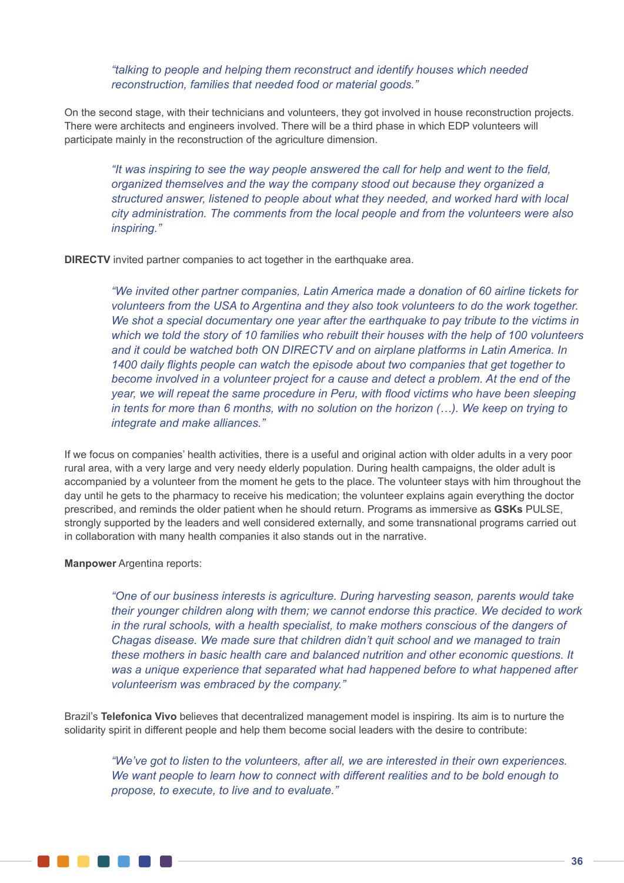*"talking to people and helping them reconstruct and identify houses which needed reconstruction, families that needed food or material goods."*

On the second stage, with their technicians and volunteers, they got involved in house reconstruction projects. There were architects and engineers involved. There will be a third phase in which EDP volunteers will participate mainly in the reconstruction of the agriculture dimension.

*"It was inspiring to see the way people answered the call for help and went to the field, organized themselves and the way the company stood out because they organized a structured answer, listened to people about what they needed, and worked hard with local city administration. The comments from the local people and from the volunteers were also inspiring."*

**DIRECTV** invited partner companies to act together in the earthquake area.

*"We invited other partner companies, Latin America made a donation of 60 airline tickets for volunteers from the USA to Argentina and they also took volunteers to do the work together. We shot a special documentary one year after the earthquake to pay tribute to the victims in which we told the story of 10 families who rebuilt their houses with the help of 100 volunteers and it could be watched both ON DIRECTV and on airplane platforms in Latin America. In 1400 daily flights people can watch the episode about two companies that get together to become involved in a volunteer project for a cause and detect a problem. At the end of the year, we will repeat the same procedure in Peru, with flood victims who have been sleeping in tents for more than 6 months, with no solution on the horizon (…). We keep on trying to integrate and make alliances."*

If we focus on companies' health activities, there is a useful and original action with older adults in a very poor rural area, with a very large and very needy elderly population. During health campaigns, the older adult is accompanied by a volunteer from the moment he gets to the place. The volunteer stays with him throughout the day until he gets to the pharmacy to receive his medication; the volunteer explains again everything the doctor prescribed, and reminds the older patient when he should return. Programs as immersive as **GSKs** PULSE, strongly supported by the leaders and well considered externally, and some transnational programs carried out in collaboration with many health companies it also stands out in the narrative.

**Manpower** Argentina reports:

*"One of our business interests is agriculture. During harvesting season, parents would take their younger children along with them; we cannot endorse this practice. We decided to work in the rural schools, with a health specialist, to make mothers conscious of the dangers of Chagas disease. We made sure that children didn't quit school and we managed to train these mothers in basic health care and balanced nutrition and other economic questions. It was a unique experience that separated what had happened before to what happened after volunteerism was embraced by the company."*

Brazil's **Telefonica Vivo** believes that decentralized management model is inspiring. Its aim is to nurture the solidarity spirit in different people and help them become social leaders with the desire to contribute:

*"We've got to listen to the volunteers, after all, we are interested in their own experiences. We want people to learn how to connect with different realities and to be bold enough to propose, to execute, to live and to evaluate."*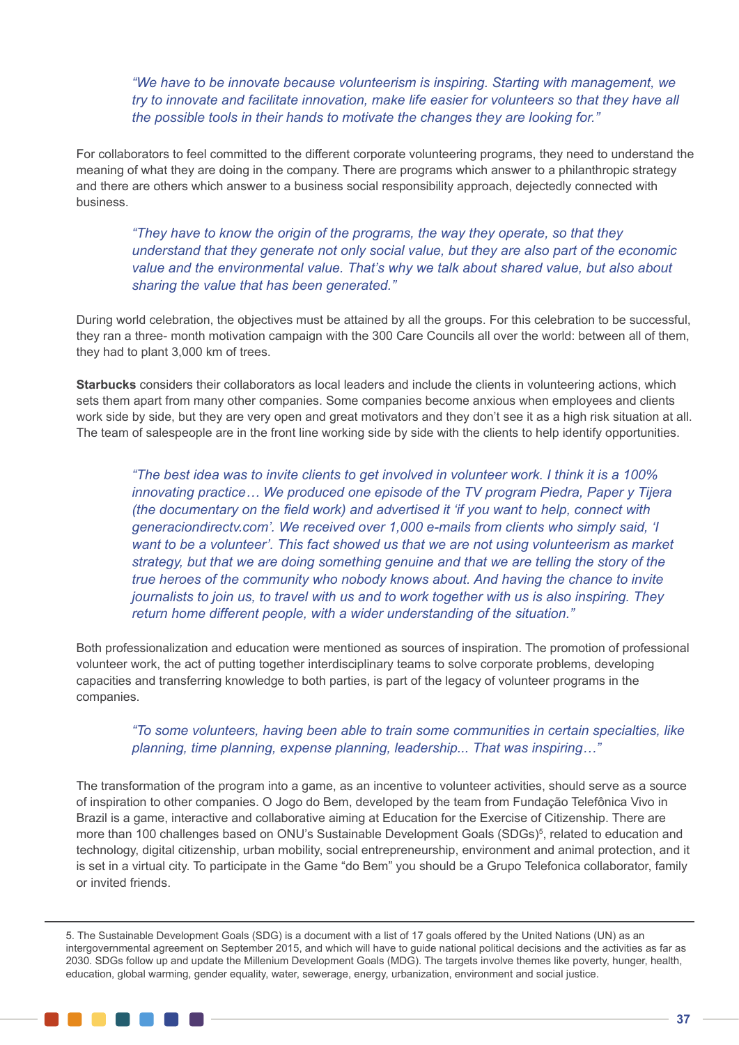*"We have to be innovate because volunteerism is inspiring. Starting with management, we try to innovate and facilitate innovation, make life easier for volunteers so that they have all the possible tools in their hands to motivate the changes they are looking for."*

For collaborators to feel committed to the different corporate volunteering programs, they need to understand the meaning of what they are doing in the company. There are programs which answer to a philanthropic strategy and there are others which answer to a business social responsibility approach, dejectedly connected with business.

*"They have to know the origin of the programs, the way they operate, so that they understand that they generate not only social value, but they are also part of the economic value and the environmental value. That's why we talk about shared value, but also about sharing the value that has been generated."*

During world celebration, the objectives must be attained by all the groups. For this celebration to be successful, they ran a three- month motivation campaign with the 300 Care Councils all over the world: between all of them, they had to plant 3,000 km of trees.

**Starbucks** considers their collaborators as local leaders and include the clients in volunteering actions, which sets them apart from many other companies. Some companies become anxious when employees and clients work side by side, but they are very open and great motivators and they don't see it as a high risk situation at all. The team of salespeople are in the front line working side by side with the clients to help identify opportunities.

*"The best idea was to invite clients to get involved in volunteer work. I think it is a 100% innovating practice… We produced one episode of the TV program Piedra, Paper y Tijera (the documentary on the field work) and advertised it 'if you want to help, connect with generaciondirectv.com'. We received over 1,000 e-mails from clients who simply said, 'I want to be a volunteer'. This fact showed us that we are not using volunteerism as market strategy, but that we are doing something genuine and that we are telling the story of the true heroes of the community who nobody knows about. And having the chance to invite journalists to join us, to travel with us and to work together with us is also inspiring. They return home different people, with a wider understanding of the situation."*

Both professionalization and education were mentioned as sources of inspiration. The promotion of professional volunteer work, the act of putting together interdisciplinary teams to solve corporate problems, developing capacities and transferring knowledge to both parties, is part of the legacy of volunteer programs in the companies.

*"To some volunteers, having been able to train some communities in certain specialties, like planning, time planning, expense planning, leadership... That was inspiring…"*

The transformation of the program into a game, as an incentive to volunteer activities, should serve as a source of inspiration to other companies. O Jogo do Bem, developed by the team from Fundação Telefônica Vivo in Brazil is a game, interactive and collaborative aiming at Education for the Exercise of Citizenship. There are more than 100 challenges based on ONU's Sustainable Development Goals (SDGs)[5], related to education and technology, digital citizenship, urban mobility, social entrepreneurship, environment and animal protection, and it is set in a virtual city. To participate in the Game "do Bem" you should be a Grupo Telefonica collaborator, family or invited friends.

---

5. The Sustainable Development Goals (SDG) is a document with a list of 17 goals offered by the United Nations (UN) as an intergovernmental agreement on September 2015, and which will have to guide national political decisions and the activities as far as 2030. SDGs follow up and update the Millenium Development Goals (MDG). The targets involve themes like poverty, hunger, health, education, global warming, gender equality, water, sewerage, energy, urbanization, environment and social justice.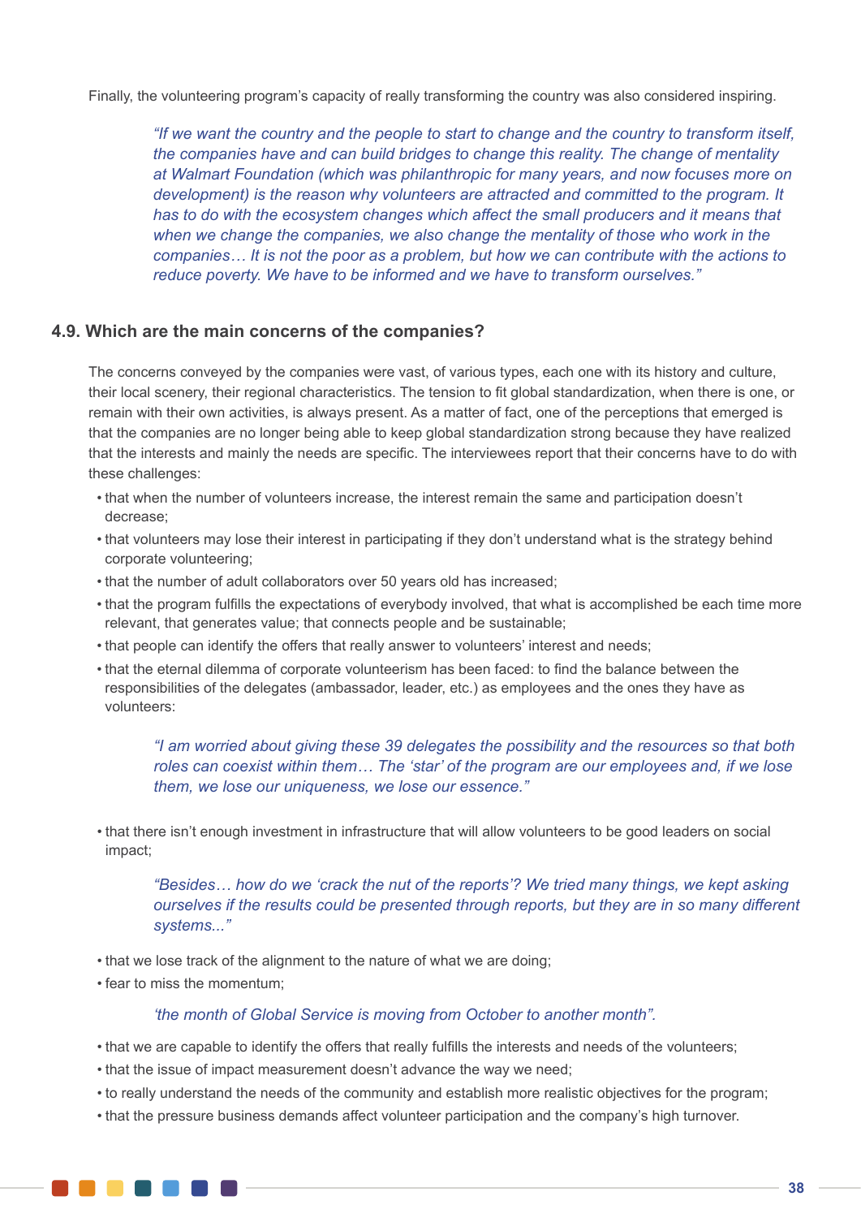Finally, the volunteering program's capacity of really transforming the country was also considered inspiring.

> *"If we want the country and the people to start to change and the country to transform itself, the companies have and can build bridges to change this reality. The change of mentality at Walmart Foundation (which was philanthropic for many years, and now focuses more on development) is the reason why volunteers are attracted and committed to the program. It has to do with the ecosystem changes which affect the small producers and it means that when we change the companies, we also change the mentality of those who work in the companies… It is not the poor as a problem, but how we can contribute with the actions to reduce poverty. We have to be informed and we have to transform ourselves."*

### 4.9. Which are the main concerns of the companies?

The concerns conveyed by the companies were vast, of various types, each one with its history and culture, their local scenery, their regional characteristics. The tension to fit global standardization, when there is one, or remain with their own activities, is always present. As a matter of fact, one of the perceptions that emerged is that the companies are no longer being able to keep global standardization strong because they have realized that the interests and mainly the needs are specific. The interviewees report that their concerns have to do with these challenges:

- that when the number of volunteers increase, the interest remain the same and participation doesn't decrease;
- that volunteers may lose their interest in participating if they don't understand what is the strategy behind corporate volunteering;
- that the number of adult collaborators over 50 years old has increased;
- that the program fulfills the expectations of everybody involved, that what is accomplished be each time more relevant, that generates value; that connects people and be sustainable;
- that people can identify the offers that really answer to volunteers' interest and needs;
- that the eternal dilemma of corporate volunteerism has been faced: to find the balance between the responsibilities of the delegates (ambassador, leader, etc.) as employees and the ones they have as volunteers:

> *"I am worried about giving these 39 delegates the possibility and the resources so that both roles can coexist within them… The 'star' of the program are our employees and, if we lose them, we lose our uniqueness, we lose our essence."*

- that there isn't enough investment in infrastructure that will allow volunteers to be good leaders on social impact;

> *"Besides… how do we 'crack the nut of the reports'? We tried many things, we kept asking ourselves if the results could be presented through reports, but they are in so many different systems..."*

- that we lose track of the alignment to the nature of what we are doing;
- fear to miss the momentum;

> *'the month of Global Service is moving from October to another month".*

- that we are capable to identify the offers that really fulfills the interests and needs of the volunteers;
- that the issue of impact measurement doesn't advance the way we need;
- to really understand the needs of the community and establish more realistic objectives for the program;
- that the pressure business demands affect volunteer participation and the company's high turnover.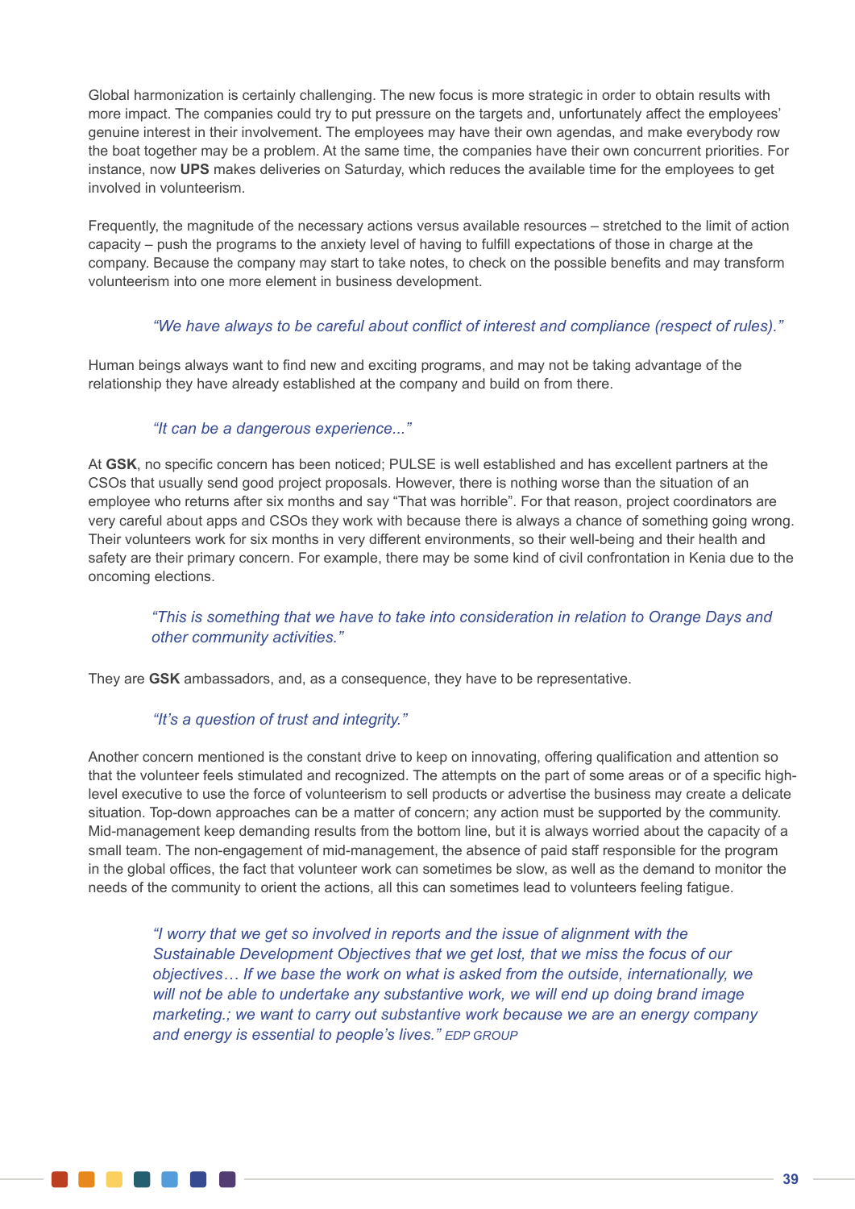Global harmonization is certainly challenging. The new focus is more strategic in order to obtain results with more impact. The companies could try to put pressure on the targets and, unfortunately affect the employees' genuine interest in their involvement. The employees may have their own agendas, and make everybody row the boat together may be a problem. At the same time, the companies have their own concurrent priorities. For instance, now **UPS** makes deliveries on Saturday, which reduces the available time for the employees to get involved in volunteerism.

Frequently, the magnitude of the necessary actions versus available resources – stretched to the limit of action capacity – push the programs to the anxiety level of having to fulfill expectations of those in charge at the company. Because the company may start to take notes, to check on the possible benefits and may transform volunteerism into one more element in business development.

> *"We have always to be careful about conflict of interest and compliance (respect of rules)."*

Human beings always want to find new and exciting programs, and may not be taking advantage of the relationship they have already established at the company and build on from there.

> *"It can be a dangerous experience..."*

At **GSK**, no specific concern has been noticed; PULSE is well established and has excellent partners at the CSOs that usually send good project proposals. However, there is nothing worse than the situation of an employee who returns after six months and say "That was horrible". For that reason, project coordinators are very careful about apps and CSOs they work with because there is always a chance of something going wrong. Their volunteers work for six months in very different environments, so their well-being and their health and safety are their primary concern. For example, there may be some kind of civil confrontation in Kenia due to the oncoming elections.

> *"This is something that we have to take into consideration in relation to Orange Days and other community activities."*

They are **GSK** ambassadors, and, as a consequence, they have to be representative.

> *"It's a question of trust and integrity."*

Another concern mentioned is the constant drive to keep on innovating, offering qualification and attention so that the volunteer feels stimulated and recognized. The attempts on the part of some areas or of a specific high-level executive to use the force of volunteerism to sell products or advertise the business may create a delicate situation. Top-down approaches can be a matter of concern; any action must be supported by the community. Mid-management keep demanding results from the bottom line, but it is always worried about the capacity of a small team. The non-engagement of mid-management, the absence of paid staff responsible for the program in the global offices, the fact that volunteer work can sometimes be slow, as well as the demand to monitor the needs of the community to orient the actions, all this can sometimes lead to volunteers feeling fatigue.

> *"I worry that we get so involved in reports and the issue of alignment with the Sustainable Development Objectives that we get lost, that we miss the focus of our objectives… If we base the work on what is asked from the outside, internationally, we will not be able to undertake any substantive work, we will end up doing brand image marketing.; we want to carry out substantive work because we are an energy company and energy is essential to people's lives."* EDP GROUP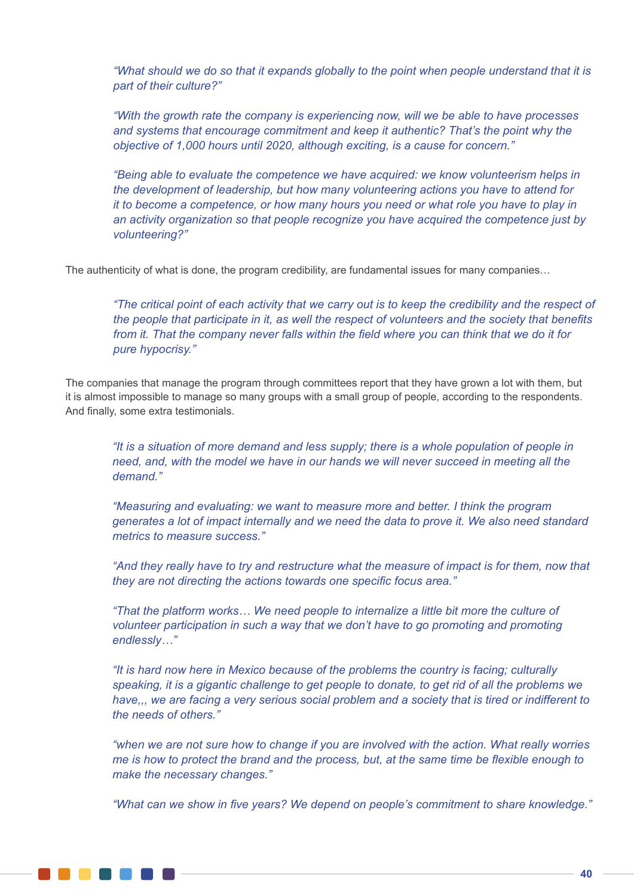*"What should we do so that it expands globally to the point when people understand that it is part of their culture?"*

*"With the growth rate the company is experiencing now, will we be able to have processes and systems that encourage commitment and keep it authentic? That's the point why the objective of 1,000 hours until 2020, although exciting, is a cause for concern."*

*"Being able to evaluate the competence we have acquired: we know volunteerism helps in the development of leadership, but how many volunteering actions you have to attend for it to become a competence, or how many hours you need or what role you have to play in an activity organization so that people recognize you have acquired the competence just by volunteering?"*

The authenticity of what is done, the program credibility, are fundamental issues for many companies…

*"The critical point of each activity that we carry out is to keep the credibility and the respect of the people that participate in it, as well the respect of volunteers and the society that benefits from it. That the company never falls within the field where you can think that we do it for pure hypocrisy."*

The companies that manage the program through committees report that they have grown a lot with them, but it is almost impossible to manage so many groups with a small group of people, according to the respondents. And finally, some extra testimonials.

*"It is a situation of more demand and less supply; there is a whole population of people in need, and, with the model we have in our hands we will never succeed in meeting all the demand."*

*"Measuring and evaluating: we want to measure more and better. I think the program generates a lot of impact internally and we need the data to prove it. We also need standard metrics to measure success."*

*"And they really have to try and restructure what the measure of impact is for them, now that they are not directing the actions towards one specific focus area."*

*"That the platform works… We need people to internalize a little bit more the culture of volunteer participation in such a way that we don't have to go promoting and promoting endlessly…"*

*"It is hard now here in Mexico because of the problems the country is facing; culturally speaking, it is a gigantic challenge to get people to donate, to get rid of all the problems we have,,, we are facing a very serious social problem and a society that is tired or indifferent to the needs of others."*

*"when we are not sure how to change if you are involved with the action. What really worries me is how to protect the brand and the process, but, at the same time be flexible enough to make the necessary changes."*

*"What can we show in five years? We depend on people's commitment to share knowledge."*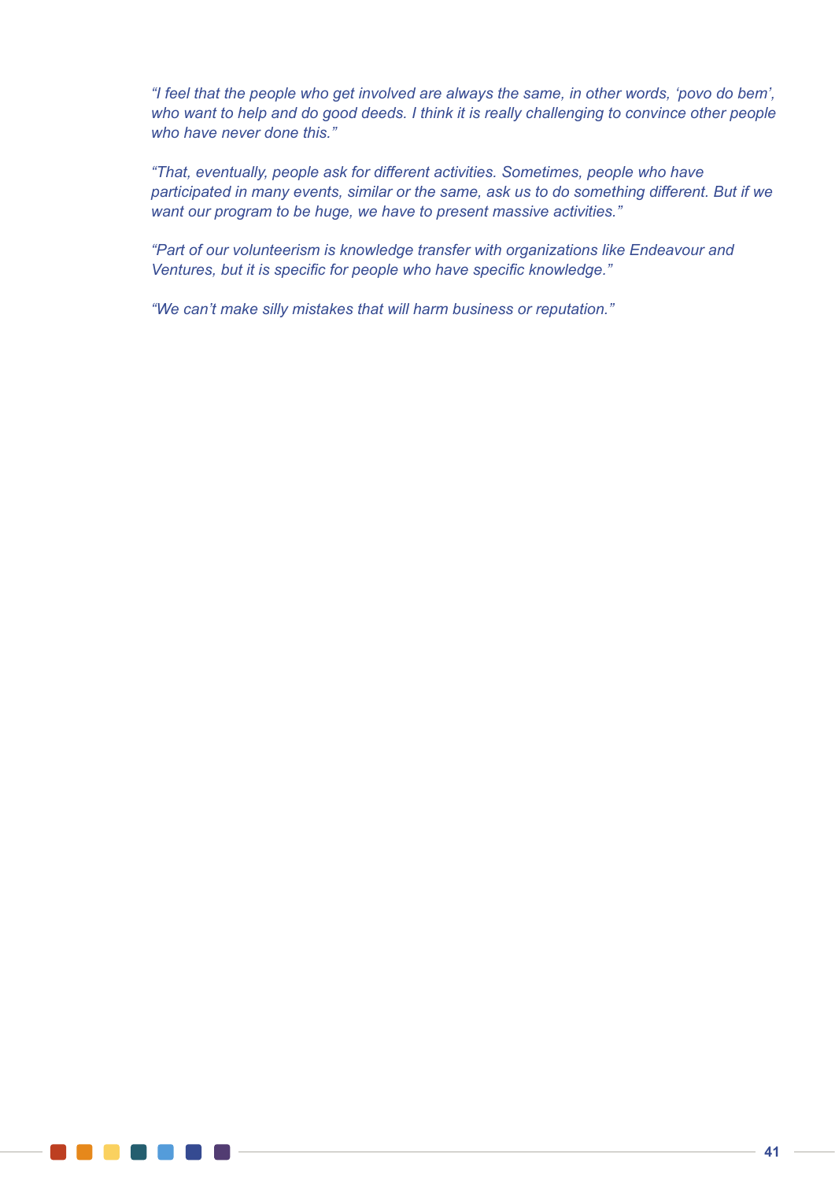*“I feel that the people who get involved are always the same, in other words, ‘povo do bem’, who want to help and do good deeds. I think it is really challenging to convince other people who have never done this.”*

*“That, eventually, people ask for different activities. Sometimes, people who have participated in many events, similar or the same, ask us to do something different. But if we want our program to be huge, we have to present massive activities.”*

*“Part of our volunteerism is knowledge transfer with organizations like Endeavour and Ventures, but it is specific for people who have specific knowledge.”*

*“We can’t make silly mistakes that will harm business or reputation.”*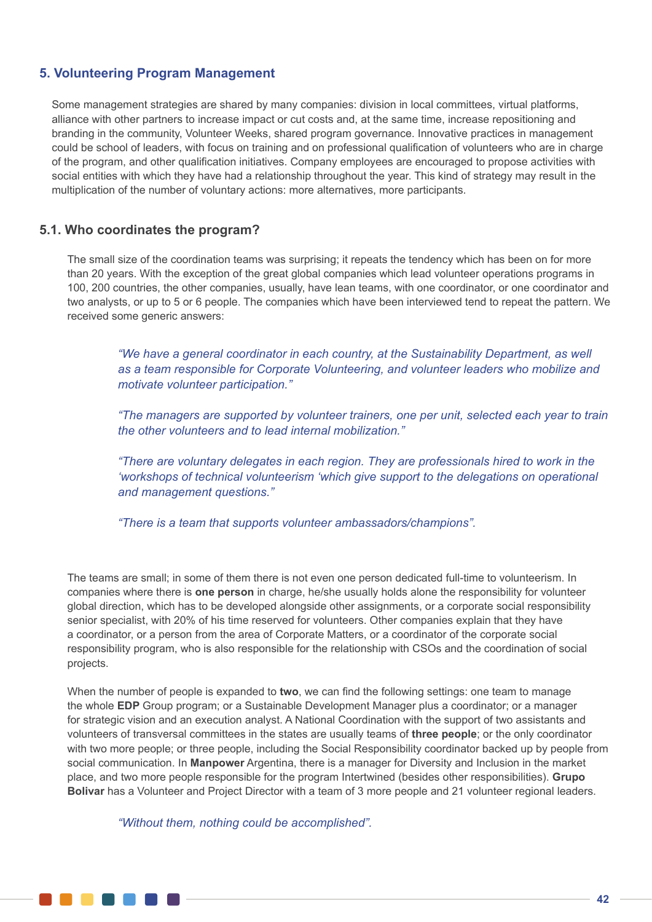## 5. Volunteering Program Management

Some management strategies are shared by many companies: division in local committees, virtual platforms, alliance with other partners to increase impact or cut costs and, at the same time, increase repositioning and branding in the community, Volunteer Weeks, shared program governance. Innovative practices in management could be school of leaders, with focus on training and on professional qualification of volunteers who are in charge of the program, and other qualification initiatives. Company employees are encouraged to propose activities with social entities with which they have had a relationship throughout the year. This kind of strategy may result in the multiplication of the number of voluntary actions: more alternatives, more participants.

### 5.1. Who coordinates the program?

The small size of the coordination teams was surprising; it repeats the tendency which has been on for more than 20 years. With the exception of the great global companies which lead volunteer operations programs in 100, 200 countries, the other companies, usually, have lean teams, with one coordinator, or one coordinator and two analysts, or up to 5 or 6 people. The companies which have been interviewed tend to repeat the pattern. We received some generic answers:

> *"We have a general coordinator in each country, at the Sustainability Department, as well as a team responsible for Corporate Volunteering, and volunteer leaders who mobilize and motivate volunteer participation."*
>
> *"The managers are supported by volunteer trainers, one per unit, selected each year to train the other volunteers and to lead internal mobilization."*
>
> *"There are voluntary delegates in each region. They are professionals hired to work in the 'workshops of technical volunteerism 'which give support to the delegations on operational and management questions."*
>
> *"There is a team that supports volunteer ambassadors/champions".*

The teams are small; in some of them there is not even one person dedicated full-time to volunteerism. In companies where there is **one person** in charge, he/she usually holds alone the responsibility for volunteer global direction, which has to be developed alongside other assignments, or a corporate social responsibility senior specialist, with 20% of his time reserved for volunteers. Other companies explain that they have a coordinator, or a person from the area of Corporate Matters, or a coordinator of the corporate social responsibility program, who is also responsible for the relationship with CSOs and the coordination of social projects.

When the number of people is expanded to **two**, we can find the following settings: one team to manage the whole **EDP** Group program; or a Sustainable Development Manager plus a coordinator; or a manager for strategic vision and an execution analyst. A National Coordination with the support of two assistants and volunteers of transversal committees in the states are usually teams of **three people**; or the only coordinator with two more people; or three people, including the Social Responsibility coordinator backed up by people from social communication. In **Manpower** Argentina, there is a manager for Diversity and Inclusion in the market place, and two more people responsible for the program Intertwined (besides other responsibilities). **Grupo Bolivar** has a Volunteer and Project Director with a team of 3 more people and 21 volunteer regional leaders.

> *"Without them, nothing could be accomplished".*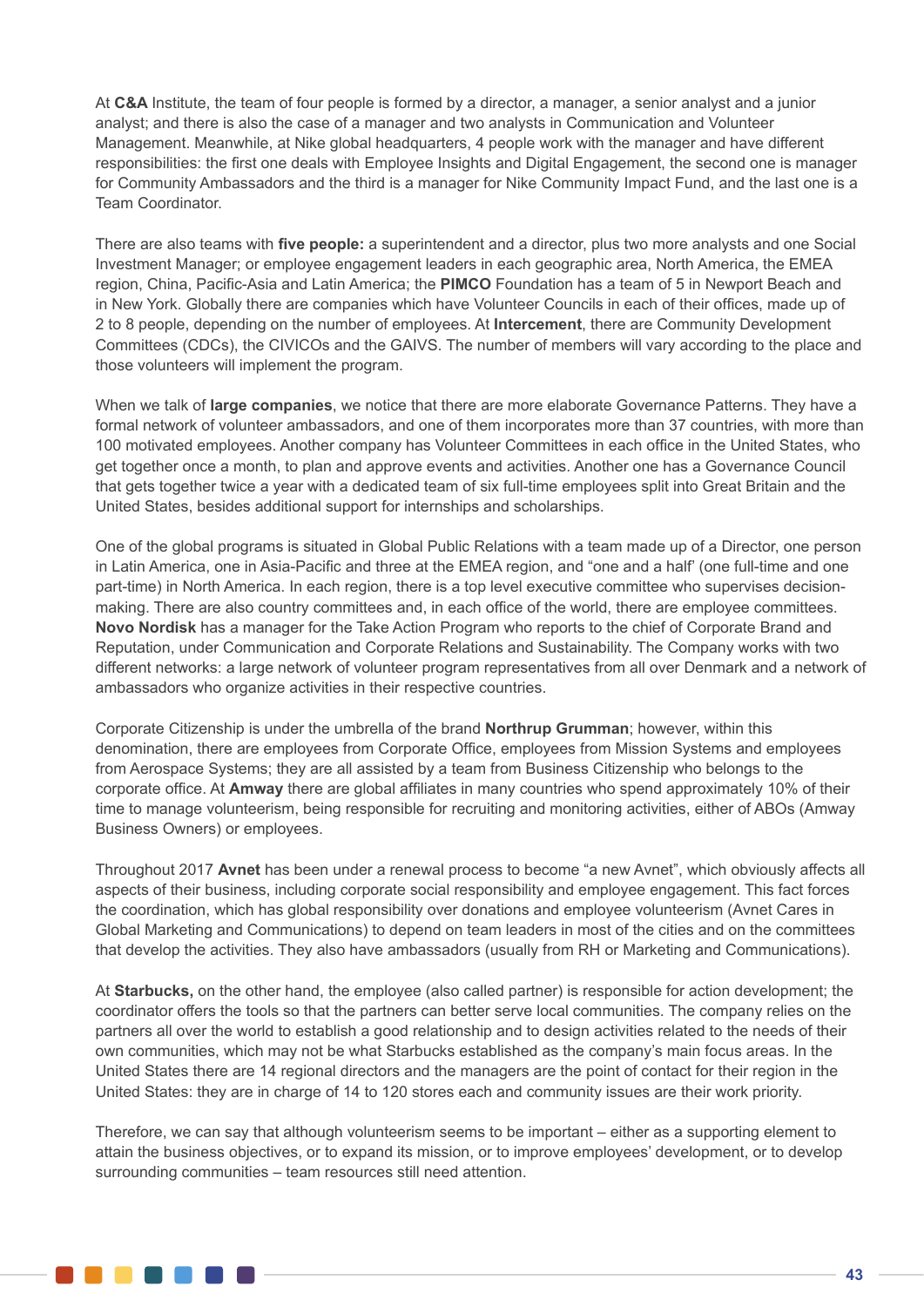At **C&A** Institute, the team of four people is formed by a director, a manager, a senior analyst and a junior analyst; and there is also the case of a manager and two analysts in Communication and Volunteer Management. Meanwhile, at Nike global headquarters, 4 people work with the manager and have different responsibilities: the first one deals with Employee Insights and Digital Engagement, the second one is manager for Community Ambassadors and the third is a manager for Nike Community Impact Fund, and the last one is a Team Coordinator.

There are also teams with **five people:** a superintendent and a director, plus two more analysts and one Social Investment Manager; or employee engagement leaders in each geographic area, North America, the EMEA region, China, Pacific-Asia and Latin America; the **PIMCO** Foundation has a team of 5 in Newport Beach and in New York. Globally there are companies which have Volunteer Councils in each of their offices, made up of 2 to 8 people, depending on the number of employees. At **Intercement**, there are Community Development Committees (CDCs), the CIVICOs and the GAIVS. The number of members will vary according to the place and those volunteers will implement the program.

When we talk of **large companies**, we notice that there are more elaborate Governance Patterns. They have a formal network of volunteer ambassadors, and one of them incorporates more than 37 countries, with more than 100 motivated employees. Another company has Volunteer Committees in each office in the United States, who get together once a month, to plan and approve events and activities. Another one has a Governance Council that gets together twice a year with a dedicated team of six full-time employees split into Great Britain and the United States, besides additional support for internships and scholarships.

One of the global programs is situated in Global Public Relations with a team made up of a Director, one person in Latin America, one in Asia-Pacific and three at the EMEA region, and "one and a half' (one full-time and one part-time) in North America. In each region, there is a top level executive committee who supervises decision-making. There are also country committees and, in each office of the world, there are employee committees. **Novo Nordisk** has a manager for the Take Action Program who reports to the chief of Corporate Brand and Reputation, under Communication and Corporate Relations and Sustainability. The Company works with two different networks: a large network of volunteer program representatives from all over Denmark and a network of ambassadors who organize activities in their respective countries.

Corporate Citizenship is under the umbrella of the brand **Northrup Grumman**; however, within this denomination, there are employees from Corporate Office, employees from Mission Systems and employees from Aerospace Systems; they are all assisted by a team from Business Citizenship who belongs to the corporate office. At **Amway** there are global affiliates in many countries who spend approximately 10% of their time to manage volunteerism, being responsible for recruiting and monitoring activities, either of ABOs (Amway Business Owners) or employees.

Throughout 2017 **Avnet** has been under a renewal process to become "a new Avnet", which obviously affects all aspects of their business, including corporate social responsibility and employee engagement. This fact forces the coordination, which has global responsibility over donations and employee volunteerism (Avnet Cares in Global Marketing and Communications) to depend on team leaders in most of the cities and on the committees that develop the activities. They also have ambassadors (usually from RH or Marketing and Communications).

At **Starbucks,** on the other hand, the employee (also called partner) is responsible for action development; the coordinator offers the tools so that the partners can better serve local communities. The company relies on the partners all over the world to establish a good relationship and to design activities related to the needs of their own communities, which may not be what Starbucks established as the company's main focus areas. In the United States there are 14 regional directors and the managers are the point of contact for their region in the United States: they are in charge of 14 to 120 stores each and community issues are their work priority.

Therefore, we can say that although volunteerism seems to be important – either as a supporting element to attain the business objectives, or to expand its mission, or to improve employees' development, or to develop surrounding communities – team resources still need attention.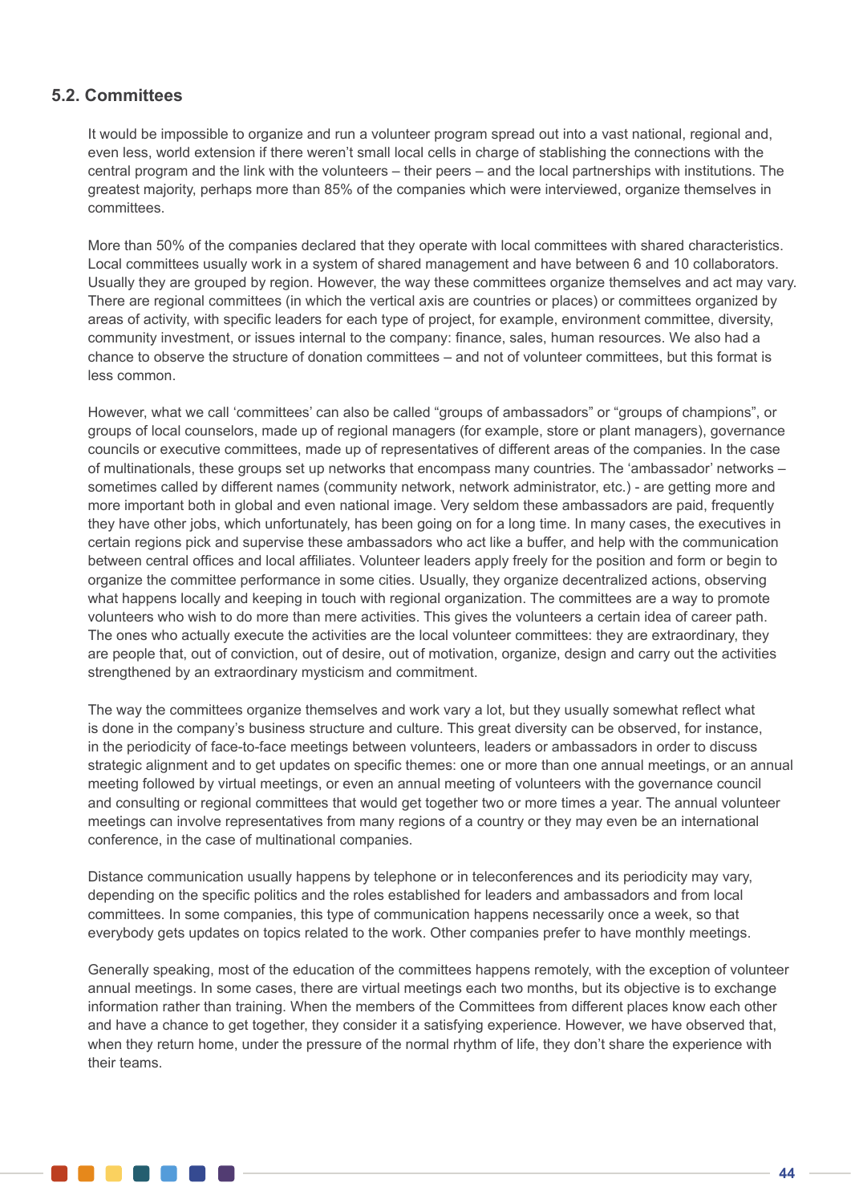## 5.2. Committees

It would be impossible to organize and run a volunteer program spread out into a vast national, regional and, even less, world extension if there weren't small local cells in charge of stablishing the connections with the central program and the link with the volunteers – their peers – and the local partnerships with institutions. The greatest majority, perhaps more than 85% of the companies which were interviewed, organize themselves in committees.

More than 50% of the companies declared that they operate with local committees with shared characteristics. Local committees usually work in a system of shared management and have between 6 and 10 collaborators. Usually they are grouped by region. However, the way these committees organize themselves and act may vary. There are regional committees (in which the vertical axis are countries or places) or committees organized by areas of activity, with specific leaders for each type of project, for example, environment committee, diversity, community investment, or issues internal to the company: finance, sales, human resources. We also had a chance to observe the structure of donation committees – and not of volunteer committees, but this format is less common.

However, what we call 'committees' can also be called "groups of ambassadors" or "groups of champions", or groups of local counselors, made up of regional managers (for example, store or plant managers), governance councils or executive committees, made up of representatives of different areas of the companies. In the case of multinationals, these groups set up networks that encompass many countries. The 'ambassador' networks – sometimes called by different names (community network, network administrator, etc.) - are getting more and more important both in global and even national image. Very seldom these ambassadors are paid, frequently they have other jobs, which unfortunately, has been going on for a long time. In many cases, the executives in certain regions pick and supervise these ambassadors who act like a buffer, and help with the communication between central offices and local affiliates. Volunteer leaders apply freely for the position and form or begin to organize the committee performance in some cities. Usually, they organize decentralized actions, observing what happens locally and keeping in touch with regional organization. The committees are a way to promote volunteers who wish to do more than mere activities. This gives the volunteers a certain idea of career path. The ones who actually execute the activities are the local volunteer committees: they are extraordinary, they are people that, out of conviction, out of desire, out of motivation, organize, design and carry out the activities strengthened by an extraordinary mysticism and commitment.

The way the committees organize themselves and work vary a lot, but they usually somewhat reflect what is done in the company's business structure and culture. This great diversity can be observed, for instance, in the periodicity of face-to-face meetings between volunteers, leaders or ambassadors in order to discuss strategic alignment and to get updates on specific themes: one or more than one annual meetings, or an annual meeting followed by virtual meetings, or even an annual meeting of volunteers with the governance council and consulting or regional committees that would get together two or more times a year. The annual volunteer meetings can involve representatives from many regions of a country or they may even be an international conference, in the case of multinational companies.

Distance communication usually happens by telephone or in teleconferences and its periodicity may vary, depending on the specific politics and the roles established for leaders and ambassadors and from local committees. In some companies, this type of communication happens necessarily once a week, so that everybody gets updates on topics related to the work. Other companies prefer to have monthly meetings.

Generally speaking, most of the education of the committees happens remotely, with the exception of volunteer annual meetings. In some cases, there are virtual meetings each two months, but its objective is to exchange information rather than training. When the members of the Committees from different places know each other and have a chance to get together, they consider it a satisfying experience. However, we have observed that, when they return home, under the pressure of the normal rhythm of life, they don't share the experience with their teams.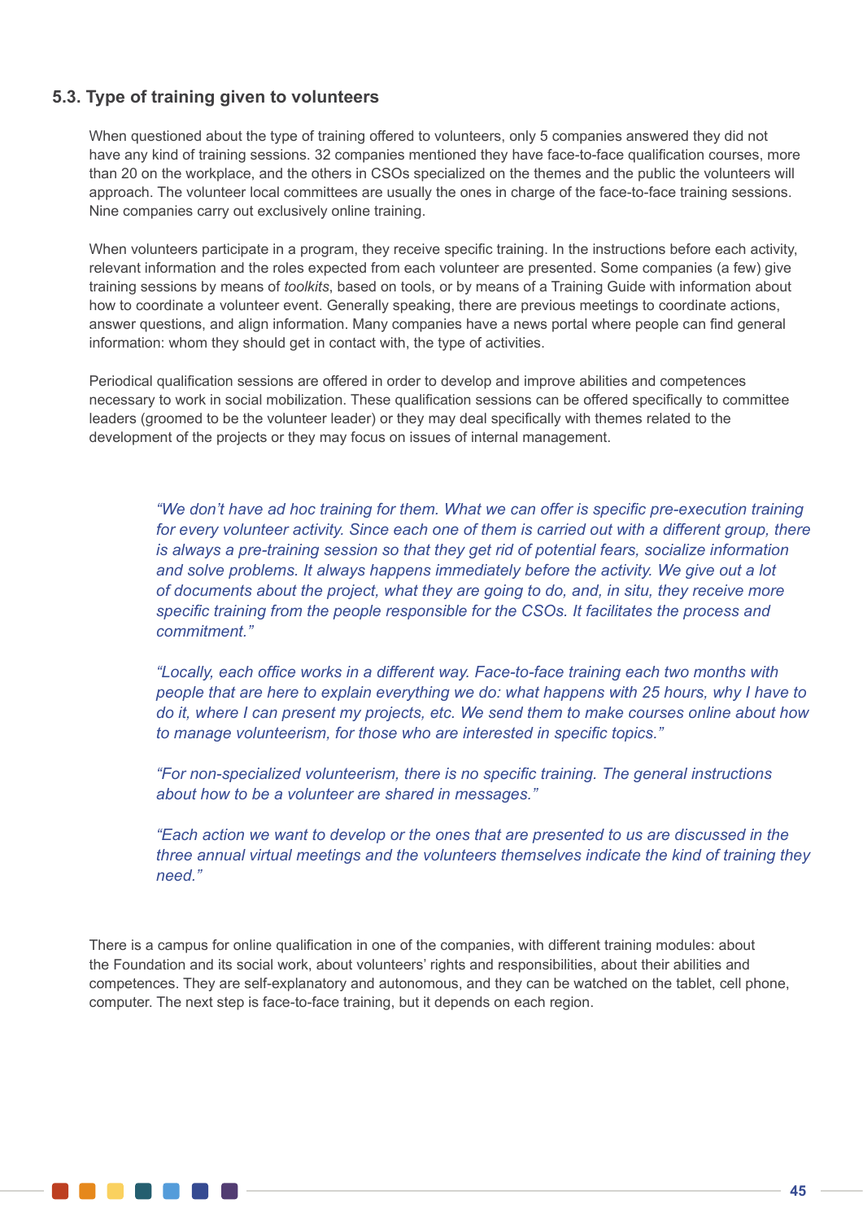### 5.3. Type of training given to volunteers

When questioned about the type of training offered to volunteers, only 5 companies answered they did not have any kind of training sessions. 32 companies mentioned they have face-to-face qualification courses, more than 20 on the workplace, and the others in CSOs specialized on the themes and the public the volunteers will approach. The volunteer local committees are usually the ones in charge of the face-to-face training sessions. Nine companies carry out exclusively online training.

When volunteers participate in a program, they receive specific training. In the instructions before each activity, relevant information and the roles expected from each volunteer are presented. Some companies (a few) give training sessions by means of *toolkits*, based on tools, or by means of a Training Guide with information about how to coordinate a volunteer event. Generally speaking, there are previous meetings to coordinate actions, answer questions, and align information. Many companies have a news portal where people can find general information: whom they should get in contact with, the type of activities.

Periodical qualification sessions are offered in order to develop and improve abilities and competences necessary to work in social mobilization. These qualification sessions can be offered specifically to committee leaders (groomed to be the volunteer leader) or they may deal specifically with themes related to the development of the projects or they may focus on issues of internal management.

> *"We don't have ad hoc training for them. What we can offer is specific pre-execution training for every volunteer activity. Since each one of them is carried out with a different group, there is always a pre-training session so that they get rid of potential fears, socialize information and solve problems. It always happens immediately before the activity. We give out a lot of documents about the project, what they are going to do, and, in situ, they receive more specific training from the people responsible for the CSOs. It facilitates the process and commitment."*
>
> *"Locally, each office works in a different way. Face-to-face training each two months with people that are here to explain everything we do: what happens with 25 hours, why I have to do it, where I can present my projects, etc. We send them to make courses online about how to manage volunteerism, for those who are interested in specific topics."*
>
> *"For non-specialized volunteerism, there is no specific training. The general instructions about how to be a volunteer are shared in messages."*
>
> *"Each action we want to develop or the ones that are presented to us are discussed in the three annual virtual meetings and the volunteers themselves indicate the kind of training they need."*

There is a campus for online qualification in one of the companies, with different training modules: about the Foundation and its social work, about volunteers' rights and responsibilities, about their abilities and competences. They are self-explanatory and autonomous, and they can be watched on the tablet, cell phone, computer. The next step is face-to-face training, but it depends on each region.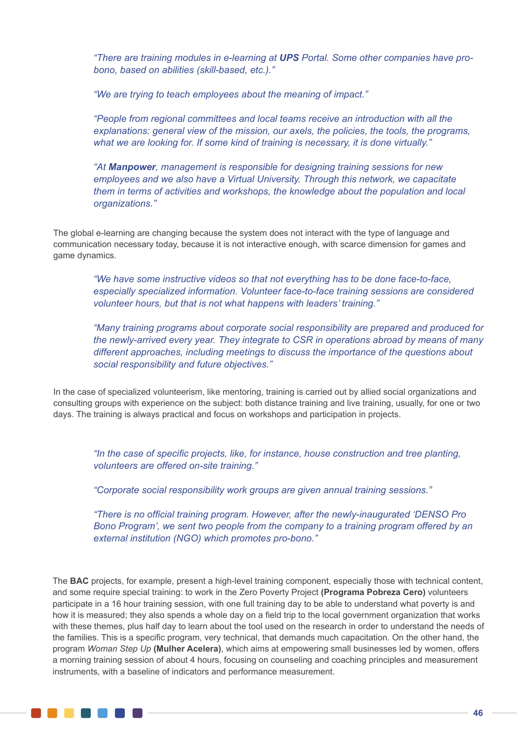*"There are training modules in e-learning at **UPS** Portal. Some other companies have pro-bono, based on abilities (skill-based, etc.)."*

*"We are trying to teach employees about the meaning of impact."*

*"People from regional committees and local teams receive an introduction with all the explanations: general view of the mission, our axels, the policies, the tools, the programs, what we are looking for. If some kind of training is necessary, it is done virtually."*

*"At **Manpower**, management is responsible for designing training sessions for new employees and we also have a Virtual University. Through this network, we capacitate them in terms of activities and workshops, the knowledge about the population and local organizations."*

The global e-learning are changing because the system does not interact with the type of language and communication necessary today, because it is not interactive enough, with scarce dimension for games and game dynamics.

*"We have some instructive videos so that not everything has to be done face-to-face, especially specialized information. Volunteer face-to-face training sessions are considered volunteer hours, but that is not what happens with leaders' training."*

*"Many training programs about corporate social responsibility are prepared and produced for the newly-arrived every year. They integrate to CSR in operations abroad by means of many different approaches, including meetings to discuss the importance of the questions about social responsibility and future objectives."*

In the case of specialized volunteerism, like mentoring, training is carried out by allied social organizations and consulting groups with experience on the subject: both distance training and live training, usually, for one or two days. The training is always practical and focus on workshops and participation in projects.

*"In the case of specific projects, like, for instance, house construction and tree planting, volunteers are offered on-site training."*

*"Corporate social responsibility work groups are given annual training sessions."*

*"There is no official training program. However, after the newly-inaugurated 'DENSO Pro Bono Program', we sent two people from the company to a training program offered by an external institution (NGO) which promotes pro-bono."*

The **BAC** projects, for example, present a high-level training component, especially those with technical content, and some require special training: to work in the Zero Poverty Project **(Programa Pobreza Cero)** volunteers participate in a 16 hour training session, with one full training day to be able to understand what poverty is and how it is measured; they also spends a whole day on a field trip to the local government organization that works with these themes, plus half day to learn about the tool used on the research in order to understand the needs of the families. This is a specific program, very technical, that demands much capacitation. On the other hand, the program *Woman Step Up* **(Mulher Acelera)**, which aims at empowering small businesses led by women, offers a morning training session of about 4 hours, focusing on counseling and coaching principles and measurement instruments, with a baseline of indicators and performance measurement.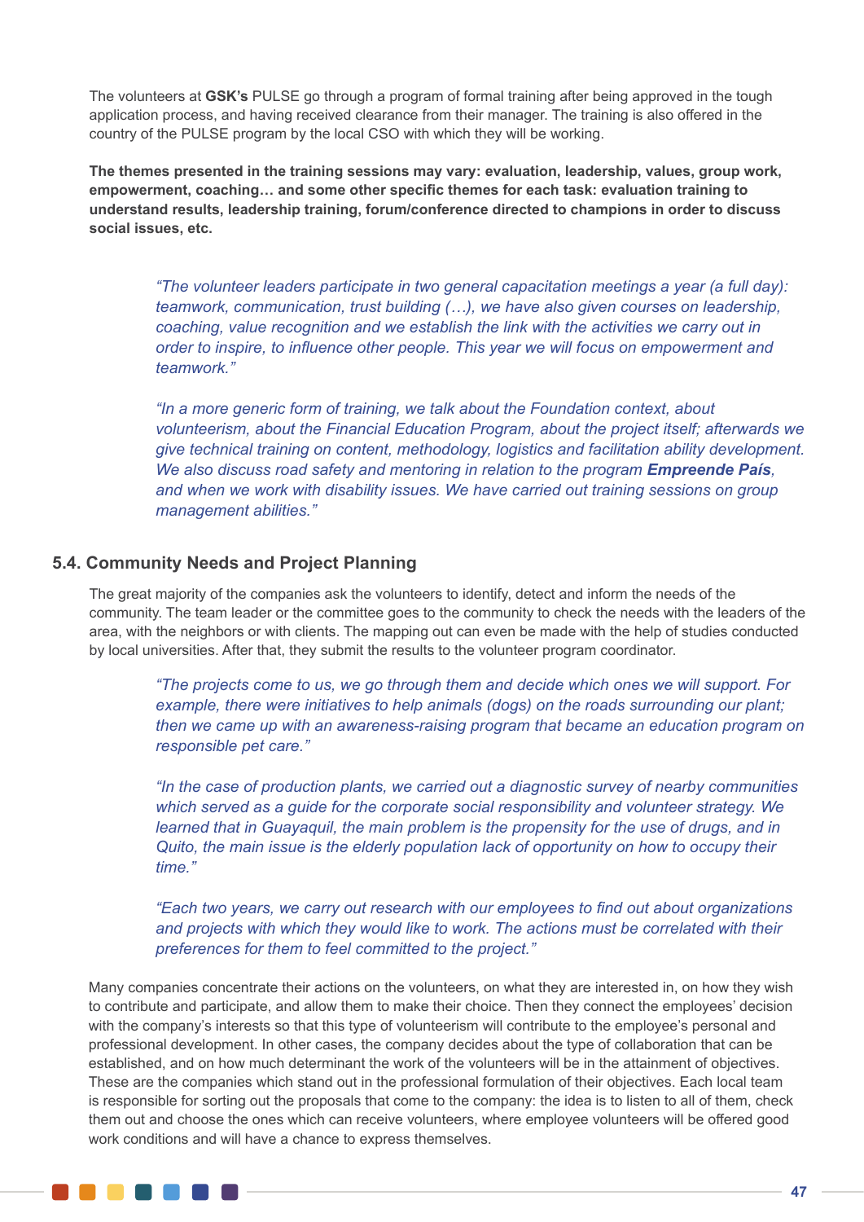The volunteers at **GSK's** PULSE go through a program of formal training after being approved in the tough application process, and having received clearance from their manager. The training is also offered in the country of the PULSE program by the local CSO with which they will be working.

**The themes presented in the training sessions may vary: evaluation, leadership, values, group work, empowerment, coaching… and some other specific themes for each task: evaluation training to understand results, leadership training, forum/conference directed to champions in order to discuss social issues, etc.**

> *"The volunteer leaders participate in two general capacitation meetings a year (a full day): teamwork, communication, trust building (…), we have also given courses on leadership, coaching, value recognition and we establish the link with the activities we carry out in order to inspire, to influence other people. This year we will focus on empowerment and teamwork."*

> *"In a more generic form of training, we talk about the Foundation context, about volunteerism, about the Financial Education Program, about the project itself; afterwards we give technical training on content, methodology, logistics and facilitation ability development. We also discuss road safety and mentoring in relation to the program* ***Empreende País****, and when we work with disability issues. We have carried out training sessions on group management abilities."*

## 5.4. Community Needs and Project Planning

The great majority of the companies ask the volunteers to identify, detect and inform the needs of the community. The team leader or the committee goes to the community to check the needs with the leaders of the area, with the neighbors or with clients. The mapping out can even be made with the help of studies conducted by local universities. After that, they submit the results to the volunteer program coordinator.

> *"The projects come to us, we go through them and decide which ones we will support. For example, there were initiatives to help animals (dogs) on the roads surrounding our plant; then we came up with an awareness-raising program that became an education program on responsible pet care."*

> *"In the case of production plants, we carried out a diagnostic survey of nearby communities which served as a guide for the corporate social responsibility and volunteer strategy. We learned that in Guayaquil, the main problem is the propensity for the use of drugs, and in Quito, the main issue is the elderly population lack of opportunity on how to occupy their time."*

> *"Each two years, we carry out research with our employees to find out about organizations and projects with which they would like to work. The actions must be correlated with their preferences for them to feel committed to the project."*

Many companies concentrate their actions on the volunteers, on what they are interested in, on how they wish to contribute and participate, and allow them to make their choice. Then they connect the employees' decision with the company's interests so that this type of volunteerism will contribute to the employee's personal and professional development. In other cases, the company decides about the type of collaboration that can be established, and on how much determinant the work of the volunteers will be in the attainment of objectives. These are the companies which stand out in the professional formulation of their objectives. Each local team is responsible for sorting out the proposals that come to the company: the idea is to listen to all of them, check them out and choose the ones which can receive volunteers, where employee volunteers will be offered good work conditions and will have a chance to express themselves.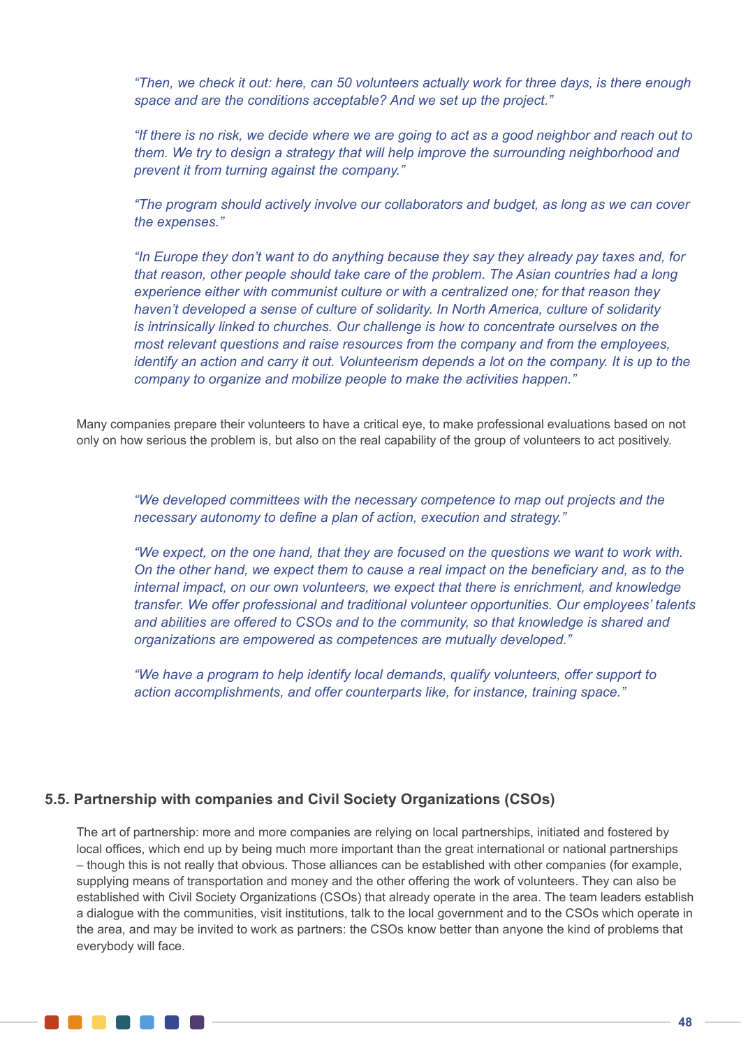*"Then, we check it out: here, can 50 volunteers actually work for three days, is there enough space and are the conditions acceptable? And we set up the project."*

*"If there is no risk, we decide where we are going to act as a good neighbor and reach out to them. We try to design a strategy that will help improve the surrounding neighborhood and prevent it from turning against the company."*

*"The program should actively involve our collaborators and budget, as long as we can cover the expenses."*

*"In Europe they don't want to do anything because they say they already pay taxes and, for that reason, other people should take care of the problem. The Asian countries had a long experience either with communist culture or with a centralized one; for that reason they haven't developed a sense of culture of solidarity. In North America, culture of solidarity is intrinsically linked to churches. Our challenge is how to concentrate ourselves on the most relevant questions and raise resources from the company and from the employees, identify an action and carry it out. Volunteerism depends a lot on the company. It is up to the company to organize and mobilize people to make the activities happen."*

Many companies prepare their volunteers to have a critical eye, to make professional evaluations based on not only on how serious the problem is, but also on the real capability of the group of volunteers to act positively.

*"We developed committees with the necessary competence to map out projects and the necessary autonomy to define a plan of action, execution and strategy."*

*"We expect, on the one hand, that they are focused on the questions we want to work with. On the other hand, we expect them to cause a real impact on the beneficiary and, as to the internal impact, on our own volunteers, we expect that there is enrichment, and knowledge transfer. We offer professional and traditional volunteer opportunities. Our employees' talents and abilities are offered to CSOs and to the community, so that knowledge is shared and organizations are empowered as competences are mutually developed."*

*"We have a program to help identify local demands, qualify volunteers, offer support to action accomplishments, and offer counterparts like, for instance, training space."*

## 5.5. Partnership with companies and Civil Society Organizations (CSOs)

The art of partnership: more and more companies are relying on local partnerships, initiated and fostered by local offices, which end up by being much more important than the great international or national partnerships – though this is not really that obvious. Those alliances can be established with other companies (for example, supplying means of transportation and money and the other offering the work of volunteers. They can also be established with Civil Society Organizations (CSOs) that already operate in the area. The team leaders establish a dialogue with the communities, visit institutions, talk to the local government and to the CSOs which operate in the area, and may be invited to work as partners: the CSOs know better than anyone the kind of problems that everybody will face.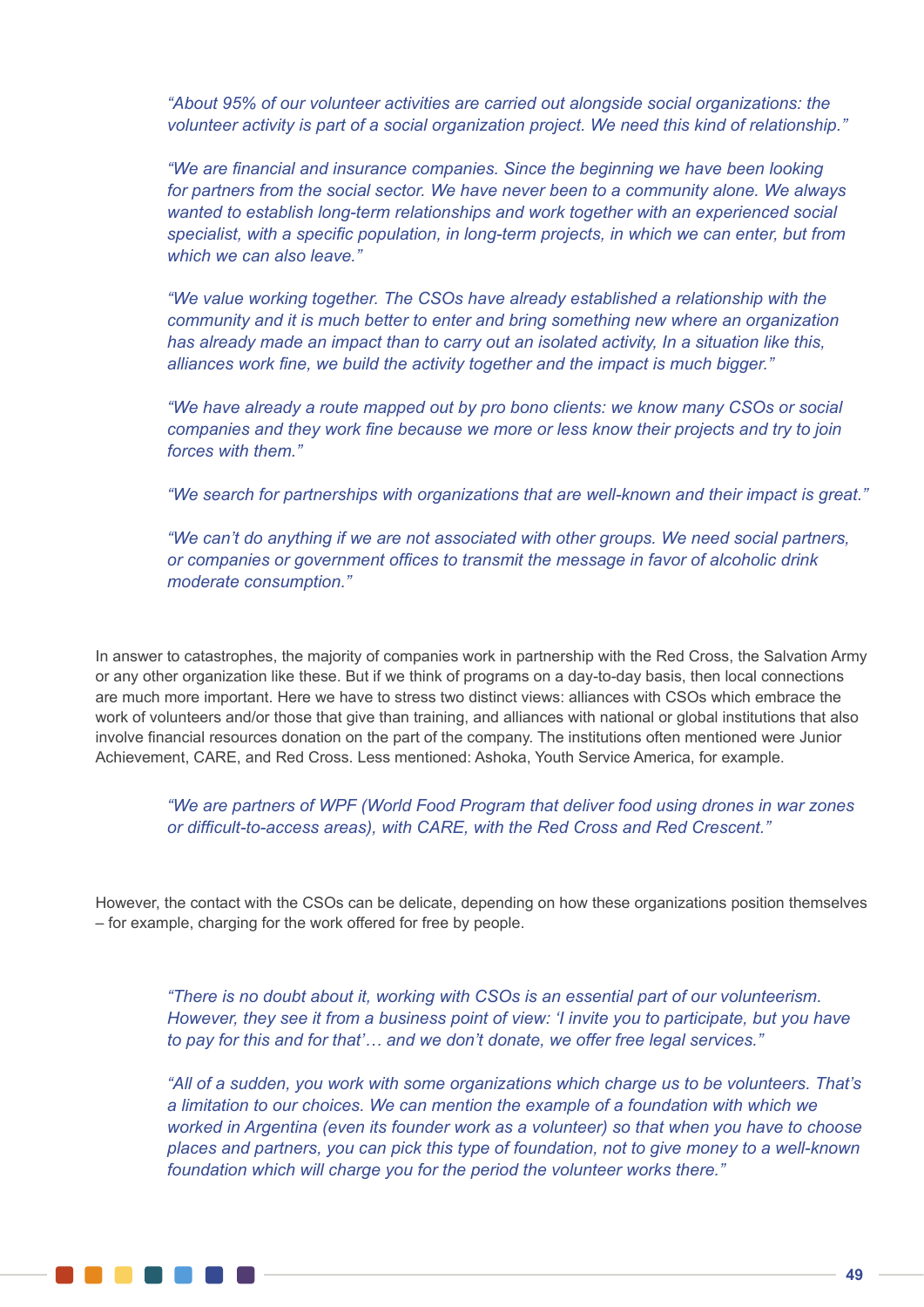*"About 95% of our volunteer activities are carried out alongside social organizations: the volunteer activity is part of a social organization project. We need this kind of relationship."*

*"We are financial and insurance companies. Since the beginning we have been looking for partners from the social sector. We have never been to a community alone. We always wanted to establish long-term relationships and work together with an experienced social specialist, with a specific population, in long-term projects, in which we can enter, but from which we can also leave."*

*"We value working together. The CSOs have already established a relationship with the community and it is much better to enter and bring something new where an organization has already made an impact than to carry out an isolated activity, In a situation like this, alliances work fine, we build the activity together and the impact is much bigger."*

*"We have already a route mapped out by pro bono clients: we know many CSOs or social companies and they work fine because we more or less know their projects and try to join forces with them."*

*"We search for partnerships with organizations that are well-known and their impact is great."*

*"We can't do anything if we are not associated with other groups. We need social partners, or companies or government offices to transmit the message in favor of alcoholic drink moderate consumption."*

In answer to catastrophes, the majority of companies work in partnership with the Red Cross, the Salvation Army or any other organization like these. But if we think of programs on a day-to-day basis, then local connections are much more important. Here we have to stress two distinct views: alliances with CSOs which embrace the work of volunteers and/or those that give than training, and alliances with national or global institutions that also involve financial resources donation on the part of the company. The institutions often mentioned were Junior Achievement, CARE, and Red Cross. Less mentioned: Ashoka, Youth Service America, for example.

*"We are partners of WPF (World Food Program that deliver food using drones in war zones or difficult-to-access areas), with CARE, with the Red Cross and Red Crescent."*

However, the contact with the CSOs can be delicate, depending on how these organizations position themselves – for example, charging for the work offered for free by people.

*"There is no doubt about it, working with CSOs is an essential part of our volunteerism. However, they see it from a business point of view: 'I invite you to participate, but you have to pay for this and for that'… and we don't donate, we offer free legal services."*

*"All of a sudden, you work with some organizations which charge us to be volunteers. That's a limitation to our choices. We can mention the example of a foundation with which we worked in Argentina (even its founder work as a volunteer) so that when you have to choose places and partners, you can pick this type of foundation, not to give money to a well-known foundation which will charge you for the period the volunteer works there."*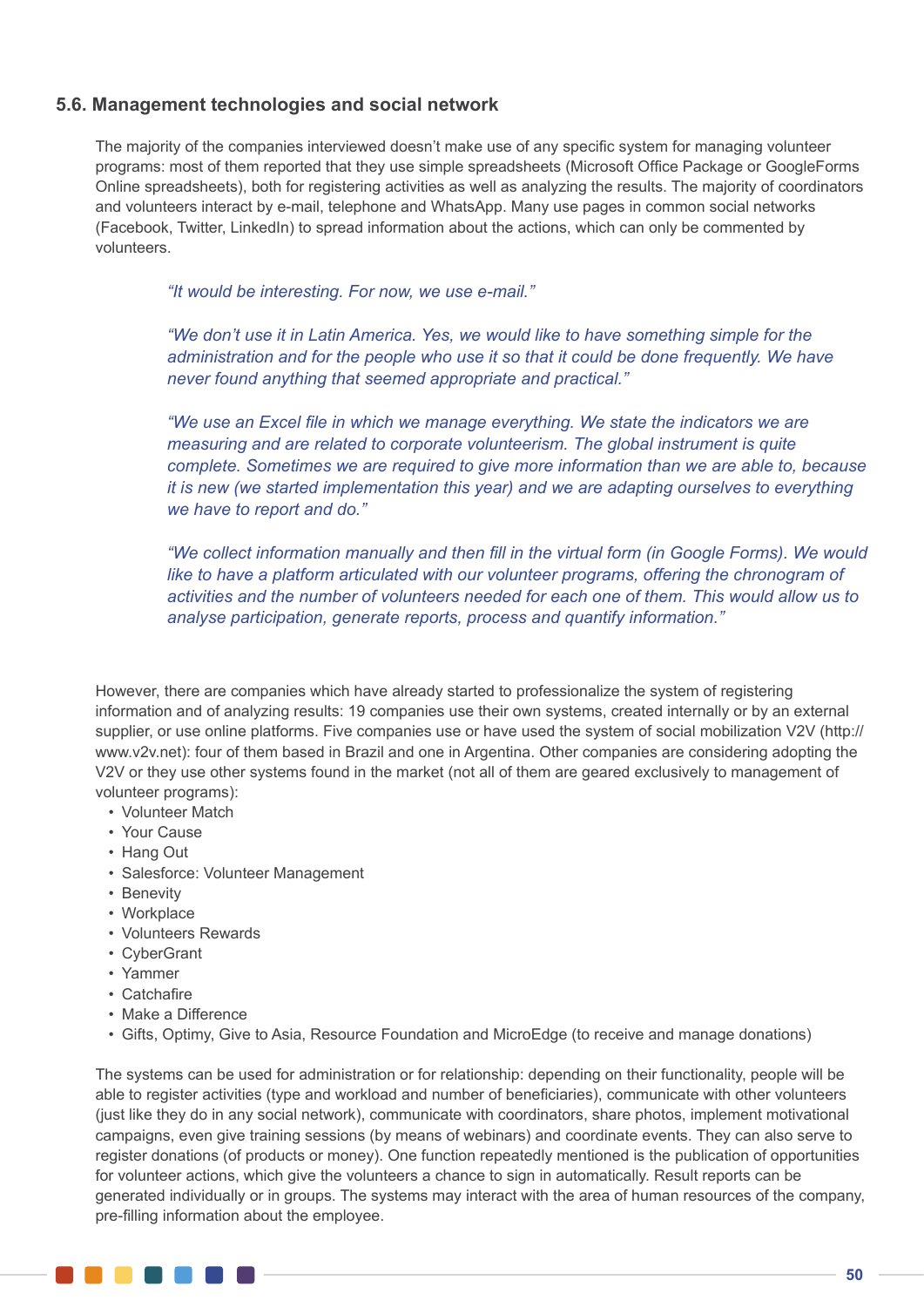### 5.6. Management technologies and social network

The majority of the companies interviewed doesn't make use of any specific system for managing volunteer programs: most of them reported that they use simple spreadsheets (Microsoft Office Package or GoogleForms Online spreadsheets), both for registering activities as well as analyzing the results. The majority of coordinators and volunteers interact by e-mail, telephone and WhatsApp. Many use pages in common social networks (Facebook, Twitter, LinkedIn) to spread information about the actions, which can only be commented by volunteers.

> *"It would be interesting. For now, we use e-mail."*
>
> *"We don't use it in Latin America. Yes, we would like to have something simple for the administration and for the people who use it so that it could be done frequently. We have never found anything that seemed appropriate and practical."*
>
> *"We use an Excel file in which we manage everything. We state the indicators we are measuring and are related to corporate volunteerism. The global instrument is quite complete. Sometimes we are required to give more information than we are able to, because it is new (we started implementation this year) and we are adapting ourselves to everything we have to report and do."*
>
> *"We collect information manually and then fill in the virtual form (in Google Forms). We would like to have a platform articulated with our volunteer programs, offering the chronogram of activities and the number of volunteers needed for each one of them. This would allow us to analyse participation, generate reports, process and quantify information."*

However, there are companies which have already started to professionalize the system of registering information and of analyzing results: 19 companies use their own systems, created internally or by an external supplier, or use online platforms. Five companies use or have used the system of social mobilization V2V (http://www.v2v.net): four of them based in Brazil and one in Argentina. Other companies are considering adopting the V2V or they use other systems found in the market (not all of them are geared exclusively to management of volunteer programs):

- Volunteer Match
- Your Cause
- Hang Out
- Salesforce: Volunteer Management
- Benevity
- Workplace
- Volunteers Rewards
- CyberGrant
- Yammer
- Catchafire
- Make a Difference
- Gifts, Optimy, Give to Asia, Resource Foundation and MicroEdge (to receive and manage donations)

The systems can be used for administration or for relationship: depending on their functionality, people will be able to register activities (type and workload and number of beneficiaries), communicate with other volunteers (just like they do in any social network), communicate with coordinators, share photos, implement motivational campaigns, even give training sessions (by means of webinars) and coordinate events. They can also serve to register donations (of products or money). One function repeatedly mentioned is the publication of opportunities for volunteer actions, which give the volunteers a chance to sign in automatically. Result reports can be generated individually or in groups. The systems may interact with the area of human resources of the company, pre-filling information about the employee.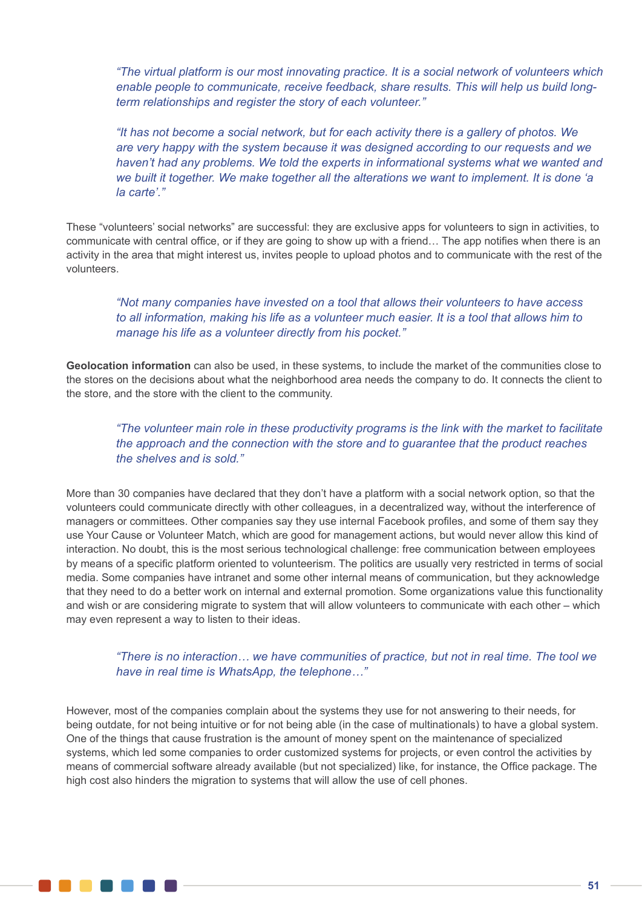> *"The virtual platform is our most innovating practice. It is a social network of volunteers which enable people to communicate, receive feedback, share results. This will help us build long-term relationships and register the story of each volunteer."*

> *"It has not become a social network, but for each activity there is a gallery of photos. We are very happy with the system because it was designed according to our requests and we haven't had any problems. We told the experts in informational systems what we wanted and we built it together. We make together all the alterations we want to implement. It is done 'a la carte'."*

These "volunteers' social networks" are successful: they are exclusive apps for volunteers to sign in activities, to communicate with central office, or if they are going to show up with a friend… The app notifies when there is an activity in the area that might interest us, invites people to upload photos and to communicate with the rest of the volunteers.

> *"Not many companies have invested on a tool that allows their volunteers to have access to all information, making his life as a volunteer much easier. It is a tool that allows him to manage his life as a volunteer directly from his pocket."*

**Geolocation information** can also be used, in these systems, to include the market of the communities close to the stores on the decisions about what the neighborhood area needs the company to do. It connects the client to the store, and the store with the client to the community.

> *"The volunteer main role in these productivity programs is the link with the market to facilitate the approach and the connection with the store and to guarantee that the product reaches the shelves and is sold."*

More than 30 companies have declared that they don't have a platform with a social network option, so that the volunteers could communicate directly with other colleagues, in a decentralized way, without the interference of managers or committees. Other companies say they use internal Facebook profiles, and some of them say they use Your Cause or Volunteer Match, which are good for management actions, but would never allow this kind of interaction. No doubt, this is the most serious technological challenge: free communication between employees by means of a specific platform oriented to volunteerism. The politics are usually very restricted in terms of social media. Some companies have intranet and some other internal means of communication, but they acknowledge that they need to do a better work on internal and external promotion. Some organizations value this functionality and wish or are considering migrate to system that will allow volunteers to communicate with each other – which may even represent a way to listen to their ideas.

> *"There is no interaction… we have communities of practice, but not in real time. The tool we have in real time is WhatsApp, the telephone…"*

However, most of the companies complain about the systems they use for not answering to their needs, for being outdate, for not being intuitive or for not being able (in the case of multinationals) to have a global system. One of the things that cause frustration is the amount of money spent on the maintenance of specialized systems, which led some companies to order customized systems for projects, or even control the activities by means of commercial software already available (but not specialized) like, for instance, the Office package. The high cost also hinders the migration to systems that will allow the use of cell phones.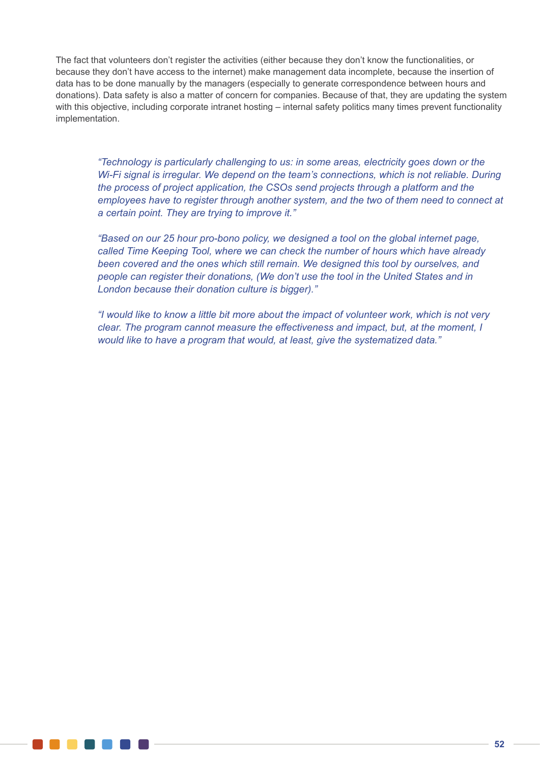The fact that volunteers don't register the activities (either because they don't know the functionalities, or because they don't have access to the internet) make management data incomplete, because the insertion of data has to be done manually by the managers (especially to generate correspondence between hours and donations). Data safety is also a matter of concern for companies. Because of that, they are updating the system with this objective, including corporate intranet hosting – internal safety politics many times prevent functionality implementation.

> *"Technology is particularly challenging to us: in some areas, electricity goes down or the Wi-Fi signal is irregular. We depend on the team's connections, which is not reliable. During the process of project application, the CSOs send projects through a platform and the employees have to register through another system, and the two of them need to connect at a certain point. They are trying to improve it."*
>
> *"Based on our 25 hour pro-bono policy, we designed a tool on the global internet page, called Time Keeping Tool, where we can check the number of hours which have already been covered and the ones which still remain. We designed this tool by ourselves, and people can register their donations, (We don't use the tool in the United States and in London because their donation culture is bigger)."*
>
> *"I would like to know a little bit more about the impact of volunteer work, which is not very clear. The program cannot measure the effectiveness and impact, but, at the moment, I would like to have a program that would, at least, give the systematized data."*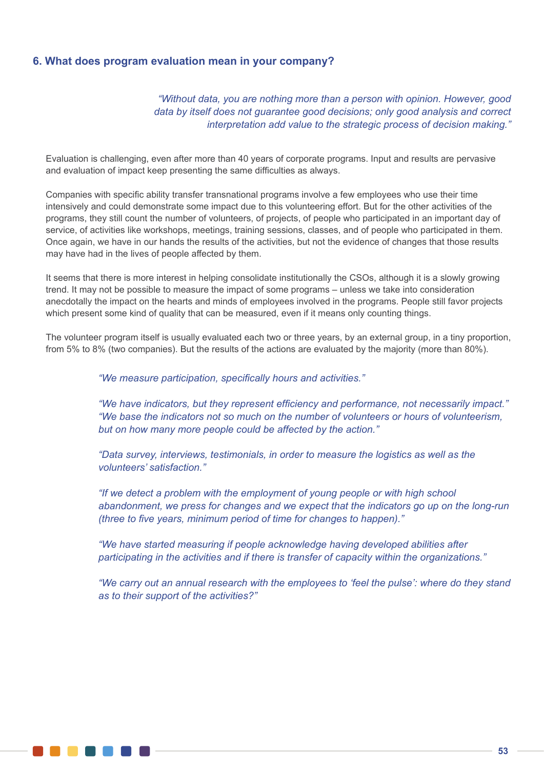### 6. What does program evaluation mean in your company?

*"Without data, you are nothing more than a person with opinion. However, good data by itself does not guarantee good decisions; only good analysis and correct interpretation add value to the strategic process of decision making."*

Evaluation is challenging, even after more than 40 years of corporate programs. Input and results are pervasive and evaluation of impact keep presenting the same difficulties as always.

Companies with specific ability transfer transnational programs involve a few employees who use their time intensively and could demonstrate some impact due to this volunteering effort. But for the other activities of the programs, they still count the number of volunteers, of projects, of people who participated in an important day of service, of activities like workshops, meetings, training sessions, classes, and of people who participated in them. Once again, we have in our hands the results of the activities, but not the evidence of changes that those results may have had in the lives of people affected by them.

It seems that there is more interest in helping consolidate institutionally the CSOs, although it is a slowly growing trend. It may not be possible to measure the impact of some programs – unless we take into consideration anecdotally the impact on the hearts and minds of employees involved in the programs. People still favor projects which present some kind of quality that can be measured, even if it means only counting things.

The volunteer program itself is usually evaluated each two or three years, by an external group, in a tiny proportion, from 5% to 8% (two companies). But the results of the actions are evaluated by the majority (more than 80%).

*"We measure participation, specifically hours and activities."*

*"We have indicators, but they represent efficiency and performance, not necessarily impact."*
*"We base the indicators not so much on the number of volunteers or hours of volunteerism, but on how many more people could be affected by the action."*

*"Data survey, interviews, testimonials, in order to measure the logistics as well as the volunteers' satisfaction."*

*"If we detect a problem with the employment of young people or with high school abandonment, we press for changes and we expect that the indicators go up on the long-run (three to five years, minimum period of time for changes to happen)."*

*"We have started measuring if people acknowledge having developed abilities after participating in the activities and if there is transfer of capacity within the organizations."*

*"We carry out an annual research with the employees to 'feel the pulse': where do they stand as to their support of the activities?"*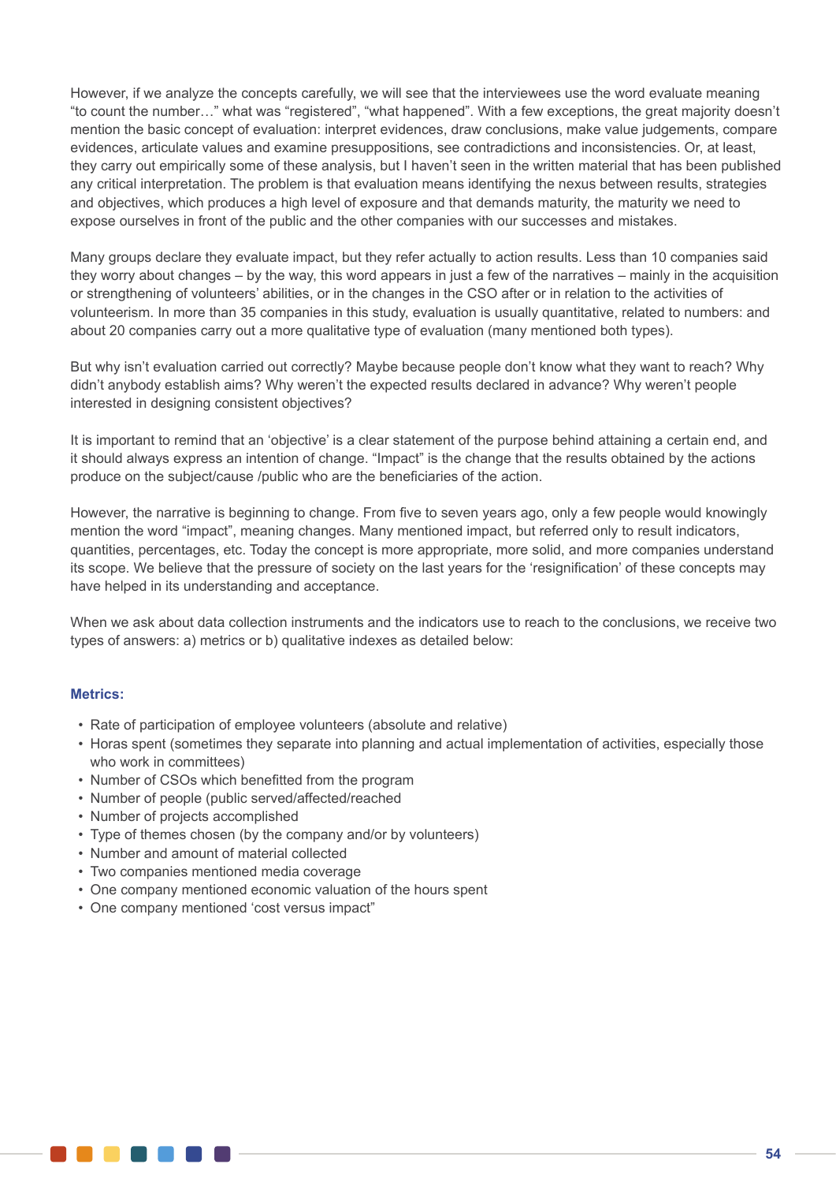However, if we analyze the concepts carefully, we will see that the interviewees use the word evaluate meaning "to count the number…" what was "registered", "what happened". With a few exceptions, the great majority doesn't mention the basic concept of evaluation: interpret evidences, draw conclusions, make value judgements, compare evidences, articulate values and examine presuppositions, see contradictions and inconsistencies. Or, at least, they carry out empirically some of these analysis, but I haven't seen in the written material that has been published any critical interpretation. The problem is that evaluation means identifying the nexus between results, strategies and objectives, which produces a high level of exposure and that demands maturity, the maturity we need to expose ourselves in front of the public and the other companies with our successes and mistakes.

Many groups declare they evaluate impact, but they refer actually to action results. Less than 10 companies said they worry about changes – by the way, this word appears in just a few of the narratives – mainly in the acquisition or strengthening of volunteers' abilities, or in the changes in the CSO after or in relation to the activities of volunteerism. In more than 35 companies in this study, evaluation is usually quantitative, related to numbers: and about 20 companies carry out a more qualitative type of evaluation (many mentioned both types).

But why isn't evaluation carried out correctly? Maybe because people don't know what they want to reach? Why didn't anybody establish aims? Why weren't the expected results declared in advance? Why weren't people interested in designing consistent objectives?

It is important to remind that an 'objective' is a clear statement of the purpose behind attaining a certain end, and it should always express an intention of change. "Impact" is the change that the results obtained by the actions produce on the subject/cause /public who are the beneficiaries of the action.

However, the narrative is beginning to change. From five to seven years ago, only a few people would knowingly mention the word "impact", meaning changes. Many mentioned impact, but referred only to result indicators, quantities, percentages, etc. Today the concept is more appropriate, more solid, and more companies understand its scope. We believe that the pressure of society on the last years for the 'resignification' of these concepts may have helped in its understanding and acceptance.

When we ask about data collection instruments and the indicators use to reach to the conclusions, we receive two types of answers: a) metrics or b) qualitative indexes as detailed below:

**Metrics:**

- Rate of participation of employee volunteers (absolute and relative)
- Horas spent (sometimes they separate into planning and actual implementation of activities, especially those who work in committees)
- Number of CSOs which benefitted from the program
- Number of people (public served/affected/reached
- Number of projects accomplished
- Type of themes chosen (by the company and/or by volunteers)
- Number and amount of material collected
- Two companies mentioned media coverage
- One company mentioned economic valuation of the hours spent
- One company mentioned 'cost versus impact"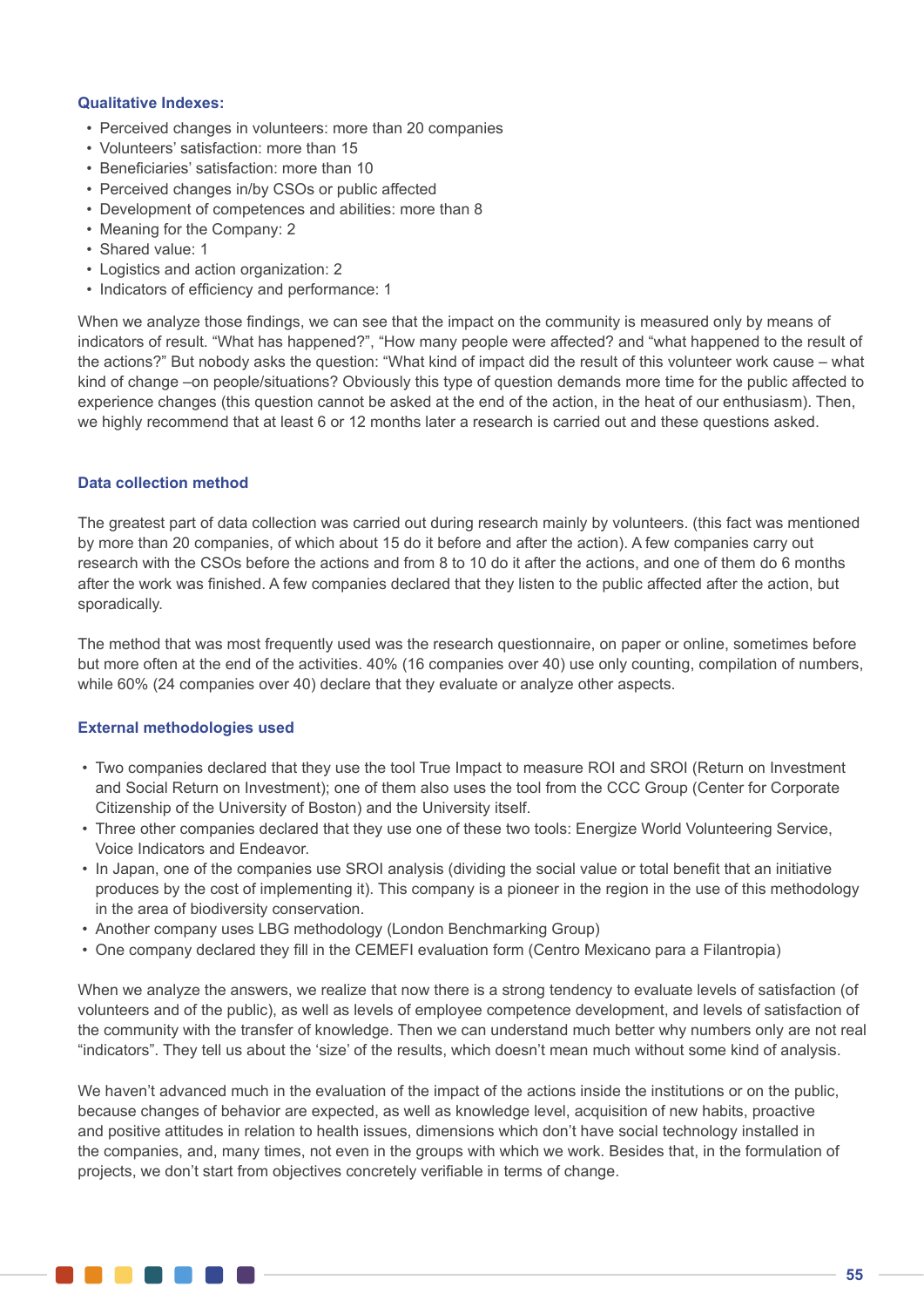**Qualitative Indexes:**

- Perceived changes in volunteers: more than 20 companies
- Volunteers' satisfaction: more than 15
- Beneficiaries' satisfaction: more than 10
- Perceived changes in/by CSOs or public affected
- Development of competences and abilities: more than 8
- Meaning for the Company: 2
- Shared value: 1
- Logistics and action organization: 2
- Indicators of efficiency and performance: 1

When we analyze those findings, we can see that the impact on the community is measured only by means of indicators of result. "What has happened?", "How many people were affected? and "what happened to the result of the actions?" But nobody asks the question: "What kind of impact did the result of this volunteer work cause – what kind of change –on people/situations? Obviously this type of question demands more time for the public affected to experience changes (this question cannot be asked at the end of the action, in the heat of our enthusiasm). Then, we highly recommend that at least 6 or 12 months later a research is carried out and these questions asked.

### Data collection method

The greatest part of data collection was carried out during research mainly by volunteers. (this fact was mentioned by more than 20 companies, of which about 15 do it before and after the action). A few companies carry out research with the CSOs before the actions and from 8 to 10 do it after the actions, and one of them do 6 months after the work was finished. A few companies declared that they listen to the public affected after the action, but sporadically.

The method that was most frequently used was the research questionnaire, on paper or online, sometimes before but more often at the end of the activities. 40% (16 companies over 40) use only counting, compilation of numbers, while 60% (24 companies over 40) declare that they evaluate or analyze other aspects.

### External methodologies used

- Two companies declared that they use the tool True Impact to measure ROI and SROI (Return on Investment and Social Return on Investment); one of them also uses the tool from the CCC Group (Center for Corporate Citizenship of the University of Boston) and the University itself.
- Three other companies declared that they use one of these two tools: Energize World Volunteering Service, Voice Indicators and Endeavor.
- In Japan, one of the companies use SROI analysis (dividing the social value or total benefit that an initiative produces by the cost of implementing it). This company is a pioneer in the region in the use of this methodology in the area of biodiversity conservation.
- Another company uses LBG methodology (London Benchmarking Group)
- One company declared they fill in the CEMEFI evaluation form (Centro Mexicano para a Filantropia)

When we analyze the answers, we realize that now there is a strong tendency to evaluate levels of satisfaction (of volunteers and of the public), as well as levels of employee competence development, and levels of satisfaction of the community with the transfer of knowledge. Then we can understand much better why numbers only are not real "indicators". They tell us about the 'size' of the results, which doesn't mean much without some kind of analysis.

We haven't advanced much in the evaluation of the impact of the actions inside the institutions or on the public, because changes of behavior are expected, as well as knowledge level, acquisition of new habits, proactive and positive attitudes in relation to health issues, dimensions which don't have social technology installed in the companies, and, many times, not even in the groups with which we work. Besides that, in the formulation of projects, we don't start from objectives concretely verifiable in terms of change.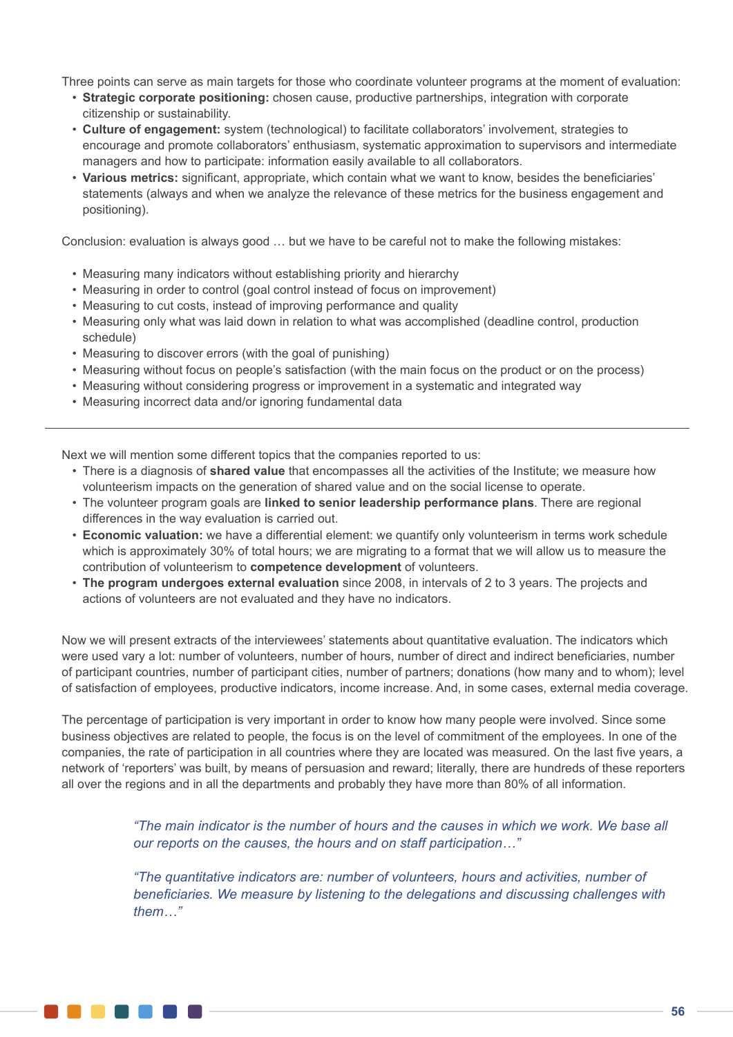Three points can serve as main targets for those who coordinate volunteer programs at the moment of evaluation:

- **Strategic corporate positioning:** chosen cause, productive partnerships, integration with corporate citizenship or sustainability.
- **Culture of engagement:** system (technological) to facilitate collaborators' involvement, strategies to encourage and promote collaborators' enthusiasm, systematic approximation to supervisors and intermediate managers and how to participate: information easily available to all collaborators.
- **Various metrics:** significant, appropriate, which contain what we want to know, besides the beneficiaries' statements (always and when we analyze the relevance of these metrics for the business engagement and positioning).

Conclusion: evaluation is always good … but we have to be careful not to make the following mistakes:

- Measuring many indicators without establishing priority and hierarchy
- Measuring in order to control (goal control instead of focus on improvement)
- Measuring to cut costs, instead of improving performance and quality
- Measuring only what was laid down in relation to what was accomplished (deadline control, production schedule)
- Measuring to discover errors (with the goal of punishing)
- Measuring without focus on people's satisfaction (with the main focus on the product or on the process)
- Measuring without considering progress or improvement in a systematic and integrated way
- Measuring incorrect data and/or ignoring fundamental data

---

Next we will mention some different topics that the companies reported to us:

- There is a diagnosis of **shared value** that encompasses all the activities of the Institute; we measure how volunteerism impacts on the generation of shared value and on the social license to operate.
- The volunteer program goals are **linked to senior leadership performance plans**. There are regional differences in the way evaluation is carried out.
- **Economic valuation:** we have a differential element: we quantify only volunteerism in terms work schedule which is approximately 30% of total hours; we are migrating to a format that we will allow us to measure the contribution of volunteerism to **competence development** of volunteers.
- **The program undergoes external evaluation** since 2008, in intervals of 2 to 3 years. The projects and actions of volunteers are not evaluated and they have no indicators.

Now we will present extracts of the interviewees' statements about quantitative evaluation. The indicators which were used vary a lot: number of volunteers, number of hours, number of direct and indirect beneficiaries, number of participant countries, number of participant cities, number of partners; donations (how many and to whom); level of satisfaction of employees, productive indicators, income increase. And, in some cases, external media coverage.

The percentage of participation is very important in order to know how many people were involved. Since some business objectives are related to people, the focus is on the level of commitment of the employees. In one of the companies, the rate of participation in all countries where they are located was measured. On the last five years, a network of 'reporters' was built, by means of persuasion and reward; literally, there are hundreds of these reporters all over the regions and in all the departments and probably they have more than 80% of all information.

> *"The main indicator is the number of hours and the causes in which we work. We base all our reports on the causes, the hours and on staff participation…"*

> *"The quantitative indicators are: number of volunteers, hours and activities, number of beneficiaries. We measure by listening to the delegations and discussing challenges with them…"*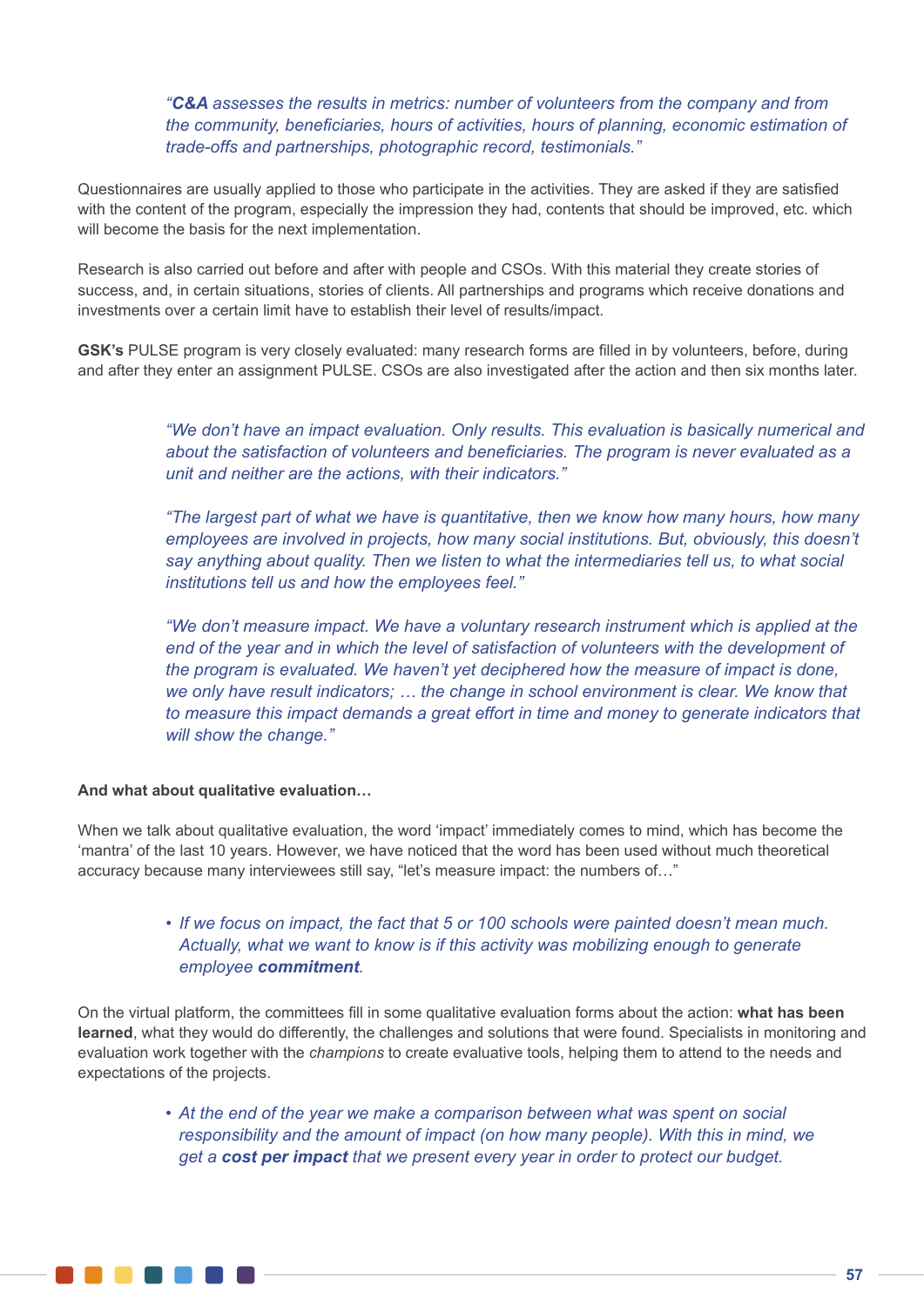> *"**C&A** assesses the results in metrics: number of volunteers from the company and from the community, beneficiaries, hours of activities, hours of planning, economic estimation of trade-offs and partnerships, photographic record, testimonials."*

Questionnaires are usually applied to those who participate in the activities. They are asked if they are satisfied with the content of the program, especially the impression they had, contents that should be improved, etc. which will become the basis for the next implementation.

Research is also carried out before and after with people and CSOs. With this material they create stories of success, and, in certain situations, stories of clients. All partnerships and programs which receive donations and investments over a certain limit have to establish their level of results/impact.

**GSK's** PULSE program is very closely evaluated: many research forms are filled in by volunteers, before, during and after they enter an assignment PULSE. CSOs are also investigated after the action and then six months later.

> *"We don't have an impact evaluation. Only results. This evaluation is basically numerical and about the satisfaction of volunteers and beneficiaries. The program is never evaluated as a unit and neither are the actions, with their indicators."*

> *"The largest part of what we have is quantitative, then we know how many hours, how many employees are involved in projects, how many social institutions. But, obviously, this doesn't say anything about quality. Then we listen to what the intermediaries tell us, to what social institutions tell us and how the employees feel."*

> *"We don't measure impact. We have a voluntary research instrument which is applied at the end of the year and in which the level of satisfaction of volunteers with the development of the program is evaluated. We haven't yet deciphered how the measure of impact is done, we only have result indicators; … the change in school environment is clear. We know that to measure this impact demands a great effort in time and money to generate indicators that will show the change."*

**And what about qualitative evaluation…**

When we talk about qualitative evaluation, the word 'impact' immediately comes to mind, which has become the 'mantra' of the last 10 years. However, we have noticed that the word has been used without much theoretical accuracy because many interviewees still say, "let's measure impact: the numbers of…"

- *If we focus on impact, the fact that 5 or 100 schools were painted doesn't mean much. Actually, what we want to know is if this activity was mobilizing enough to generate employee **commitment**.*

On the virtual platform, the committees fill in some qualitative evaluation forms about the action: **what has been learned**, what they would do differently, the challenges and solutions that were found. Specialists in monitoring and evaluation work together with the *champions* to create evaluative tools, helping them to attend to the needs and expectations of the projects.

- *At the end of the year we make a comparison between what was spent on social responsibility and the amount of impact (on how many people). With this in mind, we get a **cost per impact** that we present every year in order to protect our budget.*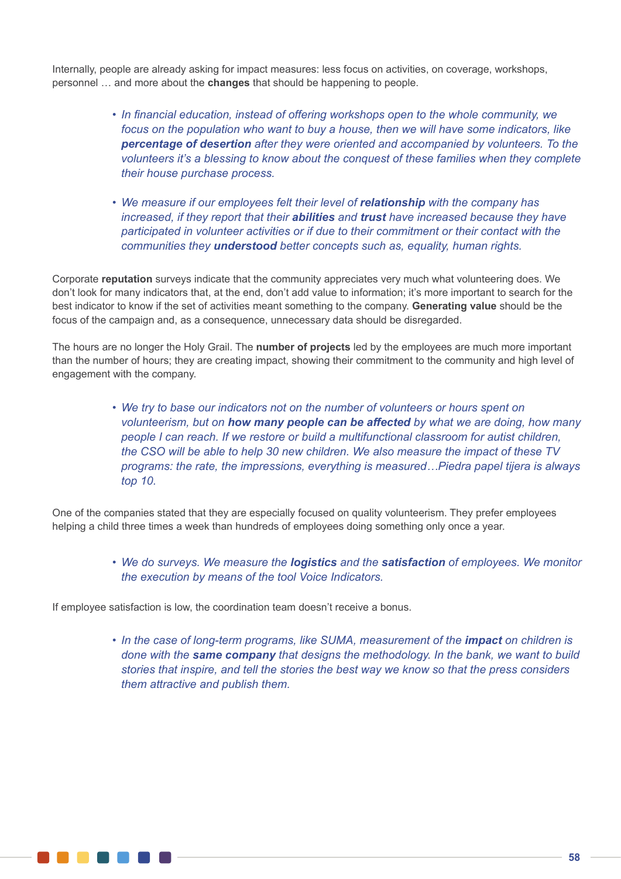Internally, people are already asking for impact measures: less focus on activities, on coverage, workshops, personnel … and more about the **changes** that should be happening to people.

- *In financial education, instead of offering workshops open to the whole community, we focus on the population who want to buy a house, then we will have some indicators, like* ***percentage of desertion*** *after they were oriented and accompanied by volunteers. To the volunteers it's a blessing to know about the conquest of these families when they complete their house purchase process.*

- *We measure if our employees felt their level of* ***relationship*** *with the company has increased, if they report that their* ***abilities*** *and* ***trust*** *have increased because they have participated in volunteer activities or if due to their commitment or their contact with the communities they* ***understood*** *better concepts such as, equality, human rights.*

Corporate **reputation** surveys indicate that the community appreciates very much what volunteering does. We don't look for many indicators that, at the end, don't add value to information; it's more important to search for the best indicator to know if the set of activities meant something to the company. **Generating value** should be the focus of the campaign and, as a consequence, unnecessary data should be disregarded.

The hours are no longer the Holy Grail. The **number of projects** led by the employees are much more important than the number of hours; they are creating impact, showing their commitment to the community and high level of engagement with the company.

- *We try to base our indicators not on the number of volunteers or hours spent on volunteerism, but on* ***how many people can be affected*** *by what we are doing, how many people I can reach. If we restore or build a multifunctional classroom for autist children, the CSO will be able to help 30 new children. We also measure the impact of these TV programs: the rate, the impressions, everything is measured…Piedra papel tijera is always top 10.*

One of the companies stated that they are especially focused on quality volunteerism. They prefer employees helping a child three times a week than hundreds of employees doing something only once a year.

- *We do surveys. We measure the* ***logistics*** *and the* ***satisfaction*** *of employees. We monitor the execution by means of the tool Voice Indicators.*

If employee satisfaction is low, the coordination team doesn't receive a bonus.

- *In the case of long-term programs, like SUMA, measurement of the* ***impact*** *on children is done with the* ***same company*** *that designs the methodology. In the bank, we want to build stories that inspire, and tell the stories the best way we know so that the press considers them attractive and publish them.*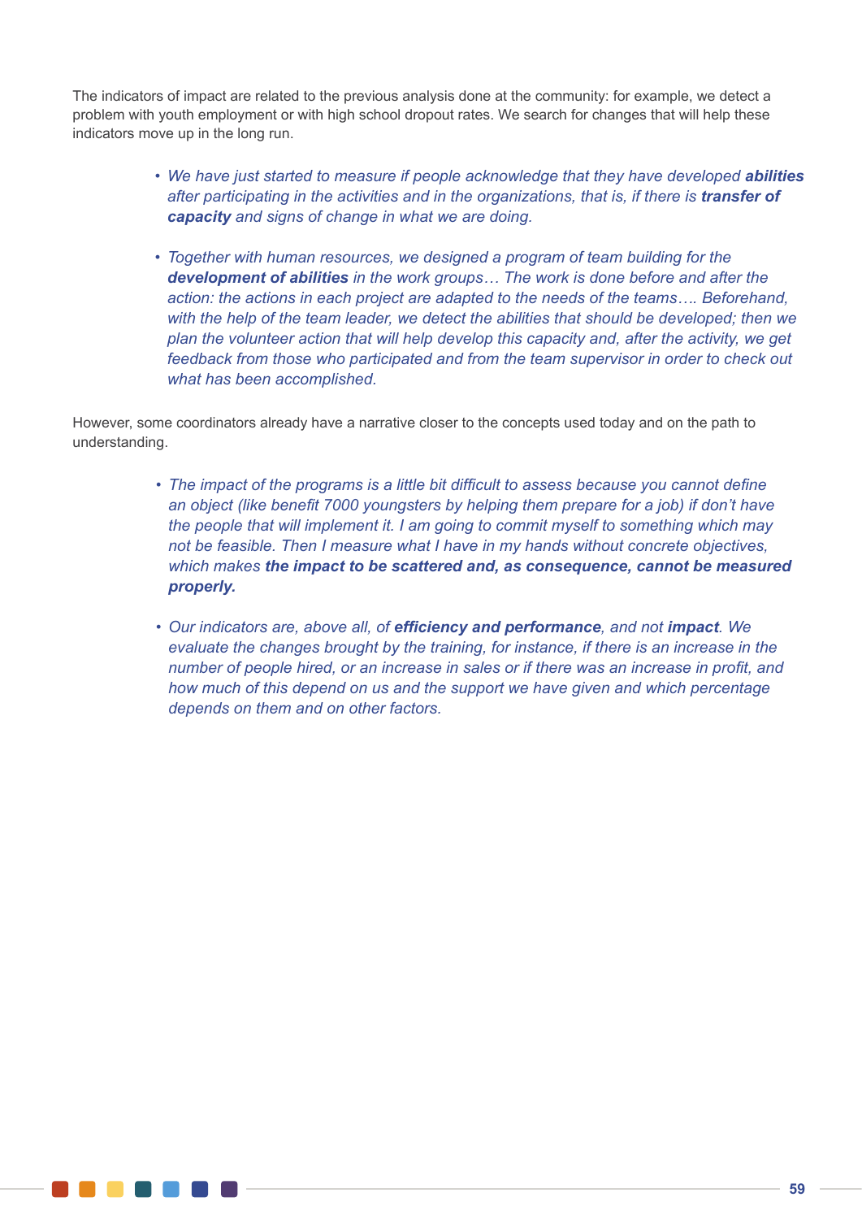The indicators of impact are related to the previous analysis done at the community: for example, we detect a problem with youth employment or with high school dropout rates. We search for changes that will help these indicators move up in the long run.

- *We have just started to measure if people acknowledge that they have developed **abilities** after participating in the activities and in the organizations, that is, if there is **transfer of capacity** and signs of change in what we are doing.*

- *Together with human resources, we designed a program of team building for the **development of abilities** in the work groups… The work is done before and after the action: the actions in each project are adapted to the needs of the teams…. Beforehand, with the help of the team leader, we detect the abilities that should be developed; then we plan the volunteer action that will help develop this capacity and, after the activity, we get feedback from those who participated and from the team supervisor in order to check out what has been accomplished.*

However, some coordinators already have a narrative closer to the concepts used today and on the path to understanding.

- *The impact of the programs is a little bit difficult to assess because you cannot define an object (like benefit 7000 youngsters by helping them prepare for a job) if don't have the people that will implement it. I am going to commit myself to something which may not be feasible. Then I measure what I have in my hands without concrete objectives, which makes **the impact to be scattered and, as consequence, cannot be measured properly.***

- *Our indicators are, above all, of **efficiency and performance**, and not **impact**. We evaluate the changes brought by the training, for instance, if there is an increase in the number of people hired, or an increase in sales or if there was an increase in profit, and how much of this depend on us and the support we have given and which percentage depends on them and on other factors.*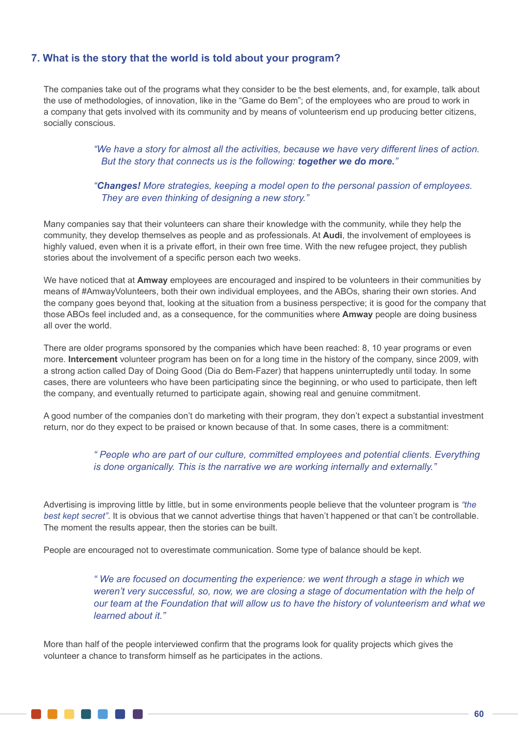## 7. What is the story that the world is told about your program?

The companies take out of the programs what they consider to be the best elements, and, for example, talk about the use of methodologies, of innovation, like in the "Game do Bem"; of the employees who are proud to work in a company that gets involved with its community and by means of volunteerism end up producing better citizens, socially conscious.

> *"We have a story for almost all the activities, because we have very different lines of action. But the story that connects us is the following:* ***together we do more.****"*

> *"**Changes!** More strategies, keeping a model open to the personal passion of employees. They are even thinking of designing a new story."*

Many companies say that their volunteers can share their knowledge with the community, while they help the community, they develop themselves as people and as professionals. At **Audi**, the involvement of employees is highly valued, even when it is a private effort, in their own free time. With the new refugee project, they publish stories about the involvement of a specific person each two weeks.

We have noticed that at **Amway** employees are encouraged and inspired to be volunteers in their communities by means of #AmwayVolunteers, both their own individual employees, and the ABOs, sharing their own stories. And the company goes beyond that, looking at the situation from a business perspective; it is good for the company that those ABOs feel included and, as a consequence, for the communities where **Amway** people are doing business all over the world.

There are older programs sponsored by the companies which have been reached: 8, 10 year programs or even more. **Intercement** volunteer program has been on for a long time in the history of the company, since 2009, with a strong action called Day of Doing Good (Dia do Bem-Fazer) that happens uninterruptedly until today. In some cases, there are volunteers who have been participating since the beginning, or who used to participate, then left the company, and eventually returned to participate again, showing real and genuine commitment.

A good number of the companies don't do marketing with their program, they don't expect a substantial investment return, nor do they expect to be praised or known because of that. In some cases, there is a commitment:

> *" People who are part of our culture, committed employees and potential clients. Everything is done organically. This is the narrative we are working internally and externally."*

Advertising is improving little by little, but in some environments people believe that the volunteer program is *"the best kept secret"*. It is obvious that we cannot advertise things that haven't happened or that can't be controllable. The moment the results appear, then the stories can be built.

People are encouraged not to overestimate communication. Some type of balance should be kept.

> *" We are focused on documenting the experience: we went through a stage in which we weren't very successful, so, now, we are closing a stage of documentation with the help of our team at the Foundation that will allow us to have the history of volunteerism and what we learned about it."*

More than half of the people interviewed confirm that the programs look for quality projects which gives the volunteer a chance to transform himself as he participates in the actions.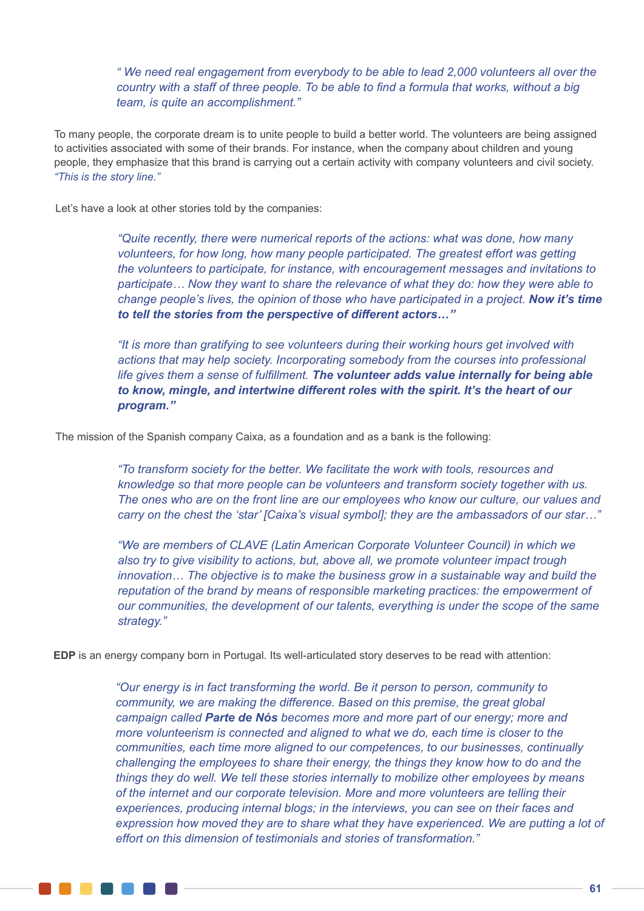*" We need real engagement from everybody to be able to lead 2,000 volunteers all over the country with a staff of three people. To be able to find a formula that works, without a big team, is quite an accomplishment."*

To many people, the corporate dream is to unite people to build a better world. The volunteers are being assigned to activities associated with some of their brands. For instance, when the company about children and young people, they emphasize that this brand is carrying out a certain activity with company volunteers and civil society. *"This is the story line."*

Let's have a look at other stories told by the companies:

*"Quite recently, there were numerical reports of the actions: what was done, how many volunteers, for how long, how many people participated. The greatest effort was getting the volunteers to participate, for instance, with encouragement messages and invitations to participate… Now they want to share the relevance of what they do: how they were able to change people's lives, the opinion of those who have participated in a project.* ***Now it's time to tell the stories from the perspective of different actors…"***

*"It is more than gratifying to see volunteers during their working hours get involved with actions that may help society. Incorporating somebody from the courses into professional life gives them a sense of fulfillment.* ***The volunteer adds value internally for being able to know, mingle, and intertwine different roles with the spirit. It's the heart of our program."***

The mission of the Spanish company Caixa, as a foundation and as a bank is the following:

*"To transform society for the better. We facilitate the work with tools, resources and knowledge so that more people can be volunteers and transform society together with us. The ones who are on the front line are our employees who know our culture, our values and carry on the chest the 'star' [Caixa's visual symbol]; they are the ambassadors of our star…"*

*"We are members of CLAVE (Latin American Corporate Volunteer Council) in which we also try to give visibility to actions, but, above all, we promote volunteer impact trough innovation… The objective is to make the business grow in a sustainable way and build the reputation of the brand by means of responsible marketing practices: the empowerment of our communities, the development of our talents, everything is under the scope of the same strategy."*

**EDP** is an energy company born in Portugal. Its well-articulated story deserves to be read with attention:

*"Our energy is in fact transforming the world. Be it person to person, community to community, we are making the difference. Based on this premise, the great global campaign called* ***Parte de Nós*** *becomes more and more part of our energy; more and more volunteerism is connected and aligned to what we do, each time is closer to the communities, each time more aligned to our competences, to our businesses, continually challenging the employees to share their energy, the things they know how to do and the things they do well. We tell these stories internally to mobilize other employees by means of the internet and our corporate television. More and more volunteers are telling their experiences, producing internal blogs; in the interviews, you can see on their faces and expression how moved they are to share what they have experienced. We are putting a lot of effort on this dimension of testimonials and stories of transformation."*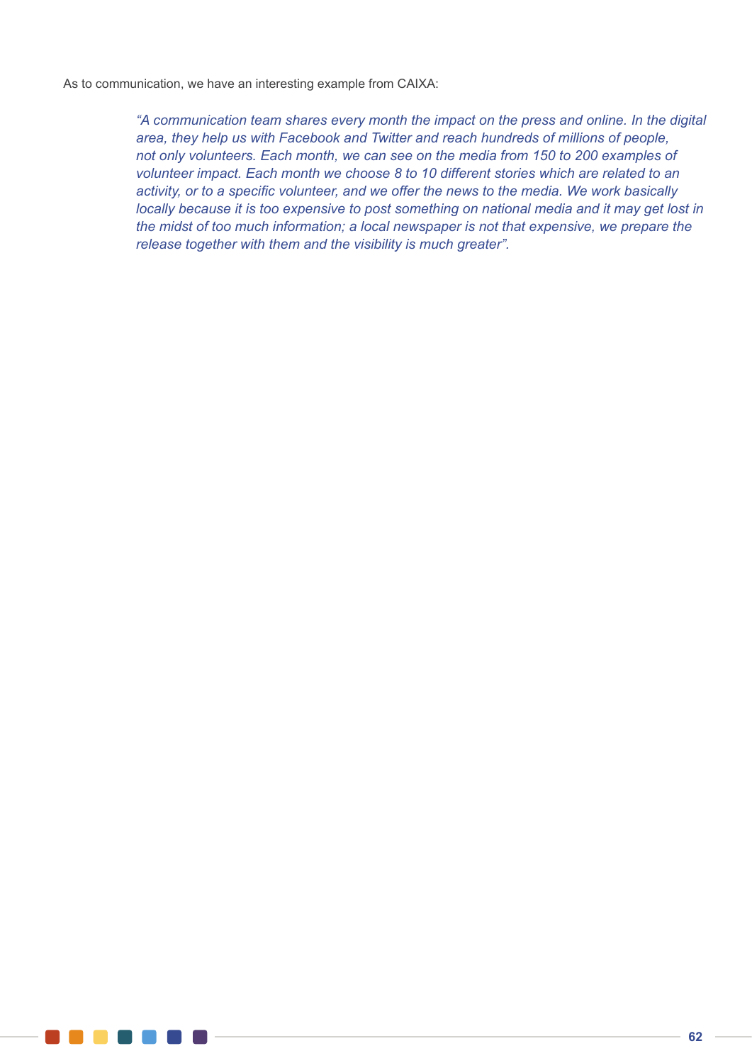As to communication, we have an interesting example from CAIXA:

> *"A communication team shares every month the impact on the press and online. In the digital area, they help us with Facebook and Twitter and reach hundreds of millions of people, not only volunteers. Each month, we can see on the media from 150 to 200 examples of volunteer impact. Each month we choose 8 to 10 different stories which are related to an activity, or to a specific volunteer, and we offer the news to the media. We work basically locally because it is too expensive to post something on national media and it may get lost in the midst of too much information; a local newspaper is not that expensive, we prepare the release together with them and the visibility is much greater".*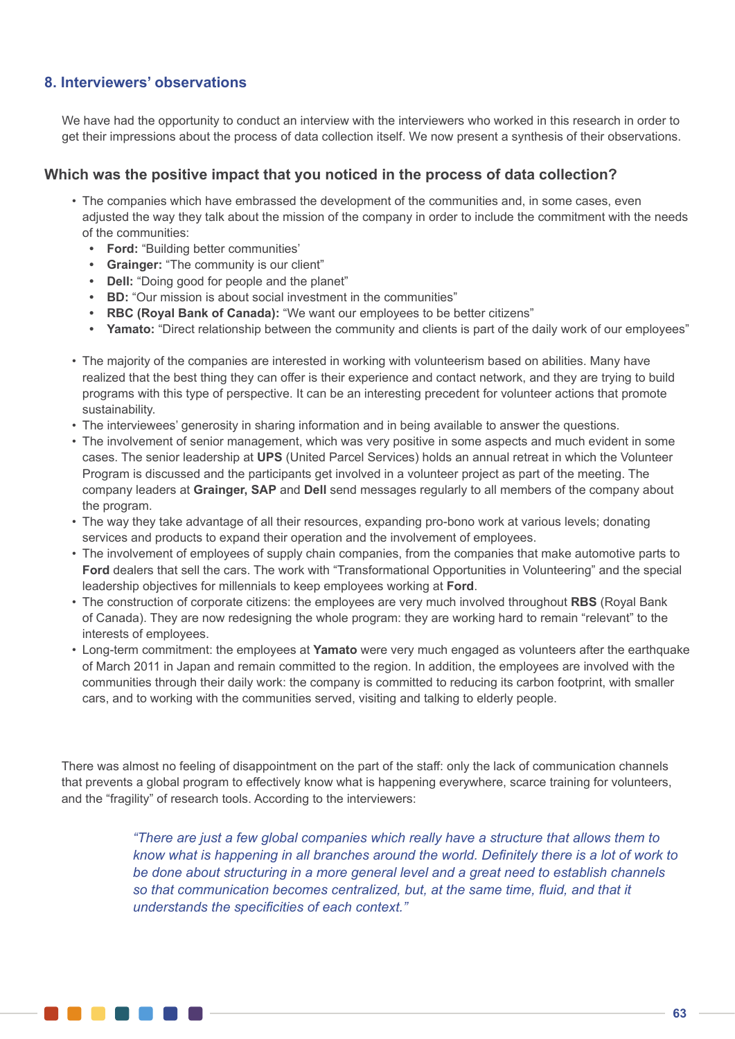## 8. Interviewers' observations

We have had the opportunity to conduct an interview with the interviewers who worked in this research in order to get their impressions about the process of data collection itself. We now present a synthesis of their observations.

### Which was the positive impact that you noticed in the process of data collection?

- The companies which have embrassed the development of the communities and, in some cases, even adjusted the way they talk about the mission of the company in order to include the commitment with the needs of the communities:
  - **Ford:** "Building better communities'
  - **Grainger:** "The community is our client"
  - **Dell:** "Doing good for people and the planet"
  - **BD:** "Our mission is about social investment in the communities"
  - **RBC (Royal Bank of Canada):** "We want our employees to be better citizens"
  - **Yamato:** "Direct relationship between the community and clients is part of the daily work of our employees"

- The majority of the companies are interested in working with volunteerism based on abilities. Many have realized that the best thing they can offer is their experience and contact network, and they are trying to build programs with this type of perspective. It can be an interesting precedent for volunteer actions that promote sustainability.
- The interviewees' generosity in sharing information and in being available to answer the questions.
- The involvement of senior management, which was very positive in some aspects and much evident in some cases. The senior leadership at **UPS** (United Parcel Services) holds an annual retreat in which the Volunteer Program is discussed and the participants get involved in a volunteer project as part of the meeting. The company leaders at **Grainger, SAP** and **Dell** send messages regularly to all members of the company about the program.
- The way they take advantage of all their resources, expanding pro-bono work at various levels; donating services and products to expand their operation and the involvement of employees.
- The involvement of employees of supply chain companies, from the companies that make automotive parts to **Ford** dealers that sell the cars. The work with "Transformational Opportunities in Volunteering" and the special leadership objectives for millennials to keep employees working at **Ford**.
- The construction of corporate citizens: the employees are very much involved throughout **RBS** (Royal Bank of Canada). They are now redesigning the whole program: they are working hard to remain "relevant" to the interests of employees.
- Long-term commitment: the employees at **Yamato** were very much engaged as volunteers after the earthquake of March 2011 in Japan and remain committed to the region. In addition, the employees are involved with the communities through their daily work: the company is committed to reducing its carbon footprint, with smaller cars, and to working with the communities served, visiting and talking to elderly people.

There was almost no feeling of disappointment on the part of the staff: only the lack of communication channels that prevents a global program to effectively know what is happening everywhere, scarce training for volunteers, and the "fragility" of research tools. According to the interviewers:

> *"There are just a few global companies which really have a structure that allows them to know what is happening in all branches around the world. Definitely there is a lot of work to be done about structuring in a more general level and a great need to establish channels so that communication becomes centralized, but, at the same time, fluid, and that it understands the specificities of each context."*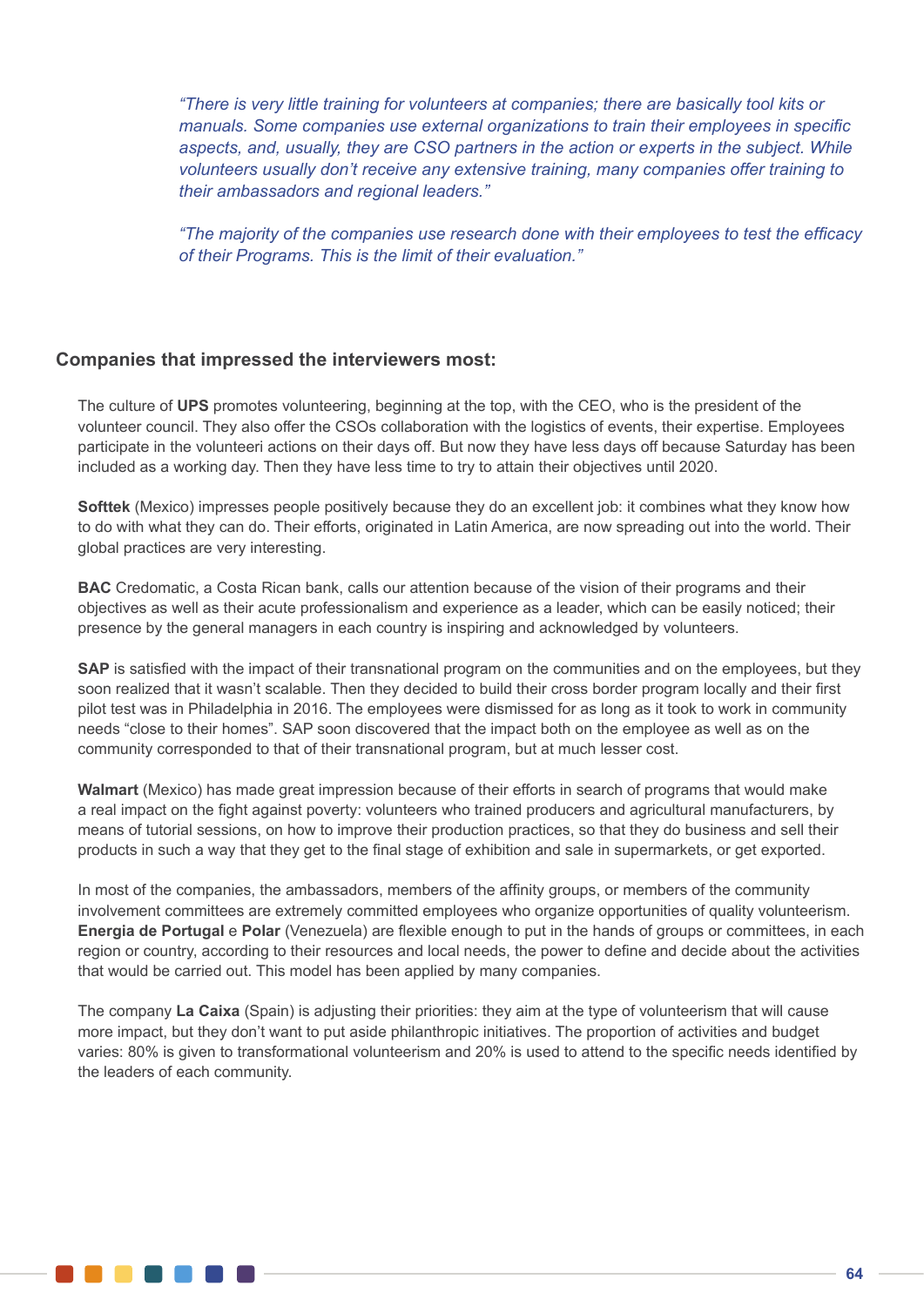*"There is very little training for volunteers at companies; there are basically tool kits or manuals. Some companies use external organizations to train their employees in specific aspects, and, usually, they are CSO partners in the action or experts in the subject. While volunteers usually don't receive any extensive training, many companies offer training to their ambassadors and regional leaders."*

*"The majority of the companies use research done with their employees to test the efficacy of their Programs. This is the limit of their evaluation."*

### Companies that impressed the interviewers most:

The culture of **UPS** promotes volunteering, beginning at the top, with the CEO, who is the president of the volunteer council. They also offer the CSOs collaboration with the logistics of events, their expertise. Employees participate in the volunteeri actions on their days off. But now they have less days off because Saturday has been included as a working day. Then they have less time to try to attain their objectives until 2020.

**Softtek** (Mexico) impresses people positively because they do an excellent job: it combines what they know how to do with what they can do. Their efforts, originated in Latin America, are now spreading out into the world. Their global practices are very interesting.

**BAC** Credomatic, a Costa Rican bank, calls our attention because of the vision of their programs and their objectives as well as their acute professionalism and experience as a leader, which can be easily noticed; their presence by the general managers in each country is inspiring and acknowledged by volunteers.

**SAP** is satisfied with the impact of their transnational program on the communities and on the employees, but they soon realized that it wasn't scalable. Then they decided to build their cross border program locally and their first pilot test was in Philadelphia in 2016. The employees were dismissed for as long as it took to work in community needs "close to their homes". SAP soon discovered that the impact both on the employee as well as on the community corresponded to that of their transnational program, but at much lesser cost.

**Walmart** (Mexico) has made great impression because of their efforts in search of programs that would make a real impact on the fight against poverty: volunteers who trained producers and agricultural manufacturers, by means of tutorial sessions, on how to improve their production practices, so that they do business and sell their products in such a way that they get to the final stage of exhibition and sale in supermarkets, or get exported.

In most of the companies, the ambassadors, members of the affinity groups, or members of the community involvement committees are extremely committed employees who organize opportunities of quality volunteerism. **Energia de Portugal** e **Polar** (Venezuela) are flexible enough to put in the hands of groups or committees, in each region or country, according to their resources and local needs, the power to define and decide about the activities that would be carried out. This model has been applied by many companies.

The company **La Caixa** (Spain) is adjusting their priorities: they aim at the type of volunteerism that will cause more impact, but they don't want to put aside philanthropic initiatives. The proportion of activities and budget varies: 80% is given to transformational volunteerism and 20% is used to attend to the specific needs identified by the leaders of each community.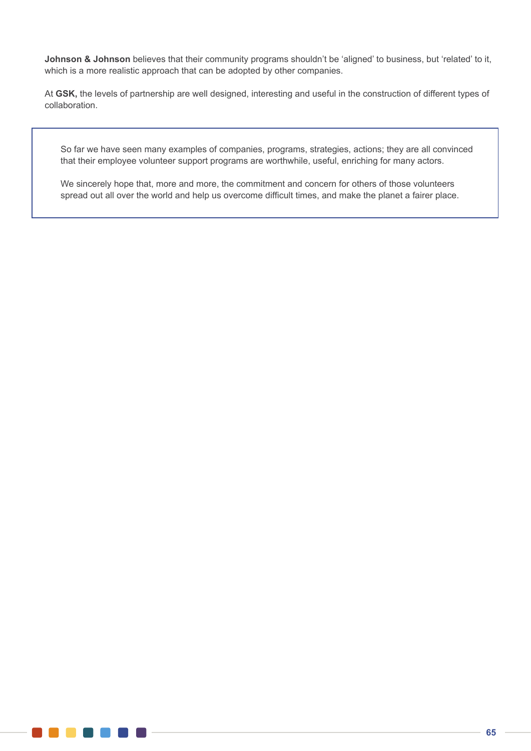**Johnson & Johnson** believes that their community programs shouldn't be 'aligned' to business, but 'related' to it, which is a more realistic approach that can be adopted by other companies.

At **GSK,** the levels of partnership are well designed, interesting and useful in the construction of different types of collaboration.

> So far we have seen many examples of companies, programs, strategies, actions; they are all convinced that their employee volunteer support programs are worthwhile, useful, enriching for many actors.
>
> We sincerely hope that, more and more, the commitment and concern for others of those volunteers spread out all over the world and help us overcome difficult times, and make the planet a fairer place.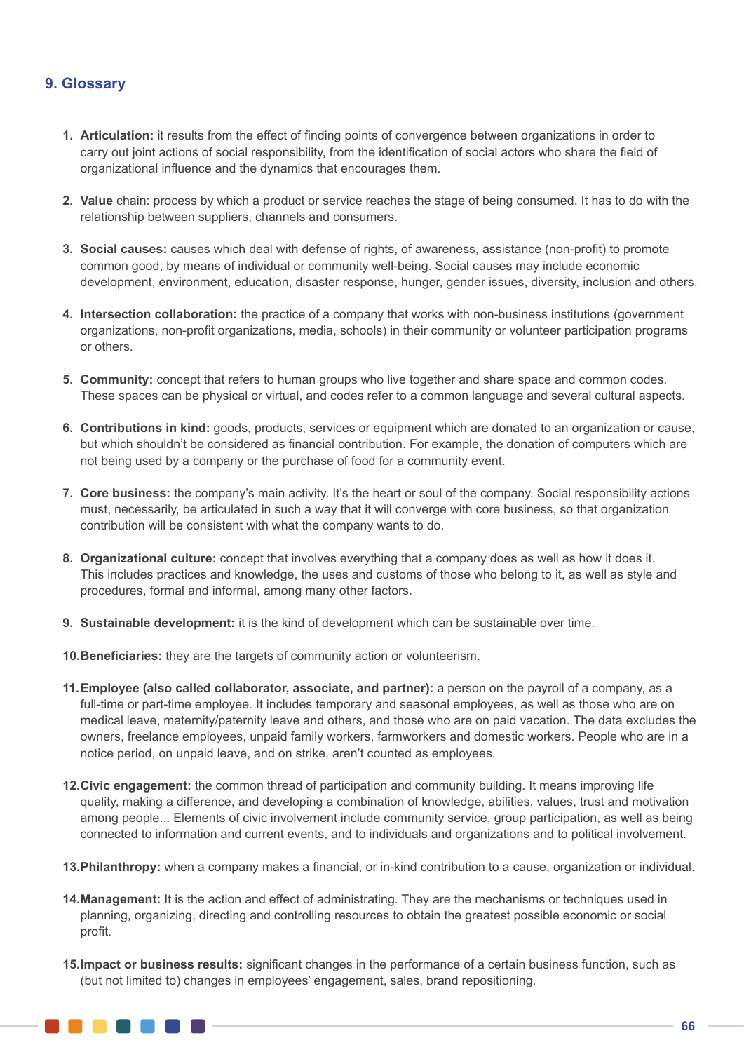## 9. Glossary

1. **Articulation:** it results from the effect of finding points of convergence between organizations in order to carry out joint actions of social responsibility, from the identification of social actors who share the field of organizational influence and the dynamics that encourages them.

2. **Value** chain: process by which a product or service reaches the stage of being consumed. It has to do with the relationship between suppliers, channels and consumers.

3. **Social causes:** causes which deal with defense of rights, of awareness, assistance (non-profit) to promote common good, by means of individual or community well-being. Social causes may include economic development, environment, education, disaster response, hunger, gender issues, diversity, inclusion and others.

4. **Intersection collaboration:** the practice of a company that works with non-business institutions (government organizations, non-profit organizations, media, schools) in their community or volunteer participation programs or others.

5. **Community:** concept that refers to human groups who live together and share space and common codes. These spaces can be physical or virtual, and codes refer to a common language and several cultural aspects.

6. **Contributions in kind:** goods, products, services or equipment which are donated to an organization or cause, but which shouldn't be considered as financial contribution. For example, the donation of computers which are not being used by a company or the purchase of food for a community event.

7. **Core business:** the company's main activity. It's the heart or soul of the company. Social responsibility actions must, necessarily, be articulated in such a way that it will converge with core business, so that organization contribution will be consistent with what the company wants to do.

8. **Organizational culture:** concept that involves everything that a company does as well as how it does it. This includes practices and knowledge, the uses and customs of those who belong to it, as well as style and procedures, formal and informal, among many other factors.

9. **Sustainable development:** it is the kind of development which can be sustainable over time.

10. **Beneficiaries:** they are the targets of community action or volunteerism.

11. **Employee (also called collaborator, associate, and partner):** a person on the payroll of a company, as a full-time or part-time employee. It includes temporary and seasonal employees, as well as those who are on medical leave, maternity/paternity leave and others, and those who are on paid vacation. The data excludes the owners, freelance employees, unpaid family workers, farmworkers and domestic workers. People who are in a notice period, on unpaid leave, and on strike, aren't counted as employees.

12. **Civic engagement:** the common thread of participation and community building. It means improving life quality, making a difference, and developing a combination of knowledge, abilities, values, trust and motivation among people... Elements of civic involvement include community service, group participation, as well as being connected to information and current events, and to individuals and organizations and to political involvement.

13. **Philanthropy:** when a company makes a financial, or in-kind contribution to a cause, organization or individual.

14. **Management:** It is the action and effect of administrating. They are the mechanisms or techniques used in planning, organizing, directing and controlling resources to obtain the greatest possible economic or social profit.

15. **Impact or business results:** significant changes in the performance of a certain business function, such as (but not limited to) changes in employees' engagement, sales, brand repositioning.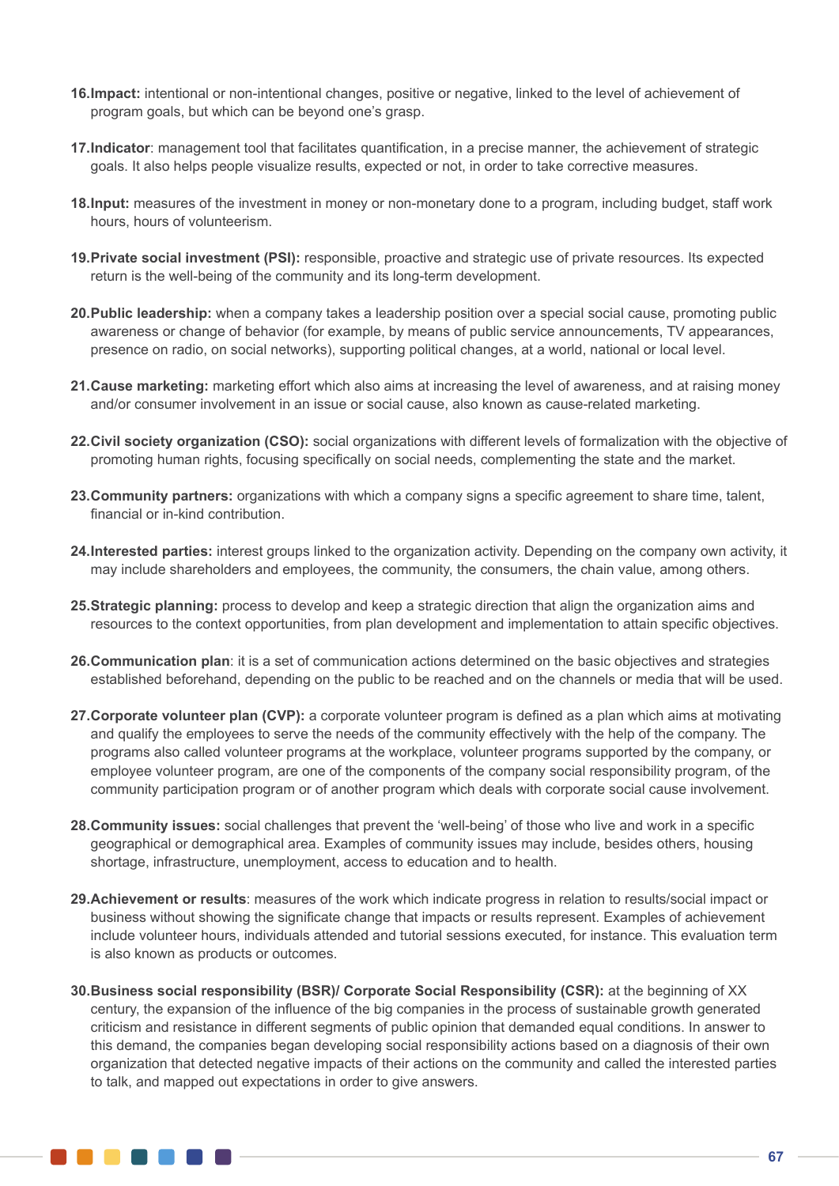16. **Impact:** intentional or non-intentional changes, positive or negative, linked to the level of achievement of program goals, but which can be beyond one's grasp.

17. **Indicator**: management tool that facilitates quantification, in a precise manner, the achievement of strategic goals. It also helps people visualize results, expected or not, in order to take corrective measures.

18. **Input:** measures of the investment in money or non-monetary done to a program, including budget, staff work hours, hours of volunteerism.

19. **Private social investment (PSI):** responsible, proactive and strategic use of private resources. Its expected return is the well-being of the community and its long-term development.

20. **Public leadership:** when a company takes a leadership position over a special social cause, promoting public awareness or change of behavior (for example, by means of public service announcements, TV appearances, presence on radio, on social networks), supporting political changes, at a world, national or local level.

21. **Cause marketing:** marketing effort which also aims at increasing the level of awareness, and at raising money and/or consumer involvement in an issue or social cause, also known as cause-related marketing.

22. **Civil society organization (CSO):** social organizations with different levels of formalization with the objective of promoting human rights, focusing specifically on social needs, complementing the state and the market.

23. **Community partners:** organizations with which a company signs a specific agreement to share time, talent, financial or in-kind contribution.

24. **Interested parties:** interest groups linked to the organization activity. Depending on the company own activity, it may include shareholders and employees, the community, the consumers, the chain value, among others.

25. **Strategic planning:** process to develop and keep a strategic direction that align the organization aims and resources to the context opportunities, from plan development and implementation to attain specific objectives.

26. **Communication plan**: it is a set of communication actions determined on the basic objectives and strategies established beforehand, depending on the public to be reached and on the channels or media that will be used.

27. **Corporate volunteer plan (CVP):** a corporate volunteer program is defined as a plan which aims at motivating and qualify the employees to serve the needs of the community effectively with the help of the company. The programs also called volunteer programs at the workplace, volunteer programs supported by the company, or employee volunteer program, are one of the components of the company social responsibility program, of the community participation program or of another program which deals with corporate social cause involvement.

28. **Community issues:** social challenges that prevent the 'well-being' of those who live and work in a specific geographical or demographical area. Examples of community issues may include, besides others, housing shortage, infrastructure, unemployment, access to education and to health.

29. **Achievement or results**: measures of the work which indicate progress in relation to results/social impact or business without showing the significate change that impacts or results represent. Examples of achievement include volunteer hours, individuals attended and tutorial sessions executed, for instance. This evaluation term is also known as products or outcomes.

30. **Business social responsibility (BSR)/ Corporate Social Responsibility (CSR):** at the beginning of XX century, the expansion of the influence of the big companies in the process of sustainable growth generated criticism and resistance in different segments of public opinion that demanded equal conditions. In answer to this demand, the companies began developing social responsibility actions based on a diagnosis of their own organization that detected negative impacts of their actions on the community and called the interested parties to talk, and mapped out expectations in order to give answers.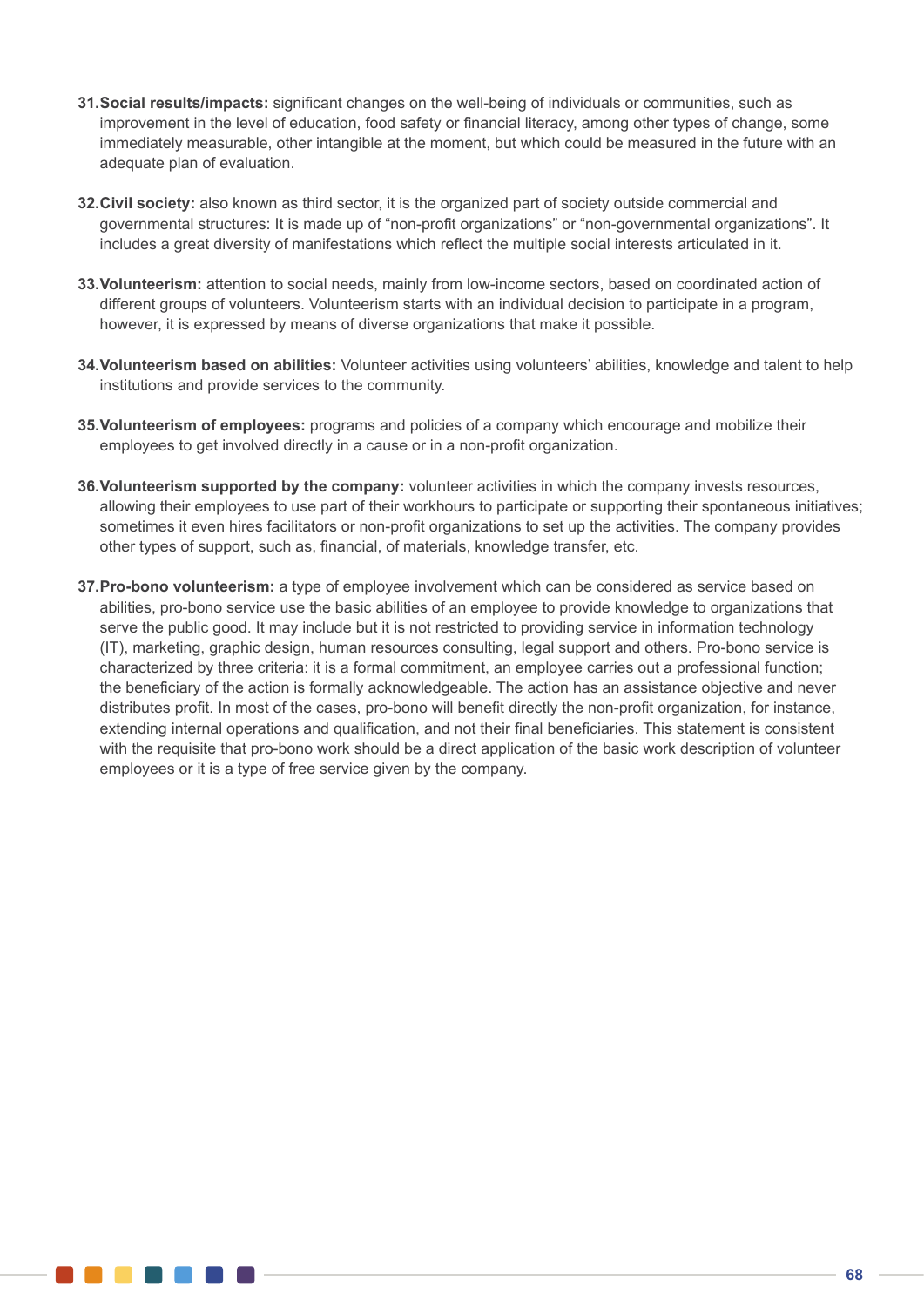31. **Social results/impacts:** significant changes on the well-being of individuals or communities, such as improvement in the level of education, food safety or financial literacy, among other types of change, some immediately measurable, other intangible at the moment, but which could be measured in the future with an adequate plan of evaluation.

32. **Civil society:** also known as third sector, it is the organized part of society outside commercial and governmental structures: It is made up of "non-profit organizations" or "non-governmental organizations". It includes a great diversity of manifestations which reflect the multiple social interests articulated in it.

33. **Volunteerism:** attention to social needs, mainly from low-income sectors, based on coordinated action of different groups of volunteers. Volunteerism starts with an individual decision to participate in a program, however, it is expressed by means of diverse organizations that make it possible.

34. **Volunteerism based on abilities:** Volunteer activities using volunteers' abilities, knowledge and talent to help institutions and provide services to the community.

35. **Volunteerism of employees:** programs and policies of a company which encourage and mobilize their employees to get involved directly in a cause or in a non-profit organization.

36. **Volunteerism supported by the company:** volunteer activities in which the company invests resources, allowing their employees to use part of their workhours to participate or supporting their spontaneous initiatives; sometimes it even hires facilitators or non-profit organizations to set up the activities. The company provides other types of support, such as, financial, of materials, knowledge transfer, etc.

37. **Pro-bono volunteerism:** a type of employee involvement which can be considered as service based on abilities, pro-bono service use the basic abilities of an employee to provide knowledge to organizations that serve the public good. It may include but it is not restricted to providing service in information technology (IT), marketing, graphic design, human resources consulting, legal support and others. Pro-bono service is characterized by three criteria: it is a formal commitment, an employee carries out a professional function; the beneficiary of the action is formally acknowledgeable. The action has an assistance objective and never distributes profit. In most of the cases, pro-bono will benefit directly the non-profit organization, for instance, extending internal operations and qualification, and not their final beneficiaries. This statement is consistent with the requisite that pro-bono work should be a direct application of the basic work description of volunteer employees or it is a type of free service given by the company.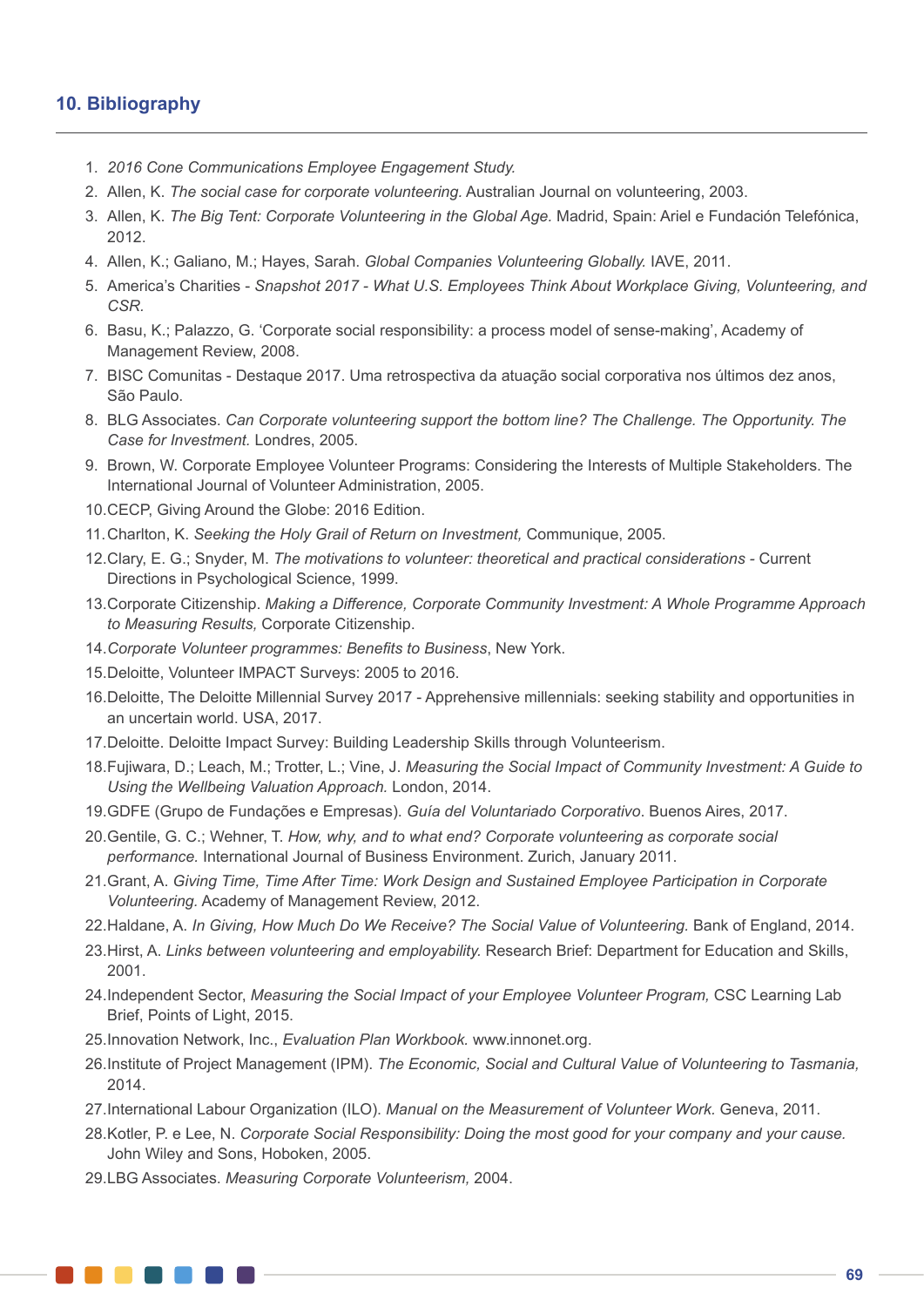## 10. Bibliography

1. *2016 Cone Communications Employee Engagement Study.*
2. Allen, K. *The social case for corporate volunteering.* Australian Journal on volunteering, 2003.
3. Allen, K. *The Big Tent: Corporate Volunteering in the Global Age.* Madrid, Spain: Ariel e Fundación Telefónica, 2012.
4. Allen, K.; Galiano, M.; Hayes, Sarah. *Global Companies Volunteering Globally.* IAVE, 2011.
5. America's Charities - *Snapshot 2017 - What U.S. Employees Think About Workplace Giving, Volunteering, and CSR.*
6. Basu, K.; Palazzo, G. 'Corporate social responsibility: a process model of sense-making', Academy of Management Review, 2008.
7. BISC Comunitas - Destaque 2017. Uma retrospectiva da atuação social corporativa nos últimos dez anos, São Paulo.
8. BLG Associates. *Can Corporate volunteering support the bottom line? The Challenge. The Opportunity. The Case for Investment.* Londres, 2005.
9. Brown, W. Corporate Employee Volunteer Programs: Considering the Interests of Multiple Stakeholders. The International Journal of Volunteer Administration, 2005.
10. CECP, Giving Around the Globe: 2016 Edition.
11. Charlton, K. *Seeking the Holy Grail of Return on Investment,* Communique, 2005.
12. Clary, E. G.; Snyder, M. *The motivations to volunteer: theoretical and practical considerations* - Current Directions in Psychological Science, 1999.
13. Corporate Citizenship. *Making a Difference, Corporate Community Investment: A Whole Programme Approach to Measuring Results,* Corporate Citizenship.
14. *Corporate Volunteer programmes: Benefits to Business*, New York.
15. Deloitte, Volunteer IMPACT Surveys: 2005 to 2016.
16. Deloitte, The Deloitte Millennial Survey 2017 - Apprehensive millennials: seeking stability and opportunities in an uncertain world. USA, 2017.
17. Deloitte. Deloitte Impact Survey: Building Leadership Skills through Volunteerism.
18. Fujiwara, D.; Leach, M.; Trotter, L.; Vine, J. *Measuring the Social Impact of Community Investment: A Guide to Using the Wellbeing Valuation Approach.* London, 2014.
19. GDFE (Grupo de Fundações e Empresas). *Guía del Voluntariado Corporativo*. Buenos Aires, 2017.
20. Gentile, G. C.; Wehner, T. *How, why, and to what end? Corporate volunteering as corporate social performance.* International Journal of Business Environment. Zurich, January 2011.
21. Grant, A. *Giving Time, Time After Time: Work Design and Sustained Employee Participation in Corporate Volunteering.* Academy of Management Review, 2012.
22. Haldane, A. *In Giving, How Much Do We Receive? The Social Value of Volunteering.* Bank of England, 2014.
23. Hirst, A. *Links between volunteering and employability.* Research Brief: Department for Education and Skills, 2001.
24. Independent Sector, *Measuring the Social Impact of your Employee Volunteer Program,* CSC Learning Lab Brief, Points of Light, 2015.
25. Innovation Network, Inc., *Evaluation Plan Workbook.* www.innonet.org.
26. Institute of Project Management (IPM). *The Economic, Social and Cultural Value of Volunteering to Tasmania,* 2014.
27. International Labour Organization (ILO). *Manual on the Measurement of Volunteer Work.* Geneva, 2011.
28. Kotler, P. e Lee, N. *Corporate Social Responsibility: Doing the most good for your company and your cause.* John Wiley and Sons, Hoboken, 2005.
29. LBG Associates. *Measuring Corporate Volunteerism,* 2004.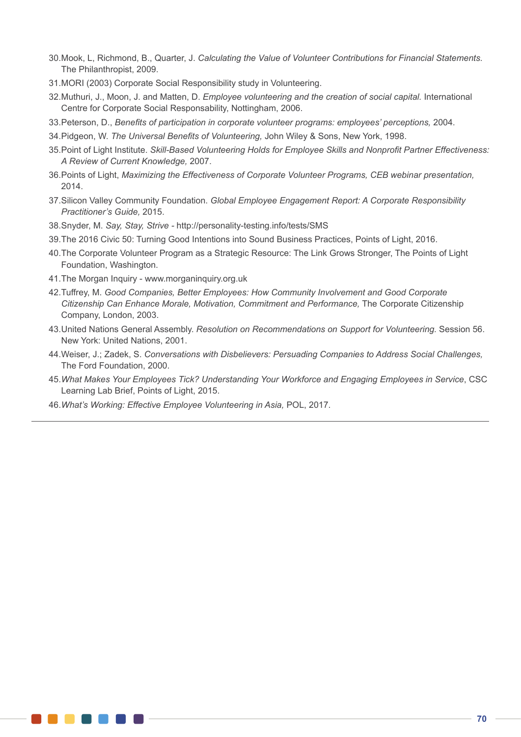30. Mook, L, Richmond, B., Quarter, J. *Calculating the Value of Volunteer Contributions for Financial Statements.* The Philanthropist, 2009.
31. MORI (2003) Corporate Social Responsibility study in Volunteering.
32. Muthuri, J., Moon, J. and Matten, D. *Employee volunteering and the creation of social capital.* International Centre for Corporate Social Responsability, Nottingham, 2006.
33. Peterson, D., *Benefits of participation in corporate volunteer programs: employees' perceptions,* 2004.
34. Pidgeon, W. *The Universal Benefits of Volunteering,* John Wiley & Sons, New York, 1998.
35. Point of Light Institute. *Skill-Based Volunteering Holds for Employee Skills and Nonprofit Partner Effectiveness: A Review of Current Knowledge,* 2007.
36. Points of Light, *Maximizing the Effectiveness of Corporate Volunteer Programs, CEB webinar presentation,* 2014.
37. Silicon Valley Community Foundation. *Global Employee Engagement Report: A Corporate Responsibility Practitioner's Guide,* 2015.
38. Snyder, M. *Say, Stay, Strive* - http://personality-testing.info/tests/SMS
39. The 2016 Civic 50: Turning Good Intentions into Sound Business Practices, Points of Light, 2016.
40. The Corporate Volunteer Program as a Strategic Resource: The Link Grows Stronger, The Points of Light Foundation, Washington.
41. The Morgan Inquiry - www.morganinquiry.org.uk
42. Tuffrey, M. *Good Companies, Better Employees: How Community Involvement and Good Corporate Citizenship Can Enhance Morale, Motivation, Commitment and Performance,* The Corporate Citizenship Company, London, 2003.
43. United Nations General Assembly. *Resolution on Recommendations on Support for Volunteering.* Session 56. New York: United Nations, 2001.
44. Weiser, J.; Zadek, S. *Conversations with Disbelievers: Persuading Companies to Address Social Challenges,* The Ford Foundation, 2000.
45. *What Makes Your Employees Tick? Understanding Your Workforce and Engaging Employees in Service*, CSC Learning Lab Brief, Points of Light, 2015.
46. *What's Working: Effective Employee Volunteering in Asia,* POL, 2017.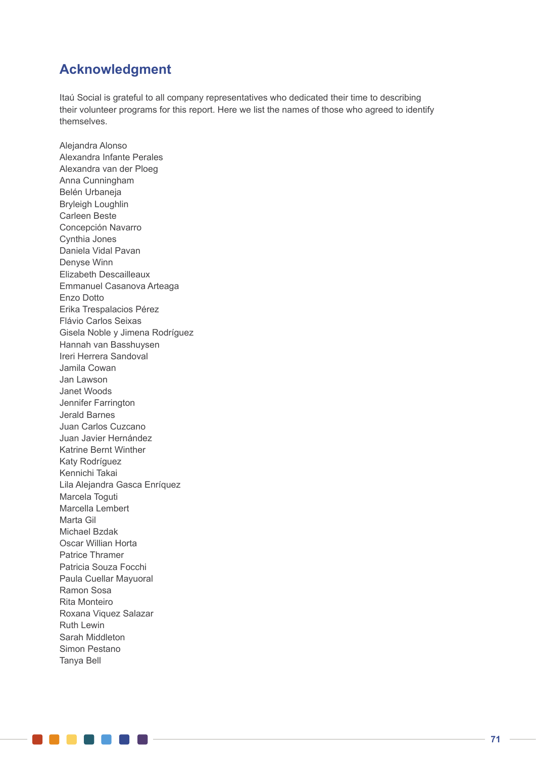## Acknowledgment

Itaú Social is grateful to all company representatives who dedicated their time to describing their volunteer programs for this report. Here we list the names of those who agreed to identify themselves.

Alejandra Alonso
Alexandra Infante Perales
Alexandra van der Ploeg
Anna Cunningham
Belén Urbaneja
Bryleigh Loughlin
Carleen Beste
Concepción Navarro
Cynthia Jones
Daniela Vidal Pavan
Denyse Winn
Elizabeth Descailleaux
Emmanuel Casanova Arteaga
Enzo Dotto
Erika Trespalacios Pérez
Flávio Carlos Seixas
Gisela Noble y Jimena Rodríguez
Hannah van Basshuysen
Ireri Herrera Sandoval
Jamila Cowan
Jan Lawson
Janet Woods
Jennifer Farrington
Jerald Barnes
Juan Carlos Cuzcano
Juan Javier Hernández
Katrine Bernt Winther
Katy Rodríguez
Kennichi Takai
Lila Alejandra Gasca Enríquez
Marcela Toguti
Marcella Lembert
Marta Gil
Michael Bzdak
Oscar Willian Horta
Patrice Thramer
Patricia Souza Focchi
Paula Cuellar Mayuoral
Ramon Sosa
Rita Monteiro
Roxana Viquez Salazar
Ruth Lewin
Sarah Middleton
Simon Pestano
Tanya Bell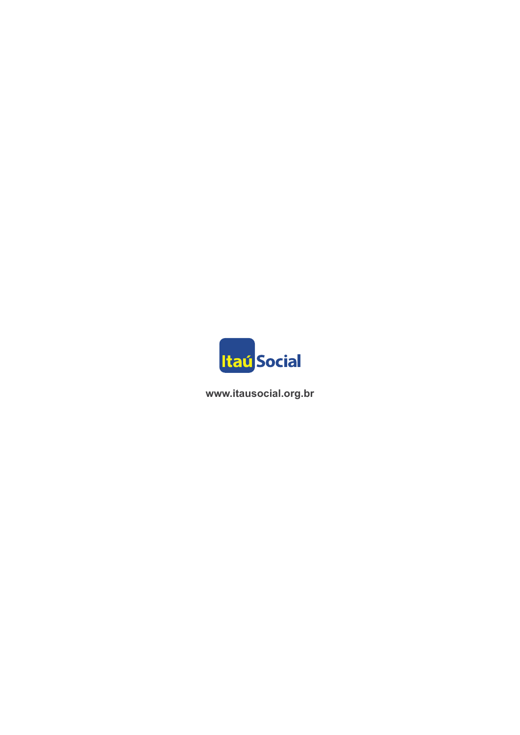Itaú Social

www.itausocial.org.br